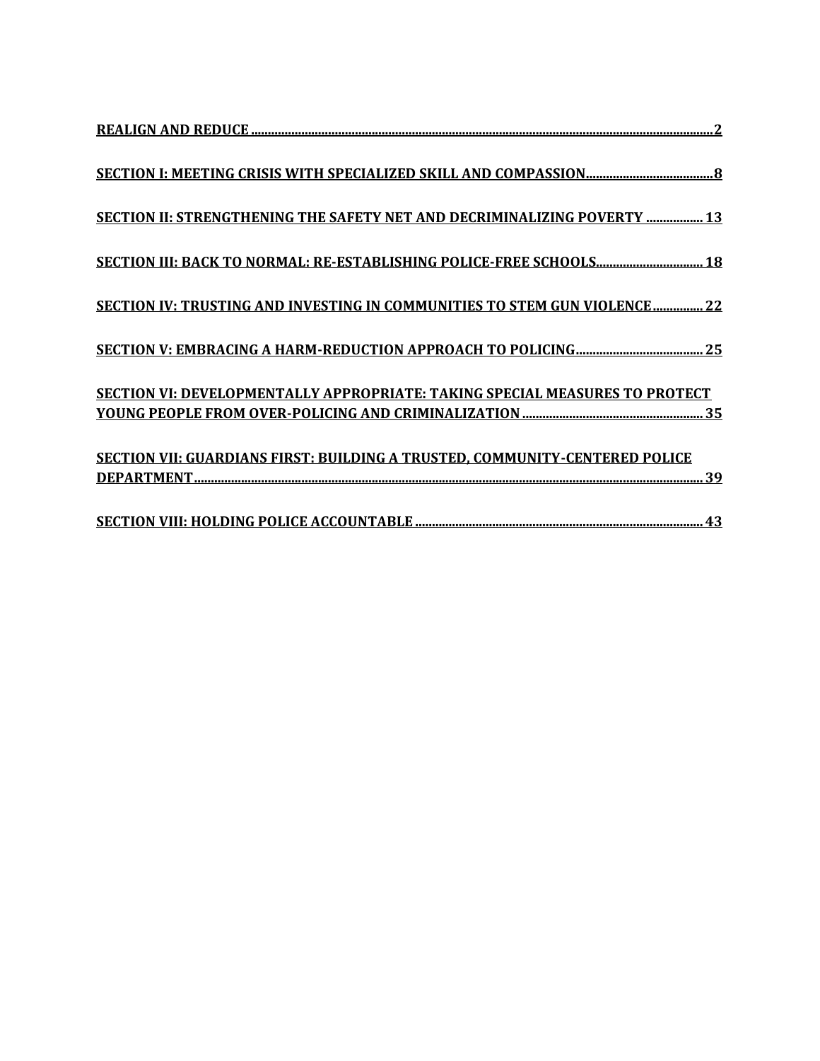**REALIGN AND REDUCE ....... 2**

**SECTION I: MEETING CRISIS WITH SPECIALIZED SKILL AND COMPASSION ....... 8**

**SECTION II: STRENGTHENING THE SAFETY NET AND DECRIMINALIZING POVERTY ....... 13**

**SECTION III: BACK TO NORMAL: RE-ESTABLISHING POLICE-FREE SCHOOLS ....... 18**

**SECTION IV: TRUSTING AND INVESTING IN COMMUNITIES TO STEM GUN VIOLENCE ....... 22**

**SECTION V: EMBRACING A HARM-REDUCTION APPROACH TO POLICING ....... 25**

**SECTION VI: DEVELOPMENTALLY APPROPRIATE: TAKING SPECIAL MEASURES TO PROTECT YOUNG PEOPLE FROM OVER-POLICING AND CRIMINALIZATION ....... 35**

**SECTION VII: GUARDIANS FIRST: BUILDING A TRUSTED, COMMUNITY-CENTERED POLICE DEPARTMENT ....... 39**

**SECTION VIII: HOLDING POLICE ACCOUNTABLE ....... 43**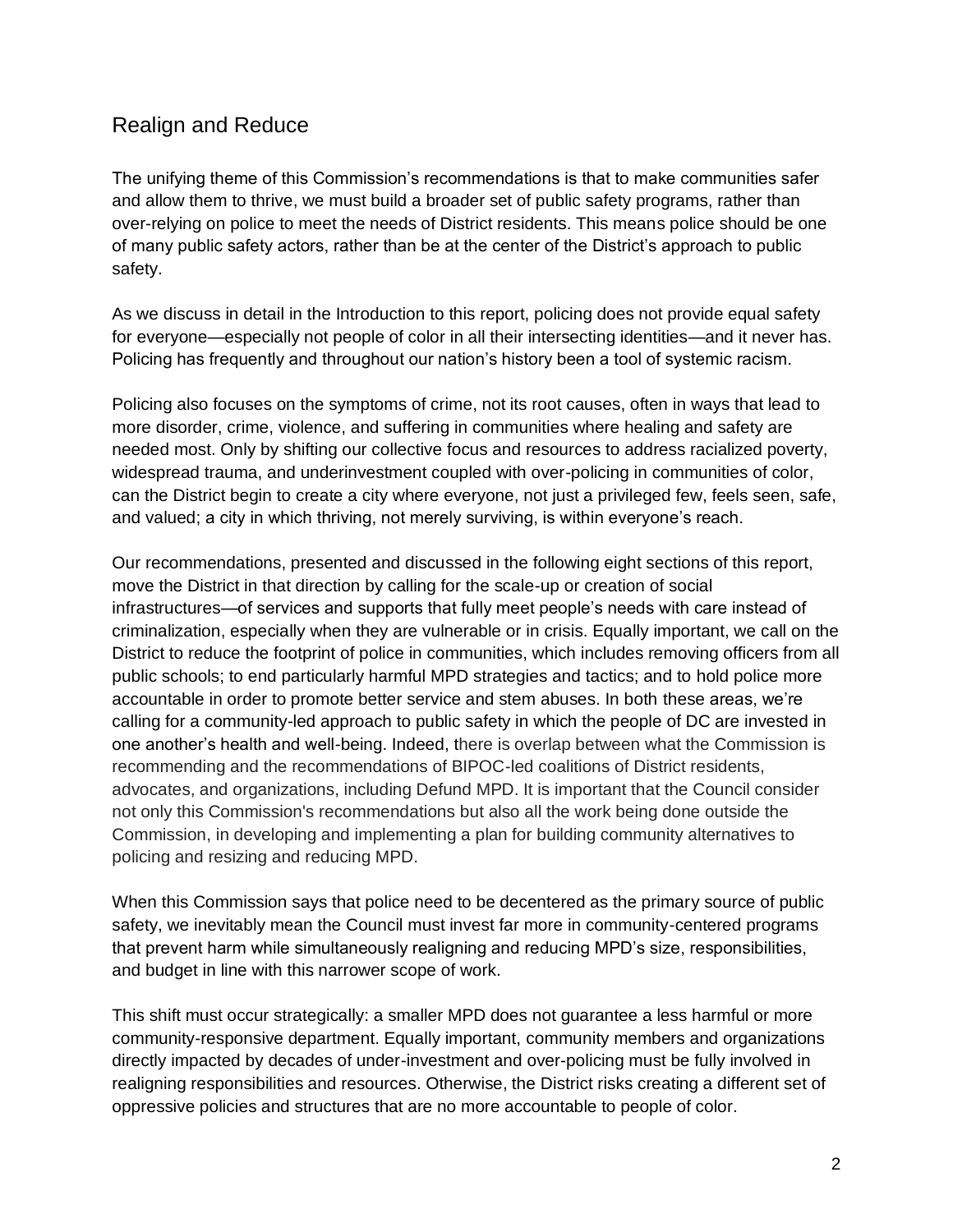## Realign and Reduce

The unifying theme of this Commission's recommendations is that to make communities safer and allow them to thrive, we must build a broader set of public safety programs, rather than over-relying on police to meet the needs of District residents. This means police should be one of many public safety actors, rather than be at the center of the District's approach to public safety.

As we discuss in detail in the Introduction to this report, policing does not provide equal safety for everyone—especially not people of color in all their intersecting identities—and it never has. Policing has frequently and throughout our nation's history been a tool of systemic racism.

Policing also focuses on the symptoms of crime, not its root causes, often in ways that lead to more disorder, crime, violence, and suffering in communities where healing and safety are needed most. Only by shifting our collective focus and resources to address racialized poverty, widespread trauma, and underinvestment coupled with over-policing in communities of color, can the District begin to create a city where everyone, not just a privileged few, feels seen, safe, and valued; a city in which thriving, not merely surviving, is within everyone's reach.

Our recommendations, presented and discussed in the following eight sections of this report, move the District in that direction by calling for the scale-up or creation of social infrastructures—of services and supports that fully meet people's needs with care instead of criminalization, especially when they are vulnerable or in crisis. Equally important, we call on the District to reduce the footprint of police in communities, which includes removing officers from all public schools; to end particularly harmful MPD strategies and tactics; and to hold police more accountable in order to promote better service and stem abuses. In both these areas, we're calling for a community-led approach to public safety in which the people of DC are invested in one another's health and well-being. Indeed, there is overlap between what the Commission is recommending and the recommendations of BIPOC-led coalitions of District residents, advocates, and organizations, including Defund MPD. It is important that the Council consider not only this Commission's recommendations but also all the work being done outside the Commission, in developing and implementing a plan for building community alternatives to policing and resizing and reducing MPD.

When this Commission says that police need to be decentered as the primary source of public safety, we inevitably mean the Council must invest far more in community-centered programs that prevent harm while simultaneously realigning and reducing MPD's size, responsibilities, and budget in line with this narrower scope of work.

This shift must occur strategically: a smaller MPD does not guarantee a less harmful or more community-responsive department. Equally important, community members and organizations directly impacted by decades of under-investment and over-policing must be fully involved in realigning responsibilities and resources. Otherwise, the District risks creating a different set of oppressive policies and structures that are no more accountable to people of color.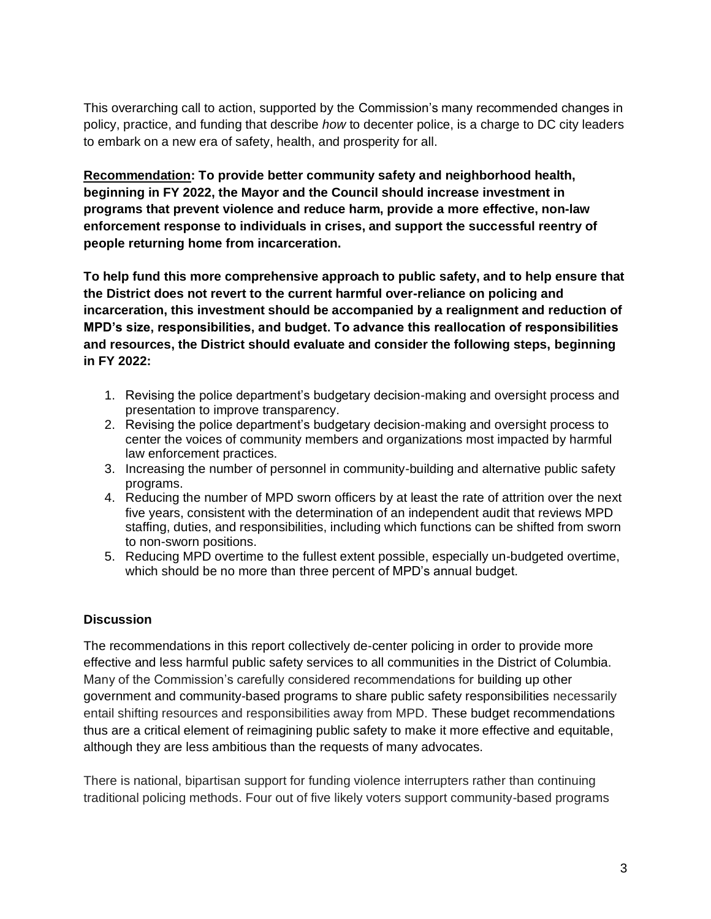This overarching call to action, supported by the Commission's many recommended changes in policy, practice, and funding that describe *how* to decenter police, is a charge to DC city leaders to embark on a new era of safety, health, and prosperity for all.

**Recommendation: To provide better community safety and neighborhood health, beginning in FY 2022, the Mayor and the Council should increase investment in programs that prevent violence and reduce harm, provide a more effective, non-law enforcement response to individuals in crises, and support the successful reentry of people returning home from incarceration.**

**To help fund this more comprehensive approach to public safety, and to help ensure that the District does not revert to the current harmful over-reliance on policing and incarceration, this investment should be accompanied by a realignment and reduction of MPD's size, responsibilities, and budget. To advance this reallocation of responsibilities and resources, the District should evaluate and consider the following steps, beginning in FY 2022:**

1. Revising the police department's budgetary decision-making and oversight process and presentation to improve transparency.
2. Revising the police department's budgetary decision-making and oversight process to center the voices of community members and organizations most impacted by harmful law enforcement practices.
3. Increasing the number of personnel in community-building and alternative public safety programs.
4. Reducing the number of MPD sworn officers by at least the rate of attrition over the next five years, consistent with the determination of an independent audit that reviews MPD staffing, duties, and responsibilities, including which functions can be shifted from sworn to non-sworn positions.
5. Reducing MPD overtime to the fullest extent possible, especially un-budgeted overtime, which should be no more than three percent of MPD's annual budget.

### Discussion

The recommendations in this report collectively de-center policing in order to provide more effective and less harmful public safety services to all communities in the District of Columbia. Many of the Commission's carefully considered recommendations for building up other government and community-based programs to share public safety responsibilities necessarily entail shifting resources and responsibilities away from MPD. These budget recommendations thus are a critical element of reimagining public safety to make it more effective and equitable, although they are less ambitious than the requests of many advocates.

There is national, bipartisan support for funding violence interrupters rather than continuing traditional policing methods. Four out of five likely voters support community-based programs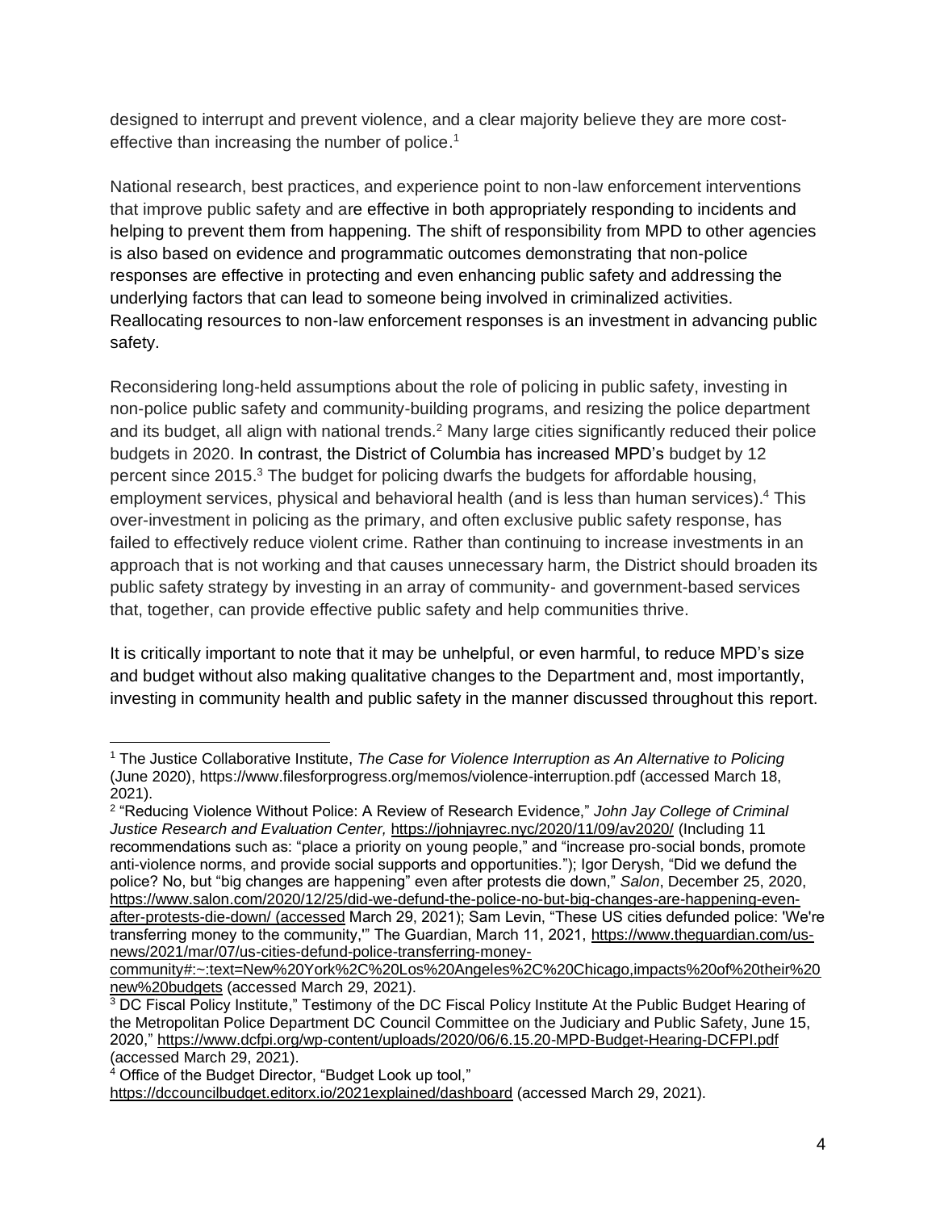designed to interrupt and prevent violence, and a clear majority believe they are more cost-effective than increasing the number of police.[1]

National research, best practices, and experience point to non-law enforcement interventions that improve public safety and are effective in both appropriately responding to incidents and helping to prevent them from happening. The shift of responsibility from MPD to other agencies is also based on evidence and programmatic outcomes demonstrating that non-police responses are effective in protecting and even enhancing public safety and addressing the underlying factors that can lead to someone being involved in criminalized activities. Reallocating resources to non-law enforcement responses is an investment in advancing public safety.

Reconsidering long-held assumptions about the role of policing in public safety, investing in non-police public safety and community-building programs, and resizing the police department and its budget, all align with national trends.[2] Many large cities significantly reduced their police budgets in 2020. In contrast, the District of Columbia has increased MPD's budget by 12 percent since 2015.[3] The budget for policing dwarfs the budgets for affordable housing, employment services, physical and behavioral health (and is less than human services).[4] This over-investment in policing as the primary, and often exclusive public safety response, has failed to effectively reduce violent crime. Rather than continuing to increase investments in an approach that is not working and that causes unnecessary harm, the District should broaden its public safety strategy by investing in an array of community- and government-based services that, together, can provide effective public safety and help communities thrive.

It is critically important to note that it may be unhelpful, or even harmful, to reduce MPD's size and budget without also making qualitative changes to the Department and, most importantly, investing in community health and public safety in the manner discussed throughout this report.

---

[1] The Justice Collaborative Institute, *The Case for Violence Interruption as An Alternative to Policing* (June 2020), https://www.filesforprogress.org/memos/violence-interruption.pdf (accessed March 18, 2021).

[2] "Reducing Violence Without Police: A Review of Research Evidence," *John Jay College of Criminal Justice Research and Evaluation Center,* https://johnjayrec.nyc/2020/11/09/av2020/ (Including 11 recommendations such as: "place a priority on young people," and "increase pro-social bonds, promote anti-violence norms, and provide social supports and opportunities."); Igor Derysh, "Did we defund the police? No, but "big changes are happening" even after protests die down," *Salon*, December 25, 2020, https://www.salon.com/2020/12/25/did-we-defund-the-police-no-but-big-changes-are-happening-even-after-protests-die-down/ (accessed March 29, 2021); Sam Levin, "These US cities defunded police: 'We're transferring money to the community,'" The Guardian, March 11, 2021, https://www.theguardian.com/us-news/2021/mar/07/us-cities-defund-police-transferring-money-community#:~:text=New%20York%2C%20Los%20Angeles%2C%20Chicago,impacts%20of%20their%20new%20budgets (accessed March 29, 2021).

[3] DC Fiscal Policy Institute," Testimony of the DC Fiscal Policy Institute At the Public Budget Hearing of the Metropolitan Police Department DC Council Committee on the Judiciary and Public Safety, June 15, 2020," https://www.dcfpi.org/wp-content/uploads/2020/06/6.15.20-MPD-Budget-Hearing-DCFPI.pdf (accessed March 29, 2021).

[4] Office of the Budget Director, "Budget Look up tool," https://dccouncilbudget.editorx.io/2021explained/dashboard (accessed March 29, 2021).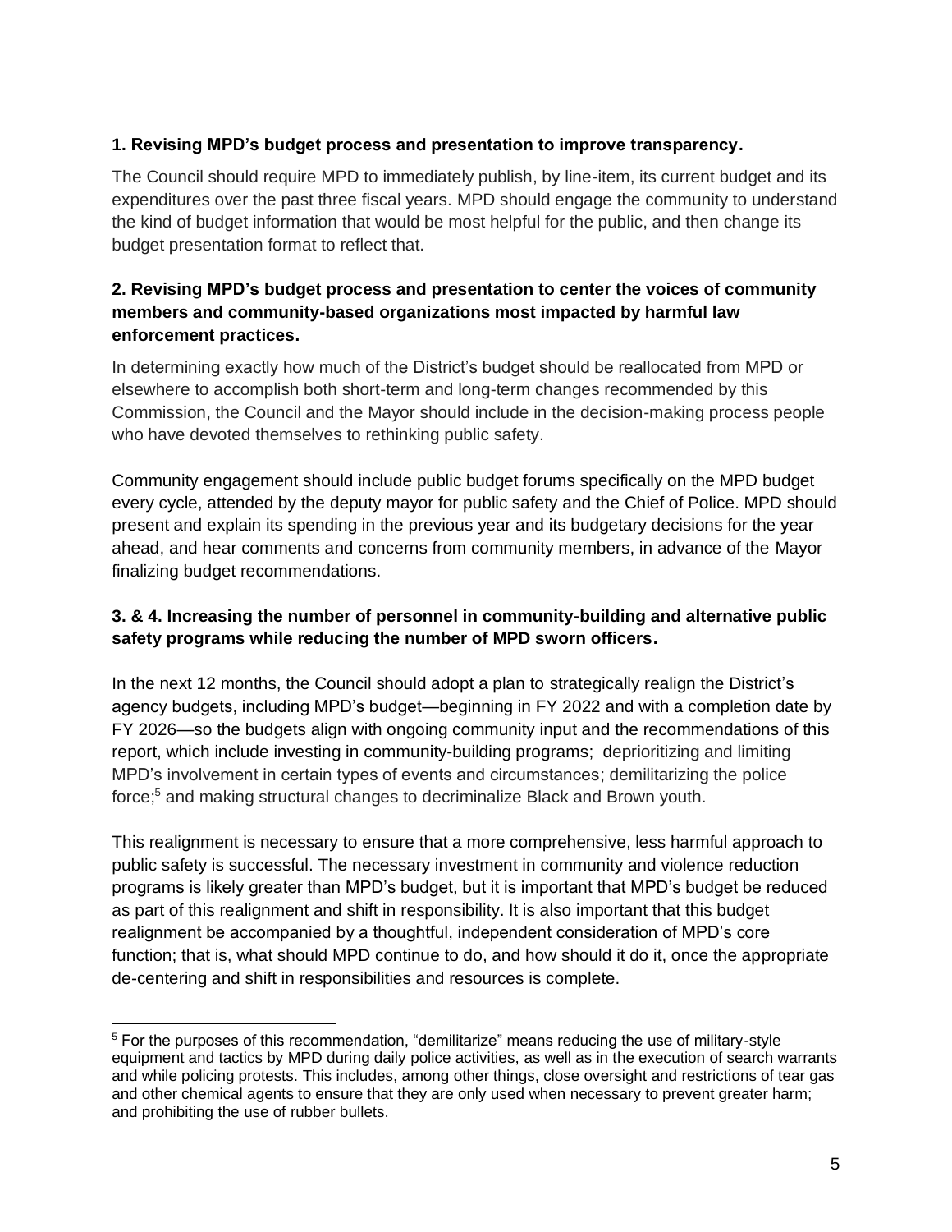**1. Revising MPD's budget process and presentation to improve transparency.**

The Council should require MPD to immediately publish, by line-item, its current budget and its expenditures over the past three fiscal years. MPD should engage the community to understand the kind of budget information that would be most helpful for the public, and then change its budget presentation format to reflect that.

**2. Revising MPD's budget process and presentation to center the voices of community members and community-based organizations most impacted by harmful law enforcement practices.**

In determining exactly how much of the District's budget should be reallocated from MPD or elsewhere to accomplish both short-term and long-term changes recommended by this Commission, the Council and the Mayor should include in the decision-making process people who have devoted themselves to rethinking public safety.

Community engagement should include public budget forums specifically on the MPD budget every cycle, attended by the deputy mayor for public safety and the Chief of Police. MPD should present and explain its spending in the previous year and its budgetary decisions for the year ahead, and hear comments and concerns from community members, in advance of the Mayor finalizing budget recommendations.

**3. & 4. Increasing the number of personnel in community-building and alternative public safety programs while reducing the number of MPD sworn officers.**

In the next 12 months, the Council should adopt a plan to strategically realign the District's agency budgets, including MPD's budget—beginning in FY 2022 and with a completion date by FY 2026—so the budgets align with ongoing community input and the recommendations of this report, which include investing in community-building programs; deprioritizing and limiting MPD's involvement in certain types of events and circumstances; demilitarizing the police force;[5] and making structural changes to decriminalize Black and Brown youth.

This realignment is necessary to ensure that a more comprehensive, less harmful approach to public safety is successful. The necessary investment in community and violence reduction programs is likely greater than MPD's budget, but it is important that MPD's budget be reduced as part of this realignment and shift in responsibility. It is also important that this budget realignment be accompanied by a thoughtful, independent consideration of MPD's core function; that is, what should MPD continue to do, and how should it do it, once the appropriate de-centering and shift in responsibilities and resources is complete.

[5] For the purposes of this recommendation, "demilitarize" means reducing the use of military-style equipment and tactics by MPD during daily police activities, as well as in the execution of search warrants and while policing protests. This includes, among other things, close oversight and restrictions of tear gas and other chemical agents to ensure that they are only used when necessary to prevent greater harm; and prohibiting the use of rubber bullets.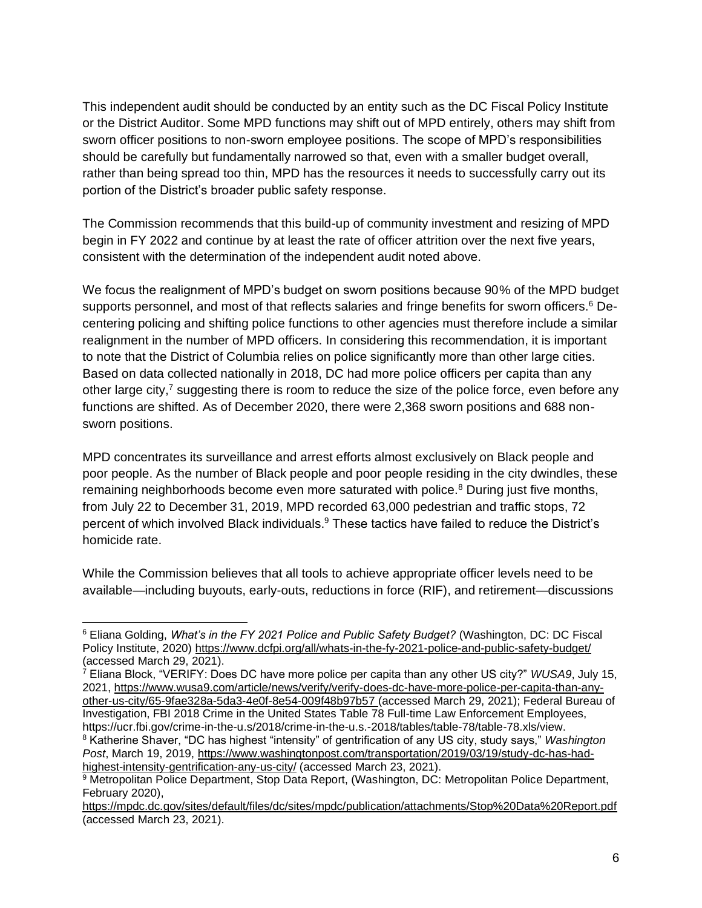This independent audit should be conducted by an entity such as the DC Fiscal Policy Institute or the District Auditor. Some MPD functions may shift out of MPD entirely, others may shift from sworn officer positions to non-sworn employee positions. The scope of MPD's responsibilities should be carefully but fundamentally narrowed so that, even with a smaller budget overall, rather than being spread too thin, MPD has the resources it needs to successfully carry out its portion of the District's broader public safety response.

The Commission recommends that this build-up of community investment and resizing of MPD begin in FY 2022 and continue by at least the rate of officer attrition over the next five years, consistent with the determination of the independent audit noted above.

We focus the realignment of MPD's budget on sworn positions because 90% of the MPD budget supports personnel, and most of that reflects salaries and fringe benefits for sworn officers.[6] De-centering policing and shifting police functions to other agencies must therefore include a similar realignment in the number of MPD officers. In considering this recommendation, it is important to note that the District of Columbia relies on police significantly more than other large cities. Based on data collected nationally in 2018, DC had more police officers per capita than any other large city,[7] suggesting there is room to reduce the size of the police force, even before any functions are shifted. As of December 2020, there were 2,368 sworn positions and 688 non-sworn positions.

MPD concentrates its surveillance and arrest efforts almost exclusively on Black people and poor people. As the number of Black people and poor people residing in the city dwindles, these remaining neighborhoods become even more saturated with police.[8] During just five months, from July 22 to December 31, 2019, MPD recorded 63,000 pedestrian and traffic stops, 72 percent of which involved Black individuals.[9] These tactics have failed to reduce the District's homicide rate.

While the Commission believes that all tools to achieve appropriate officer levels need to be available—including buyouts, early-outs, reductions in force (RIF), and retirement—discussions

---

[6] Eliana Golding, *What's in the FY 2021 Police and Public Safety Budget?* (Washington, DC: DC Fiscal Policy Institute, 2020) https://www.dcfpi.org/all/whats-in-the-fy-2021-police-and-public-safety-budget/ (accessed March 29, 2021).

[7] Eliana Block, "VERIFY: Does DC have more police per capita than any other US city?" *WUSA9*, July 15, 2021, https://www.wusa9.com/article/news/verify/verify-does-dc-have-more-police-per-capita-than-any-other-us-city/65-9fae328a-5da3-4e0f-8e54-009f48b97b57 (accessed March 29, 2021); Federal Bureau of Investigation, FBI 2018 Crime in the United States Table 78 Full-time Law Enforcement Employees, https://ucr.fbi.gov/crime-in-the-u.s/2018/crime-in-the-u.s.-2018/tables/table-78/table-78.xls/view.

[8] Katherine Shaver, "DC has highest "intensity" of gentrification of any US city, study says," *Washington Post*, March 19, 2019, https://www.washingtonpost.com/transportation/2019/03/19/study-dc-has-had-highest-intensity-gentrification-any-us-city/ (accessed March 23, 2021).

[9] Metropolitan Police Department, Stop Data Report, (Washington, DC: Metropolitan Police Department, February 2020), https://mpdc.dc.gov/sites/default/files/dc/sites/mpdc/publication/attachments/Stop%20Data%20Report.pdf (accessed March 23, 2021).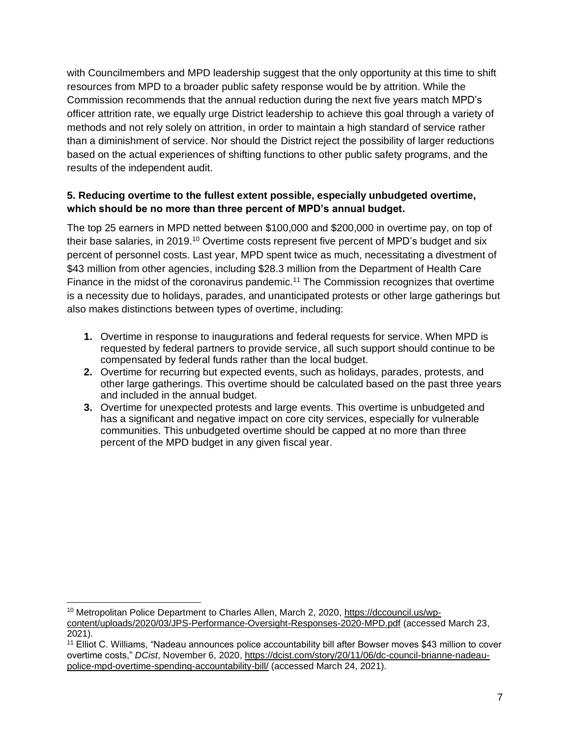with Councilmembers and MPD leadership suggest that the only opportunity at this time to shift resources from MPD to a broader public safety response would be by attrition. While the Commission recommends that the annual reduction during the next five years match MPD's officer attrition rate, we equally urge District leadership to achieve this goal through a variety of methods and not rely solely on attrition, in order to maintain a high standard of service rather than a diminishment of service. Nor should the District reject the possibility of larger reductions based on the actual experiences of shifting functions to other public safety programs, and the results of the independent audit.

**5. Reducing overtime to the fullest extent possible, especially unbudgeted overtime, which should be no more than three percent of MPD's annual budget.**

The top 25 earners in MPD netted between $100,000 and $200,000 in overtime pay, on top of their base salaries, in 2019.[10] Overtime costs represent five percent of MPD's budget and six percent of personnel costs. Last year, MPD spent twice as much, necessitating a divestment of $43 million from other agencies, including $28.3 million from the Department of Health Care Finance in the midst of the coronavirus pandemic.[11] The Commission recognizes that overtime is a necessity due to holidays, parades, and unanticipated protests or other large gatherings but also makes distinctions between types of overtime, including:

1. Overtime in response to inaugurations and federal requests for service. When MPD is requested by federal partners to provide service, all such support should continue to be compensated by federal funds rather than the local budget.
2. Overtime for recurring but expected events, such as holidays, parades, protests, and other large gatherings. This overtime should be calculated based on the past three years and included in the annual budget.
3. Overtime for unexpected protests and large events. This overtime is unbudgeted and has a significant and negative impact on core city services, especially for vulnerable communities. This unbudgeted overtime should be capped at no more than three percent of the MPD budget in any given fiscal year.

---

[10] Metropolitan Police Department to Charles Allen, March 2, 2020, https://dccouncil.us/wp-content/uploads/2020/03/JPS-Performance-Oversight-Responses-2020-MPD.pdf (accessed March 23, 2021).

[11] Elliot C. Williams, "Nadeau announces police accountability bill after Bowser moves $43 million to cover overtime costs," *DCist*, November 6, 2020, https://dcist.com/story/20/11/06/dc-council-brianne-nadeau-police-mpd-overtime-spending-accountability-bill/ (accessed March 24, 2021).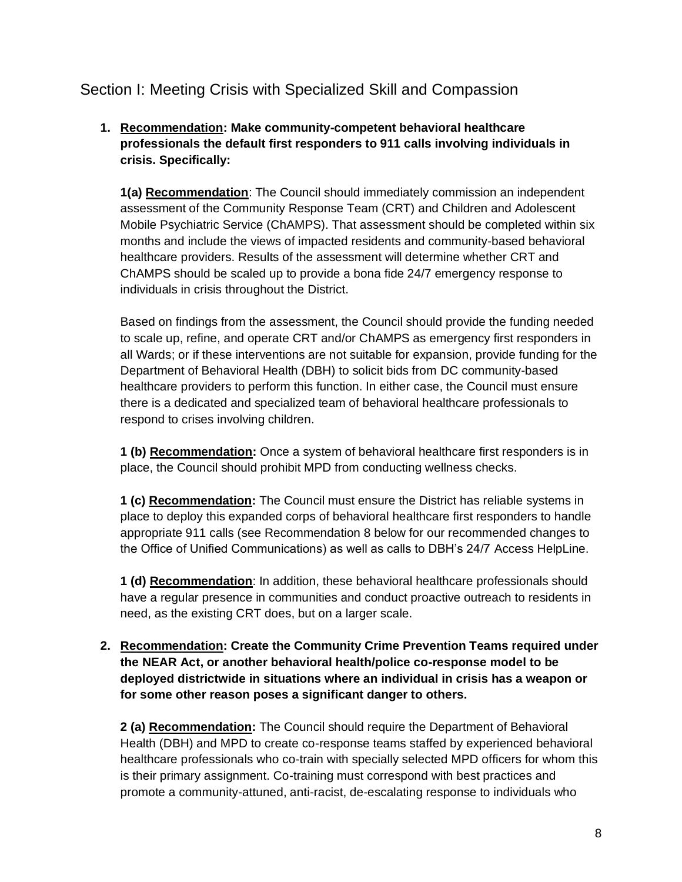## Section I: Meeting Crisis with Specialized Skill and Compassion

1. **<u>Recommendation</u>: Make community-competent behavioral healthcare professionals the default first responders to 911 calls involving individuals in crisis. Specifically:**

   **1(a) <u>Recommendation</u>**: The Council should immediately commission an independent assessment of the Community Response Team (CRT) and Children and Adolescent Mobile Psychiatric Service (ChAMPS). That assessment should be completed within six months and include the views of impacted residents and community-based behavioral healthcare providers. Results of the assessment will determine whether CRT and ChAMPS should be scaled up to provide a bona fide 24/7 emergency response to individuals in crisis throughout the District.

   Based on findings from the assessment, the Council should provide the funding needed to scale up, refine, and operate CRT and/or ChAMPS as emergency first responders in all Wards; or if these interventions are not suitable for expansion, provide funding for the Department of Behavioral Health (DBH) to solicit bids from DC community-based healthcare providers to perform this function. In either case, the Council must ensure there is a dedicated and specialized team of behavioral healthcare professionals to respond to crises involving children.

   **1 (b) <u>Recommendation</u>:** Once a system of behavioral healthcare first responders is in place, the Council should prohibit MPD from conducting wellness checks.

   **1 (c) <u>Recommendation</u>:** The Council must ensure the District has reliable systems in place to deploy this expanded corps of behavioral healthcare first responders to handle appropriate 911 calls (see Recommendation 8 below for our recommended changes to the Office of Unified Communications) as well as calls to DBH's 24/7 Access HelpLine.

   **1 (d) <u>Recommendation</u>**: In addition, these behavioral healthcare professionals should have a regular presence in communities and conduct proactive outreach to residents in need, as the existing CRT does, but on a larger scale.

2. **<u>Recommendation</u>: Create the Community Crime Prevention Teams required under the NEAR Act, or another behavioral health/police co-response model to be deployed districtwide in situations where an individual in crisis has a weapon or for some other reason poses a significant danger to others.**

   **2 (a) <u>Recommendation</u>:** The Council should require the Department of Behavioral Health (DBH) and MPD to create co-response teams staffed by experienced behavioral healthcare professionals who co-train with specially selected MPD officers for whom this is their primary assignment. Co-training must correspond with best practices and promote a community-attuned, anti-racist, de-escalating response to individuals who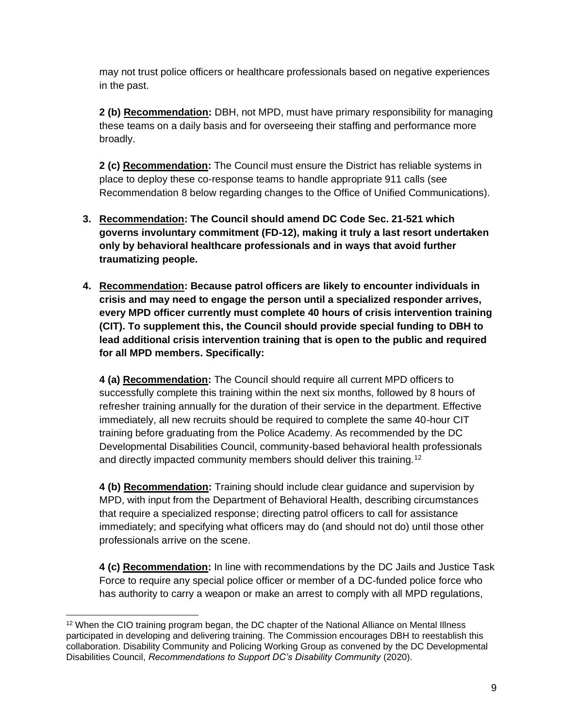may not trust police officers or healthcare professionals based on negative experiences in the past.

**2 (b) Recommendation:** DBH, not MPD, must have primary responsibility for managing these teams on a daily basis and for overseeing their staffing and performance more broadly.

**2 (c) Recommendation:** The Council must ensure the District has reliable systems in place to deploy these co-response teams to handle appropriate 911 calls (see Recommendation 8 below regarding changes to the Office of Unified Communications).

3. **Recommendation: The Council should amend DC Code Sec. 21-521 which governs involuntary commitment (FD-12), making it truly a last resort undertaken only by behavioral healthcare professionals and in ways that avoid further traumatizing people.**

4. **Recommendation: Because patrol officers are likely to encounter individuals in crisis and may need to engage the person until a specialized responder arrives, every MPD officer currently must complete 40 hours of crisis intervention training (CIT). To supplement this, the Council should provide special funding to DBH to lead additional crisis intervention training that is open to the public and required for all MPD members. Specifically:**

   **4 (a) Recommendation:** The Council should require all current MPD officers to successfully complete this training within the next six months, followed by 8 hours of refresher training annually for the duration of their service in the department. Effective immediately, all new recruits should be required to complete the same 40-hour CIT training before graduating from the Police Academy. As recommended by the DC Developmental Disabilities Council, community-based behavioral health professionals and directly impacted community members should deliver this training.[12]

   **4 (b) Recommendation:** Training should include clear guidance and supervision by MPD, with input from the Department of Behavioral Health, describing circumstances that require a specialized response; directing patrol officers to call for assistance immediately; and specifying what officers may do (and should not do) until those other professionals arrive on the scene.

   **4 (c) Recommendation:** In line with recommendations by the DC Jails and Justice Task Force to require any special police officer or member of a DC-funded police force who has authority to carry a weapon or make an arrest to comply with all MPD regulations,

[12] When the CIO training program began, the DC chapter of the National Alliance on Mental Illness participated in developing and delivering training. The Commission encourages DBH to reestablish this collaboration. Disability Community and Policing Working Group as convened by the DC Developmental Disabilities Council, *Recommendations to Support DC's Disability Community* (2020).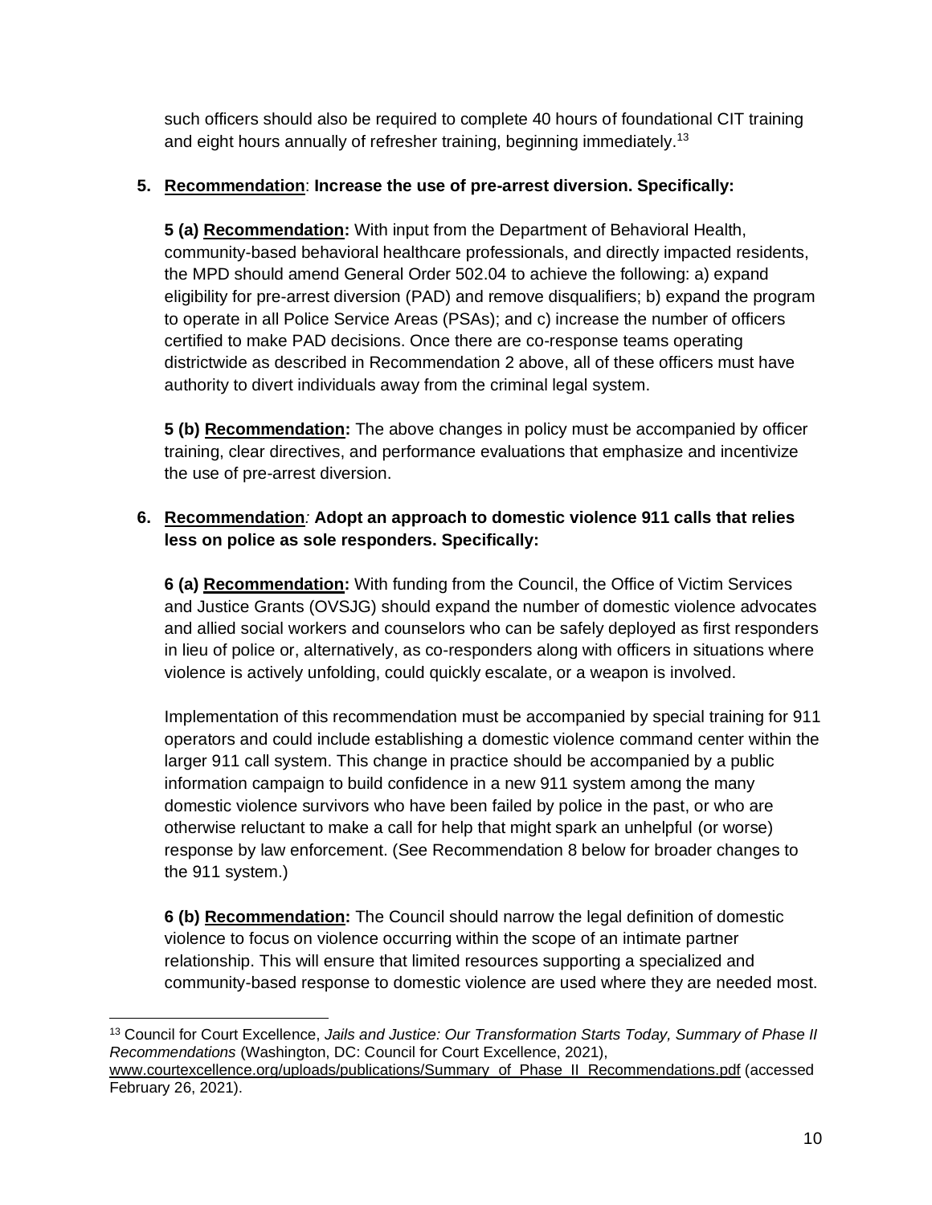such officers should also be required to complete 40 hours of foundational CIT training and eight hours annually of refresher training, beginning immediately.[13]

5. **Recommendation**: **Increase the use of pre-arrest diversion. Specifically:**

   **5 (a) Recommendation:** With input from the Department of Behavioral Health, community-based behavioral healthcare professionals, and directly impacted residents, the MPD should amend General Order 502.04 to achieve the following: a) expand eligibility for pre-arrest diversion (PAD) and remove disqualifiers; b) expand the program to operate in all Police Service Areas (PSAs); and c) increase the number of officers certified to make PAD decisions. Once there are co-response teams operating districtwide as described in Recommendation 2 above, all of these officers must have authority to divert individuals away from the criminal legal system.

   **5 (b) Recommendation:** The above changes in policy must be accompanied by officer training, clear directives, and performance evaluations that emphasize and incentivize the use of pre-arrest diversion.

6. **Recommendation**: **Adopt an approach to domestic violence 911 calls that relies less on police as sole responders. Specifically:**

   **6 (a) Recommendation:** With funding from the Council, the Office of Victim Services and Justice Grants (OVSJG) should expand the number of domestic violence advocates and allied social workers and counselors who can be safely deployed as first responders in lieu of police or, alternatively, as co-responders along with officers in situations where violence is actively unfolding, could quickly escalate, or a weapon is involved.

   Implementation of this recommendation must be accompanied by special training for 911 operators and could include establishing a domestic violence command center within the larger 911 call system. This change in practice should be accompanied by a public information campaign to build confidence in a new 911 system among the many domestic violence survivors who have been failed by police in the past, or who are otherwise reluctant to make a call for help that might spark an unhelpful (or worse) response by law enforcement. (See Recommendation 8 below for broader changes to the 911 system.)

   **6 (b) Recommendation:** The Council should narrow the legal definition of domestic violence to focus on violence occurring within the scope of an intimate partner relationship. This will ensure that limited resources supporting a specialized and community-based response to domestic violence are used where they are needed most.

---

[13] Council for Court Excellence, *Jails and Justice: Our Transformation Starts Today, Summary of Phase II Recommendations* (Washington, DC: Council for Court Excellence, 2021), www.courtexcellence.org/uploads/publications/Summary_of_Phase_II_Recommendations.pdf (accessed February 26, 2021).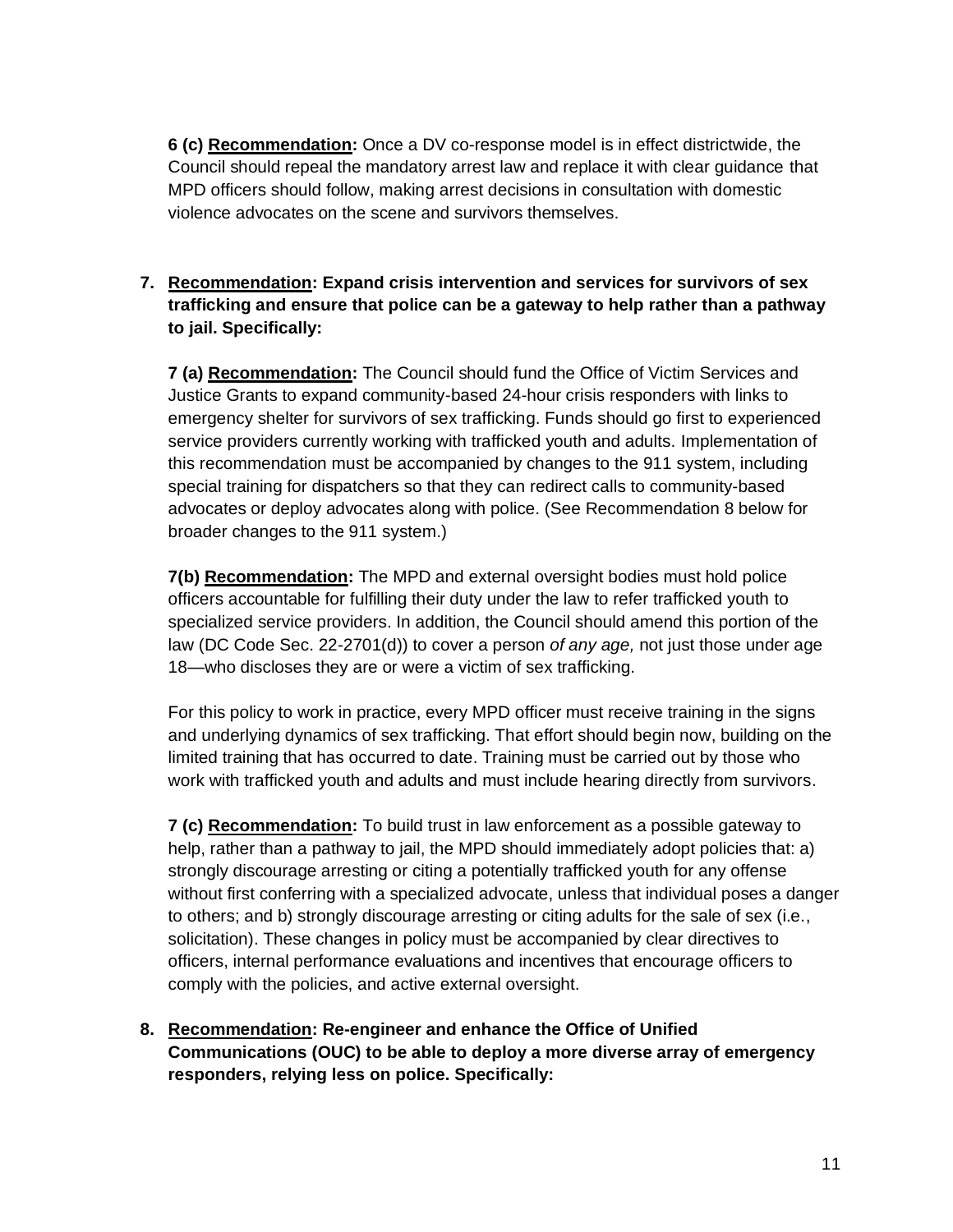**6 (c) <u>Recommendation</u>:** Once a DV co-response model is in effect districtwide, the Council should repeal the mandatory arrest law and replace it with clear guidance that MPD officers should follow, making arrest decisions in consultation with domestic violence advocates on the scene and survivors themselves.

7. **<u>Recommendation</u>: Expand crisis intervention and services for survivors of sex trafficking and ensure that police can be a gateway to help rather than a pathway to jail. Specifically:**

   **7 (a) <u>Recommendation</u>:** The Council should fund the Office of Victim Services and Justice Grants to expand community-based 24-hour crisis responders with links to emergency shelter for survivors of sex trafficking. Funds should go first to experienced service providers currently working with trafficked youth and adults. Implementation of this recommendation must be accompanied by changes to the 911 system, including special training for dispatchers so that they can redirect calls to community-based advocates or deploy advocates along with police. (See Recommendation 8 below for broader changes to the 911 system.)

   **7(b) <u>Recommendation</u>:** The MPD and external oversight bodies must hold police officers accountable for fulfilling their duty under the law to refer trafficked youth to specialized service providers. In addition, the Council should amend this portion of the law (DC Code Sec. 22-2701(d)) to cover a person *of any age,* not just those under age 18—who discloses they are or were a victim of sex trafficking.

   For this policy to work in practice, every MPD officer must receive training in the signs and underlying dynamics of sex trafficking. That effort should begin now, building on the limited training that has occurred to date. Training must be carried out by those who work with trafficked youth and adults and must include hearing directly from survivors.

   **7 (c) <u>Recommendation</u>:** To build trust in law enforcement as a possible gateway to help, rather than a pathway to jail, the MPD should immediately adopt policies that: a) strongly discourage arresting or citing a potentially trafficked youth for any offense without first conferring with a specialized advocate, unless that individual poses a danger to others; and b) strongly discourage arresting or citing adults for the sale of sex (i.e., solicitation). These changes in policy must be accompanied by clear directives to officers, internal performance evaluations and incentives that encourage officers to comply with the policies, and active external oversight.

8. **<u>Recommendation</u>: Re-engineer and enhance the Office of Unified Communications (OUC) to be able to deploy a more diverse array of emergency responders, relying less on police. Specifically:**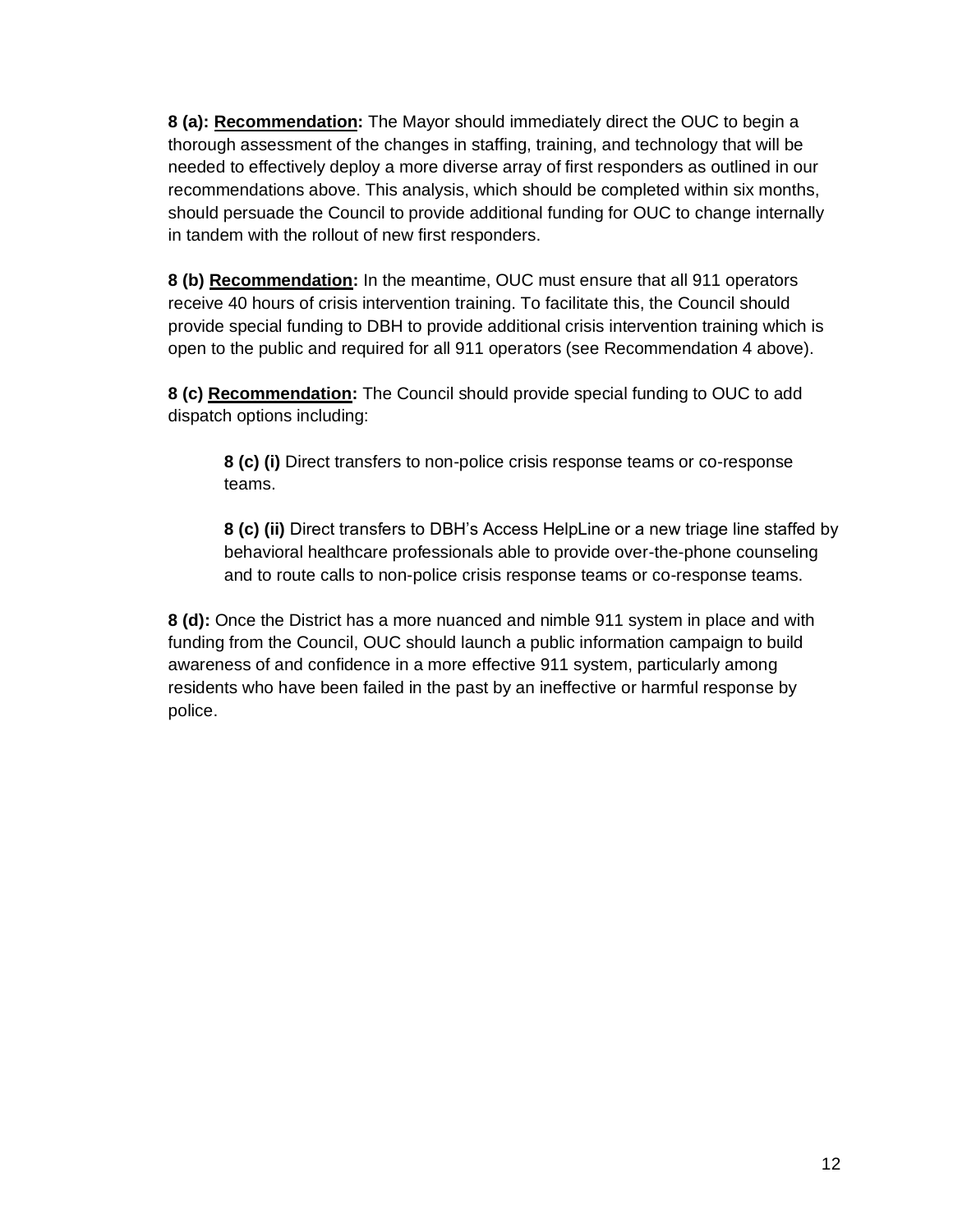**8 (a): <u>Recommendation</u>:** The Mayor should immediately direct the OUC to begin a thorough assessment of the changes in staffing, training, and technology that will be needed to effectively deploy a more diverse array of first responders as outlined in our recommendations above. This analysis, which should be completed within six months, should persuade the Council to provide additional funding for OUC to change internally in tandem with the rollout of new first responders.

**8 (b) <u>Recommendation</u>:** In the meantime, OUC must ensure that all 911 operators receive 40 hours of crisis intervention training. To facilitate this, the Council should provide special funding to DBH to provide additional crisis intervention training which is open to the public and required for all 911 operators (see Recommendation 4 above).

**8 (c) <u>Recommendation</u>:** The Council should provide special funding to OUC to add dispatch options including:

> **8 (c) (i)** Direct transfers to non-police crisis response teams or co-response teams.
>
> **8 (c) (ii)** Direct transfers to DBH's Access HelpLine or a new triage line staffed by behavioral healthcare professionals able to provide over-the-phone counseling and to route calls to non-police crisis response teams or co-response teams.

**8 (d):** Once the District has a more nuanced and nimble 911 system in place and with funding from the Council, OUC should launch a public information campaign to build awareness of and confidence in a more effective 911 system, particularly among residents who have been failed in the past by an ineffective or harmful response by police.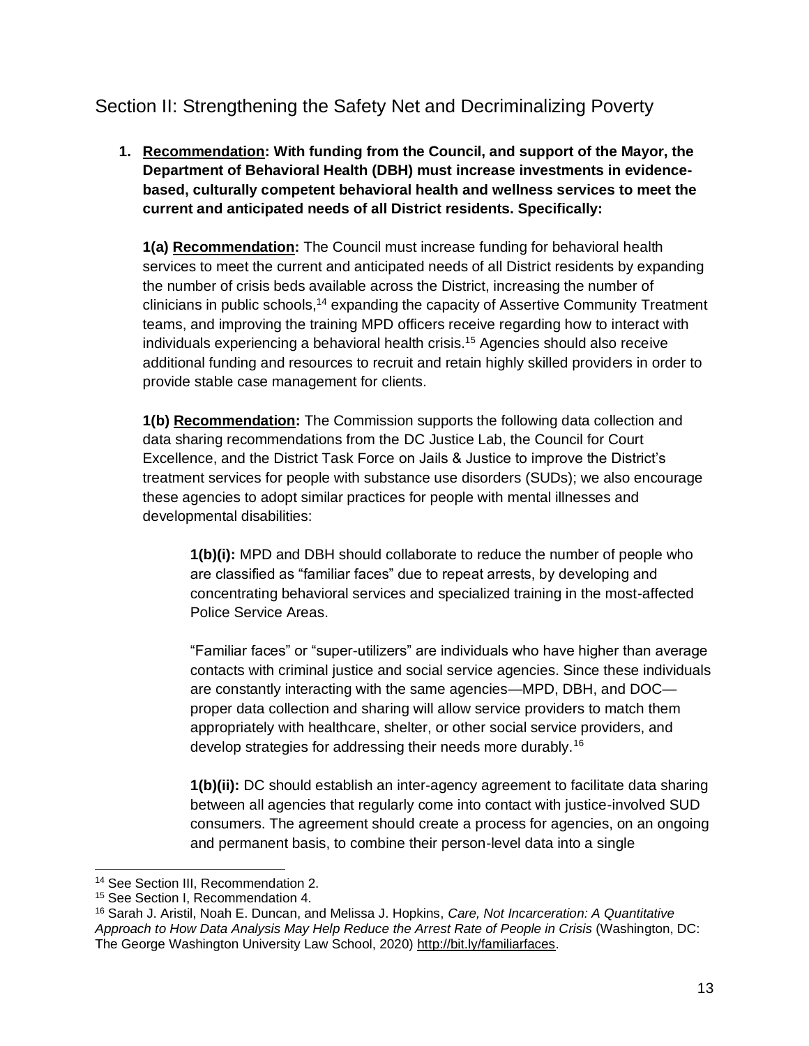## Section II: Strengthening the Safety Net and Decriminalizing Poverty

1. **Recommendation: With funding from the Council, and support of the Mayor, the Department of Behavioral Health (DBH) must increase investments in evidence-based, culturally competent behavioral health and wellness services to meet the current and anticipated needs of all District residents. Specifically:**

   **1(a) Recommendation:** The Council must increase funding for behavioral health services to meet the current and anticipated needs of all District residents by expanding the number of crisis beds available across the District, increasing the number of clinicians in public schools,[14] expanding the capacity of Assertive Community Treatment teams, and improving the training MPD officers receive regarding how to interact with individuals experiencing a behavioral health crisis.[15] Agencies should also receive additional funding and resources to recruit and retain highly skilled providers in order to provide stable case management for clients.

   **1(b) Recommendation:** The Commission supports the following data collection and data sharing recommendations from the DC Justice Lab, the Council for Court Excellence, and the District Task Force on Jails & Justice to improve the District's treatment services for people with substance use disorders (SUDs); we also encourage these agencies to adopt similar practices for people with mental illnesses and developmental disabilities:

   **1(b)(i):** MPD and DBH should collaborate to reduce the number of people who are classified as "familiar faces" due to repeat arrests, by developing and concentrating behavioral services and specialized training in the most-affected Police Service Areas.

   "Familiar faces" or "super-utilizers" are individuals who have higher than average contacts with criminal justice and social service agencies. Since these individuals are constantly interacting with the same agencies—MPD, DBH, and DOC—proper data collection and sharing will allow service providers to match them appropriately with healthcare, shelter, or other social service providers, and develop strategies for addressing their needs more durably.[16]

   **1(b)(ii):** DC should establish an inter-agency agreement to facilitate data sharing between all agencies that regularly come into contact with justice-involved SUD consumers. The agreement should create a process for agencies, on an ongoing and permanent basis, to combine their person-level data into a single

---

[14] See Section III, Recommendation 2.

[15] See Section I, Recommendation 4.

[16] Sarah J. Aristil, Noah E. Duncan, and Melissa J. Hopkins, *Care, Not Incarceration: A Quantitative Approach to How Data Analysis May Help Reduce the Arrest Rate of People in Crisis* (Washington, DC: The George Washington University Law School, 2020) http://bit.ly/familiarfaces.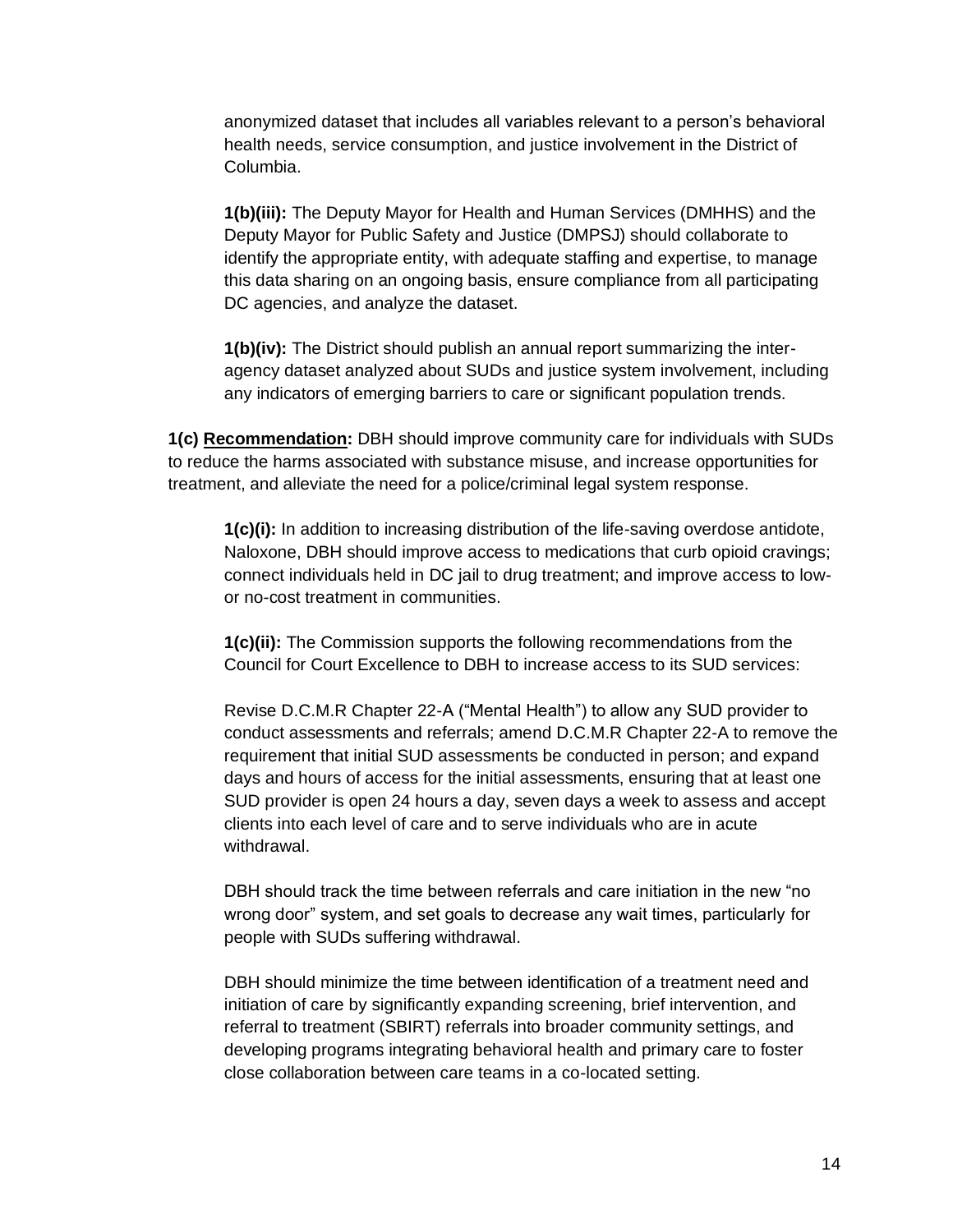anonymized dataset that includes all variables relevant to a person's behavioral health needs, service consumption, and justice involvement in the District of Columbia.

**1(b)(iii):** The Deputy Mayor for Health and Human Services (DMHHS) and the Deputy Mayor for Public Safety and Justice (DMPSJ) should collaborate to identify the appropriate entity, with adequate staffing and expertise, to manage this data sharing on an ongoing basis, ensure compliance from all participating DC agencies, and analyze the dataset.

**1(b)(iv):** The District should publish an annual report summarizing the inter-agency dataset analyzed about SUDs and justice system involvement, including any indicators of emerging barriers to care or significant population trends.

**1(c) <u>Recommendation</u>:** DBH should improve community care for individuals with SUDs to reduce the harms associated with substance misuse, and increase opportunities for treatment, and alleviate the need for a police/criminal legal system response.

**1(c)(i):** In addition to increasing distribution of the life-saving overdose antidote, Naloxone, DBH should improve access to medications that curb opioid cravings; connect individuals held in DC jail to drug treatment; and improve access to low- or no-cost treatment in communities.

**1(c)(ii):** The Commission supports the following recommendations from the Council for Court Excellence to DBH to increase access to its SUD services:

Revise D.C.M.R Chapter 22-A ("Mental Health") to allow any SUD provider to conduct assessments and referrals; amend D.C.M.R Chapter 22-A to remove the requirement that initial SUD assessments be conducted in person; and expand days and hours of access for the initial assessments, ensuring that at least one SUD provider is open 24 hours a day, seven days a week to assess and accept clients into each level of care and to serve individuals who are in acute withdrawal.

DBH should track the time between referrals and care initiation in the new "no wrong door" system, and set goals to decrease any wait times, particularly for people with SUDs suffering withdrawal.

DBH should minimize the time between identification of a treatment need and initiation of care by significantly expanding screening, brief intervention, and referral to treatment (SBIRT) referrals into broader community settings, and developing programs integrating behavioral health and primary care to foster close collaboration between care teams in a co-located setting.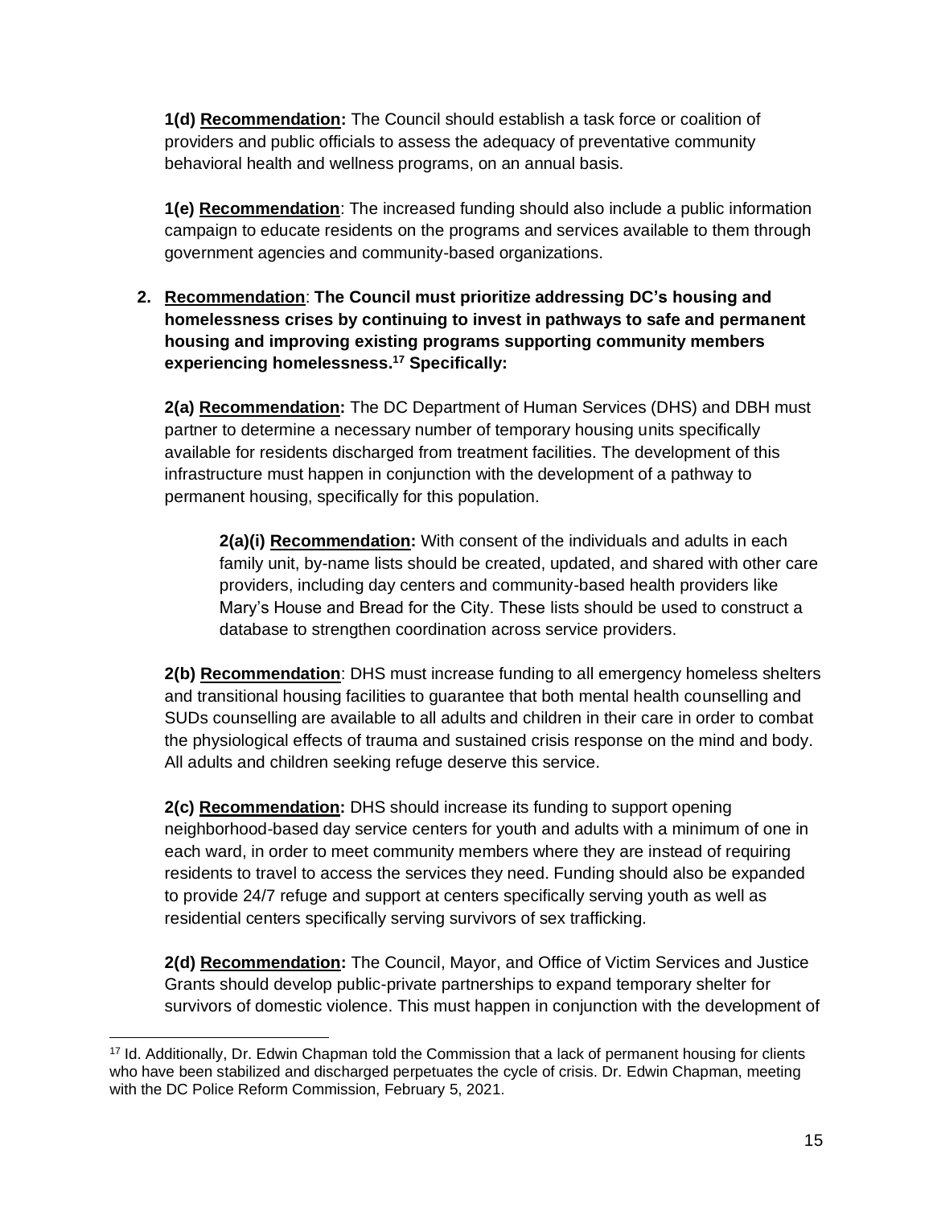**1(d) <u>Recommendation</u>:** The Council should establish a task force or coalition of providers and public officials to assess the adequacy of preventative community behavioral health and wellness programs, on an annual basis.

**1(e) <u>Recommendation</u>**: The increased funding should also include a public information campaign to educate residents on the programs and services available to them through government agencies and community-based organizations.

2. **<u>Recommendation</u>**: **The Council must prioritize addressing DC's housing and homelessness crises by continuing to invest in pathways to safe and permanent housing and improving existing programs supporting community members experiencing homelessness.[17] Specifically:**

   **2(a) <u>Recommendation</u>:** The DC Department of Human Services (DHS) and DBH must partner to determine a necessary number of temporary housing units specifically available for residents discharged from treatment facilities. The development of this infrastructure must happen in conjunction with the development of a pathway to permanent housing, specifically for this population.

   > **2(a)(i) <u>Recommendation</u>:** With consent of the individuals and adults in each family unit, by-name lists should be created, updated, and shared with other care providers, including day centers and community-based health providers like Mary's House and Bread for the City. These lists should be used to construct a database to strengthen coordination across service providers.

   **2(b) <u>Recommendation</u>**: DHS must increase funding to all emergency homeless shelters and transitional housing facilities to guarantee that both mental health counselling and SUDs counselling are available to all adults and children in their care in order to combat the physiological effects of trauma and sustained crisis response on the mind and body. All adults and children seeking refuge deserve this service.

   **2(c) <u>Recommendation</u>:** DHS should increase its funding to support opening neighborhood-based day service centers for youth and adults with a minimum of one in each ward, in order to meet community members where they are instead of requiring residents to travel to access the services they need. Funding should also be expanded to provide 24/7 refuge and support at centers specifically serving youth as well as residential centers specifically serving survivors of sex trafficking.

   **2(d) <u>Recommendation</u>:** The Council, Mayor, and Office of Victim Services and Justice Grants should develop public-private partnerships to expand temporary shelter for survivors of domestic violence. This must happen in conjunction with the development of

---

[17] Id. Additionally, Dr. Edwin Chapman told the Commission that a lack of permanent housing for clients who have been stabilized and discharged perpetuates the cycle of crisis. Dr. Edwin Chapman, meeting with the DC Police Reform Commission, February 5, 2021.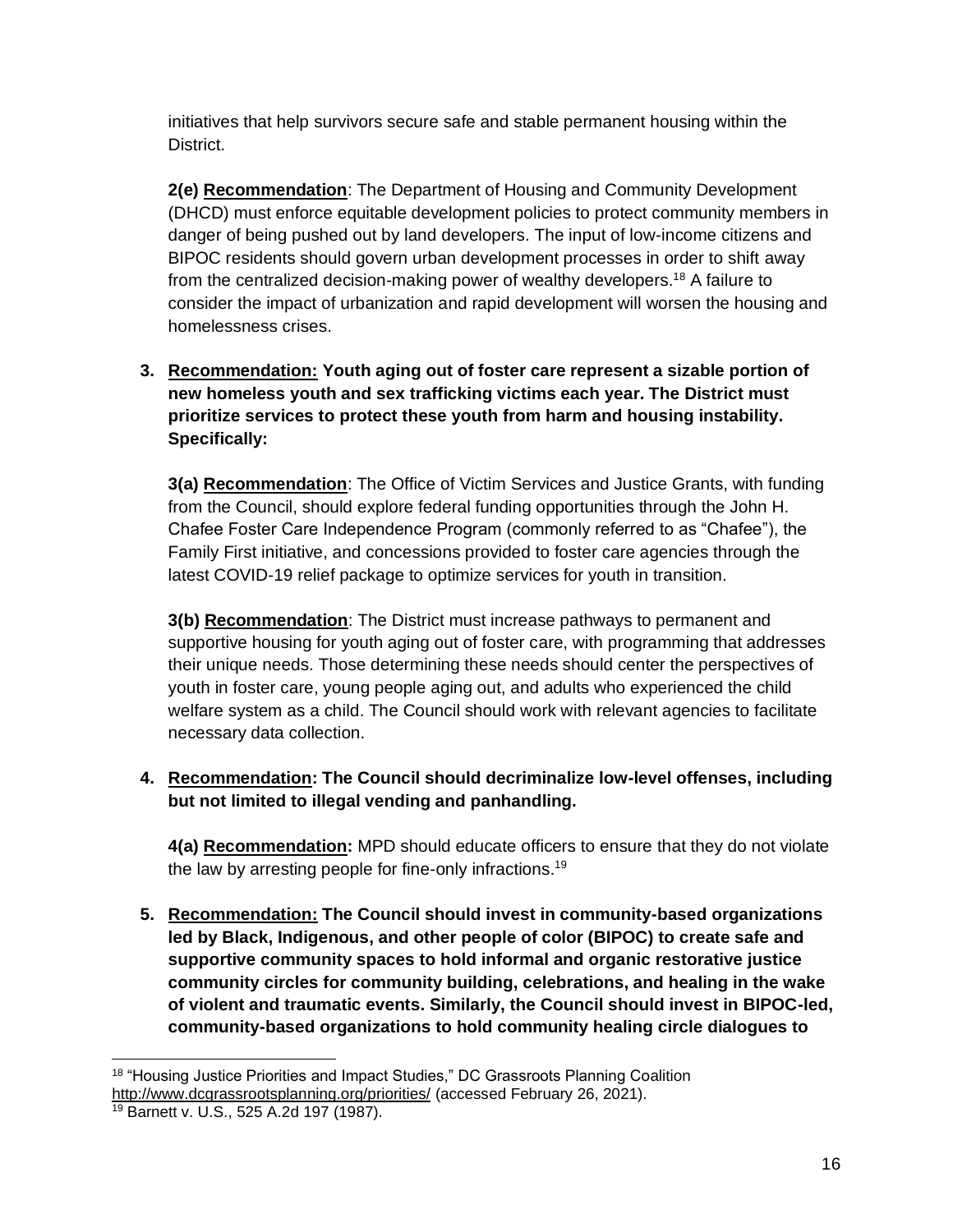initiatives that help survivors secure safe and stable permanent housing within the District.

**2(e) Recommendation**: The Department of Housing and Community Development (DHCD) must enforce equitable development policies to protect community members in danger of being pushed out by land developers. The input of low-income citizens and BIPOC residents should govern urban development processes in order to shift away from the centralized decision-making power of wealthy developers.[18] A failure to consider the impact of urbanization and rapid development will worsen the housing and homelessness crises.

3. **Recommendation: Youth aging out of foster care represent a sizable portion of new homeless youth and sex trafficking victims each year. The District must prioritize services to protect these youth from harm and housing instability. Specifically:**

   **3(a) Recommendation**: The Office of Victim Services and Justice Grants, with funding from the Council, should explore federal funding opportunities through the John H. Chafee Foster Care Independence Program (commonly referred to as "Chafee"), the Family First initiative, and concessions provided to foster care agencies through the latest COVID-19 relief package to optimize services for youth in transition.

   **3(b) Recommendation**: The District must increase pathways to permanent and supportive housing for youth aging out of foster care, with programming that addresses their unique needs. Those determining these needs should center the perspectives of youth in foster care, young people aging out, and adults who experienced the child welfare system as a child. The Council should work with relevant agencies to facilitate necessary data collection.

4. **Recommendation: The Council should decriminalize low-level offenses, including but not limited to illegal vending and panhandling.**

   **4(a) Recommendation:** MPD should educate officers to ensure that they do not violate the law by arresting people for fine-only infractions.[19]

5. **Recommendation: The Council should invest in community-based organizations led by Black, Indigenous, and other people of color (BIPOC) to create safe and supportive community spaces to hold informal and organic restorative justice community circles for community building, celebrations, and healing in the wake of violent and traumatic events. Similarly, the Council should invest in BIPOC-led, community-based organizations to hold community healing circle dialogues to**

---

[18] "Housing Justice Priorities and Impact Studies," DC Grassroots Planning Coalition http://www.dcgrassrootsplanning.org/priorities/ (accessed February 26, 2021).

[19] Barnett v. U.S., 525 A.2d 197 (1987).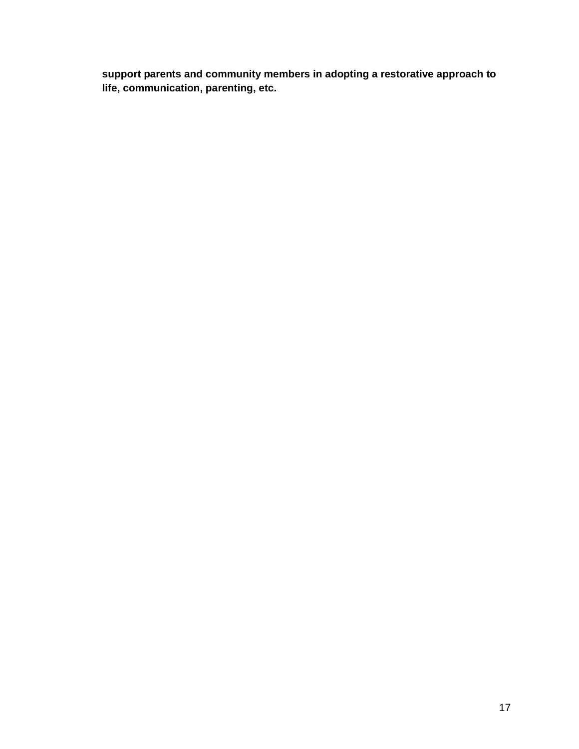**support parents and community members in adopting a restorative approach to life, communication, parenting, etc.**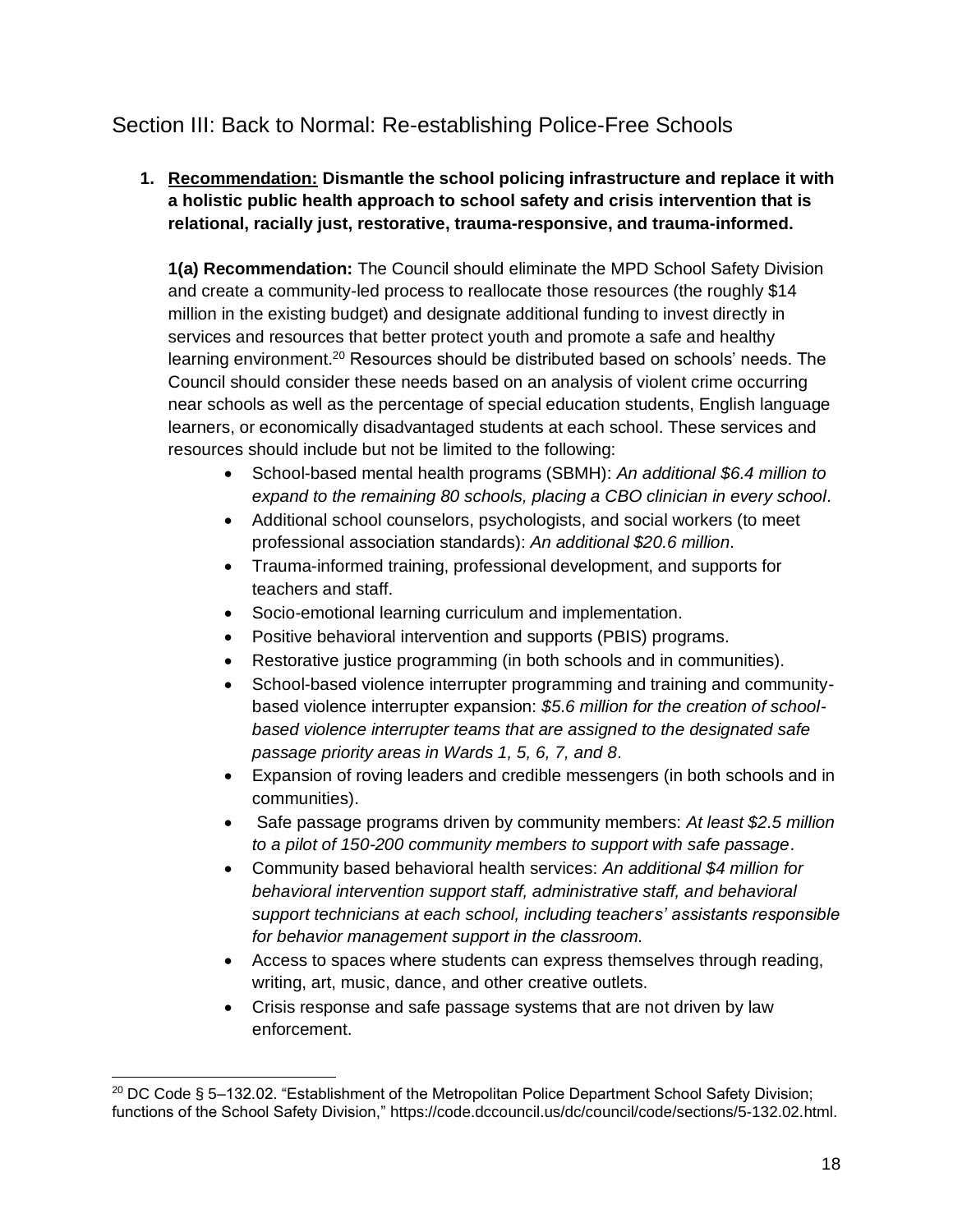## Section III: Back to Normal: Re-establishing Police-Free Schools

1. **<u>Recommendation:</u> Dismantle the school policing infrastructure and replace it with a holistic public health approach to school safety and crisis intervention that is relational, racially just, restorative, trauma-responsive, and trauma-informed.**

   **1(a) Recommendation:** The Council should eliminate the MPD School Safety Division and create a community-led process to reallocate those resources (the roughly $14 million in the existing budget) and designate additional funding to invest directly in services and resources that better protect youth and promote a safe and healthy learning environment.[20] Resources should be distributed based on schools' needs. The Council should consider these needs based on an analysis of violent crime occurring near schools as well as the percentage of special education students, English language learners, or economically disadvantaged students at each school. These services and resources should include but not be limited to the following:

   - School-based mental health programs (SBMH): *An additional $6.4 million to expand to the remaining 80 schools, placing a CBO clinician in every school*.
   - Additional school counselors, psychologists, and social workers (to meet professional association standards): *An additional $20.6 million*.
   - Trauma-informed training, professional development, and supports for teachers and staff.
   - Socio-emotional learning curriculum and implementation.
   - Positive behavioral intervention and supports (PBIS) programs.
   - Restorative justice programming (in both schools and in communities).
   - School-based violence interrupter programming and training and community-based violence interrupter expansion: *$5.6 million for the creation of school-based violence interrupter teams that are assigned to the designated safe passage priority areas in Wards 1, 5, 6, 7, and 8*.
   - Expansion of roving leaders and credible messengers (in both schools and in communities).
   - Safe passage programs driven by community members: *At least $2.5 million to a pilot of 150-200 community members to support with safe passage*.
   - Community based behavioral health services: *An additional $4 million for behavioral intervention support staff, administrative staff, and behavioral support technicians at each school, including teachers' assistants responsible for behavior management support in the classroom.*
   - Access to spaces where students can express themselves through reading, writing, art, music, dance, and other creative outlets.
   - Crisis response and safe passage systems that are not driven by law enforcement.

---

[20] DC Code § 5–132.02. "Establishment of the Metropolitan Police Department School Safety Division; functions of the School Safety Division," https://code.dccouncil.us/dc/council/code/sections/5-132.02.html.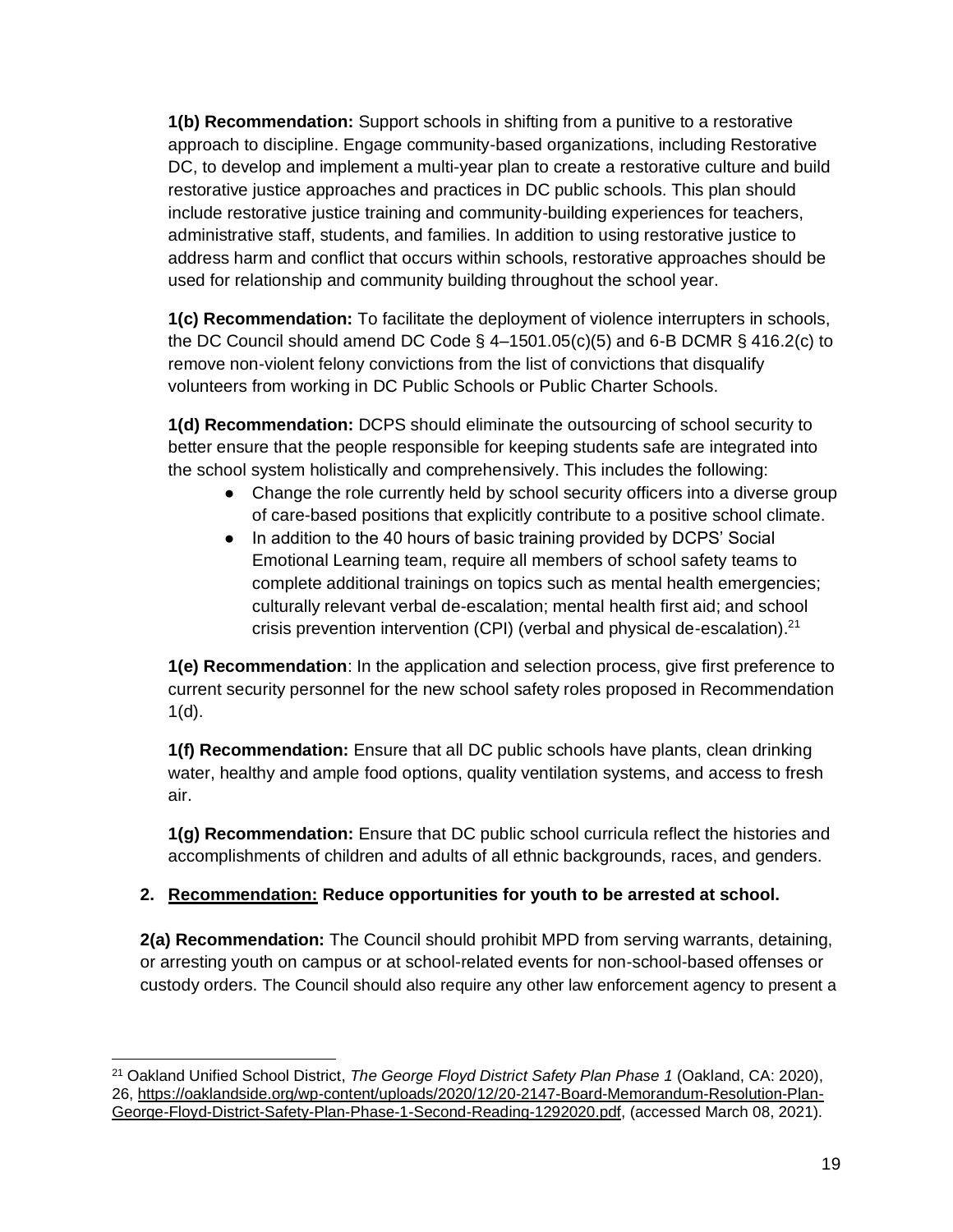**1(b) Recommendation:** Support schools in shifting from a punitive to a restorative approach to discipline. Engage community-based organizations, including Restorative DC, to develop and implement a multi-year plan to create a restorative culture and build restorative justice approaches and practices in DC public schools. This plan should include restorative justice training and community-building experiences for teachers, administrative staff, students, and families. In addition to using restorative justice to address harm and conflict that occurs within schools, restorative approaches should be used for relationship and community building throughout the school year.

**1(c) Recommendation:** To facilitate the deployment of violence interrupters in schools, the DC Council should amend DC Code § 4–1501.05(c)(5) and 6-B DCMR § 416.2(c) to remove non-violent felony convictions from the list of convictions that disqualify volunteers from working in DC Public Schools or Public Charter Schools.

**1(d) Recommendation:** DCPS should eliminate the outsourcing of school security to better ensure that the people responsible for keeping students safe are integrated into the school system holistically and comprehensively. This includes the following:

- Change the role currently held by school security officers into a diverse group of care-based positions that explicitly contribute to a positive school climate.
- In addition to the 40 hours of basic training provided by DCPS' Social Emotional Learning team, require all members of school safety teams to complete additional trainings on topics such as mental health emergencies; culturally relevant verbal de-escalation; mental health first aid; and school crisis prevention intervention (CPI) (verbal and physical de-escalation).[21]

**1(e) Recommendation**: In the application and selection process, give first preference to current security personnel for the new school safety roles proposed in Recommendation 1(d).

**1(f) Recommendation:** Ensure that all DC public schools have plants, clean drinking water, healthy and ample food options, quality ventilation systems, and access to fresh air.

**1(g) Recommendation:** Ensure that DC public school curricula reflect the histories and accomplishments of children and adults of all ethnic backgrounds, races, and genders.

2. **Recommendation: Reduce opportunities for youth to be arrested at school.**

**2(a) Recommendation:** The Council should prohibit MPD from serving warrants, detaining, or arresting youth on campus or at school-related events for non-school-based offenses or custody orders. The Council should also require any other law enforcement agency to present a

---

[21] Oakland Unified School District, *The George Floyd District Safety Plan Phase 1* (Oakland, CA: 2020), 26, https://oaklandside.org/wp-content/uploads/2020/12/20-2147-Board-Memorandum-Resolution-Plan-George-Floyd-District-Safety-Plan-Phase-1-Second-Reading-1292020.pdf, (accessed March 08, 2021).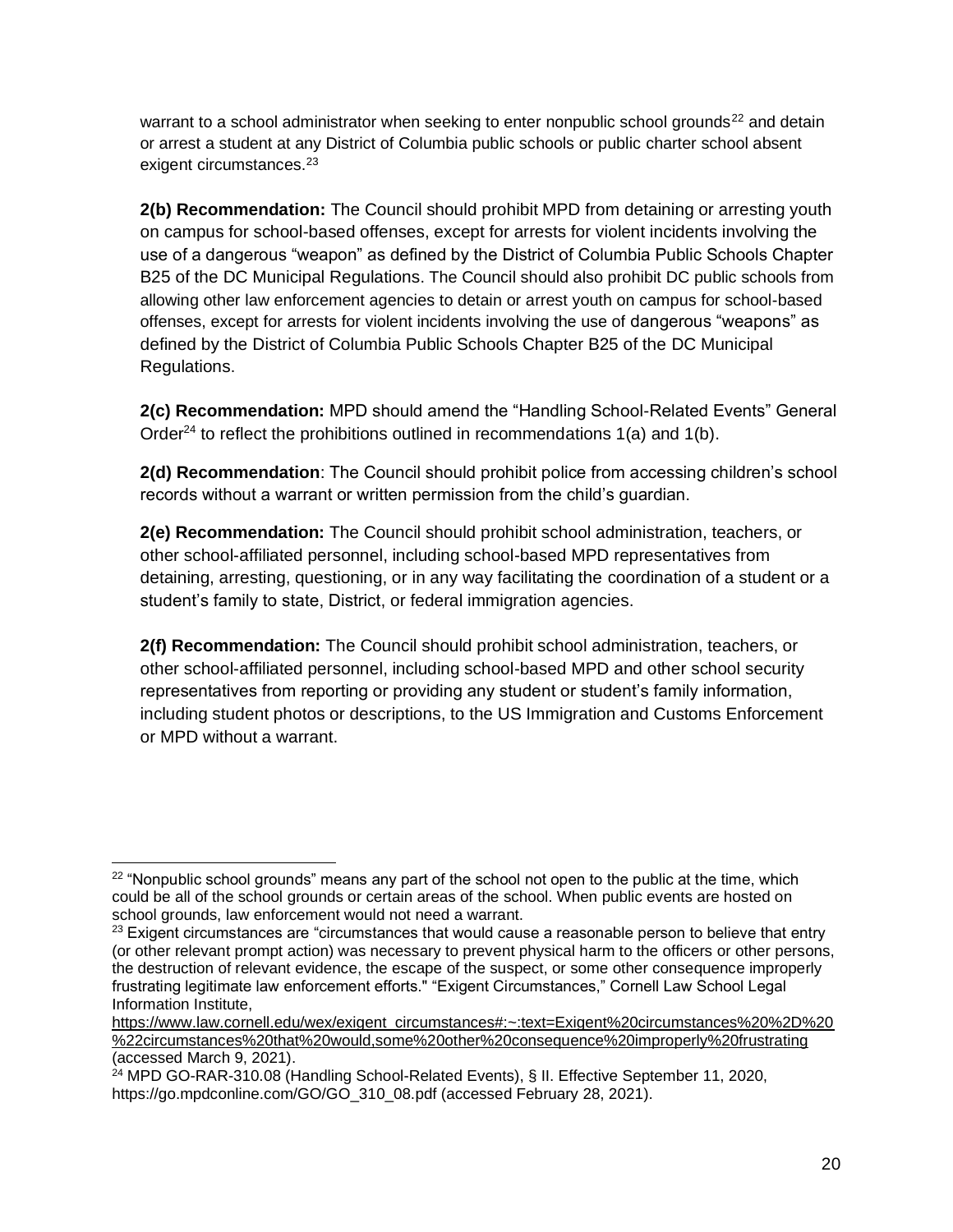warrant to a school administrator when seeking to enter nonpublic school grounds[22] and detain or arrest a student at any District of Columbia public schools or public charter school absent exigent circumstances.[23]

**2(b) Recommendation:** The Council should prohibit MPD from detaining or arresting youth on campus for school-based offenses, except for arrests for violent incidents involving the use of a dangerous "weapon" as defined by the District of Columbia Public Schools Chapter B25 of the DC Municipal Regulations. The Council should also prohibit DC public schools from allowing other law enforcement agencies to detain or arrest youth on campus for school-based offenses, except for arrests for violent incidents involving the use of dangerous "weapons" as defined by the District of Columbia Public Schools Chapter B25 of the DC Municipal Regulations.

**2(c) Recommendation:** MPD should amend the "Handling School-Related Events" General Order[24] to reflect the prohibitions outlined in recommendations 1(a) and 1(b).

**2(d) Recommendation**: The Council should prohibit police from accessing children's school records without a warrant or written permission from the child's guardian.

**2(e) Recommendation:** The Council should prohibit school administration, teachers, or other school-affiliated personnel, including school-based MPD representatives from detaining, arresting, questioning, or in any way facilitating the coordination of a student or a student's family to state, District, or federal immigration agencies.

**2(f) Recommendation:** The Council should prohibit school administration, teachers, or other school-affiliated personnel, including school-based MPD and other school security representatives from reporting or providing any student or student's family information, including student photos or descriptions, to the US Immigration and Customs Enforcement or MPD without a warrant.

---

[22] "Nonpublic school grounds" means any part of the school not open to the public at the time, which could be all of the school grounds or certain areas of the school. When public events are hosted on school grounds, law enforcement would not need a warrant.

[23] Exigent circumstances are "circumstances that would cause a reasonable person to believe that entry (or other relevant prompt action) was necessary to prevent physical harm to the officers or other persons, the destruction of relevant evidence, the escape of the suspect, or some other consequence improperly frustrating legitimate law enforcement efforts." "Exigent Circumstances," Cornell Law School Legal Information Institute, https://www.law.cornell.edu/wex/exigent_circumstances#:~:text=Exigent%20circumstances%20%2D%20%22circumstances%20that%20would,some%20other%20consequence%20improperly%20frustrating (accessed March 9, 2021).

[24] MPD GO-RAR-310.08 (Handling School-Related Events), § II. Effective September 11, 2020, https://go.mpdconline.com/GO/GO_310_08.pdf (accessed February 28, 2021).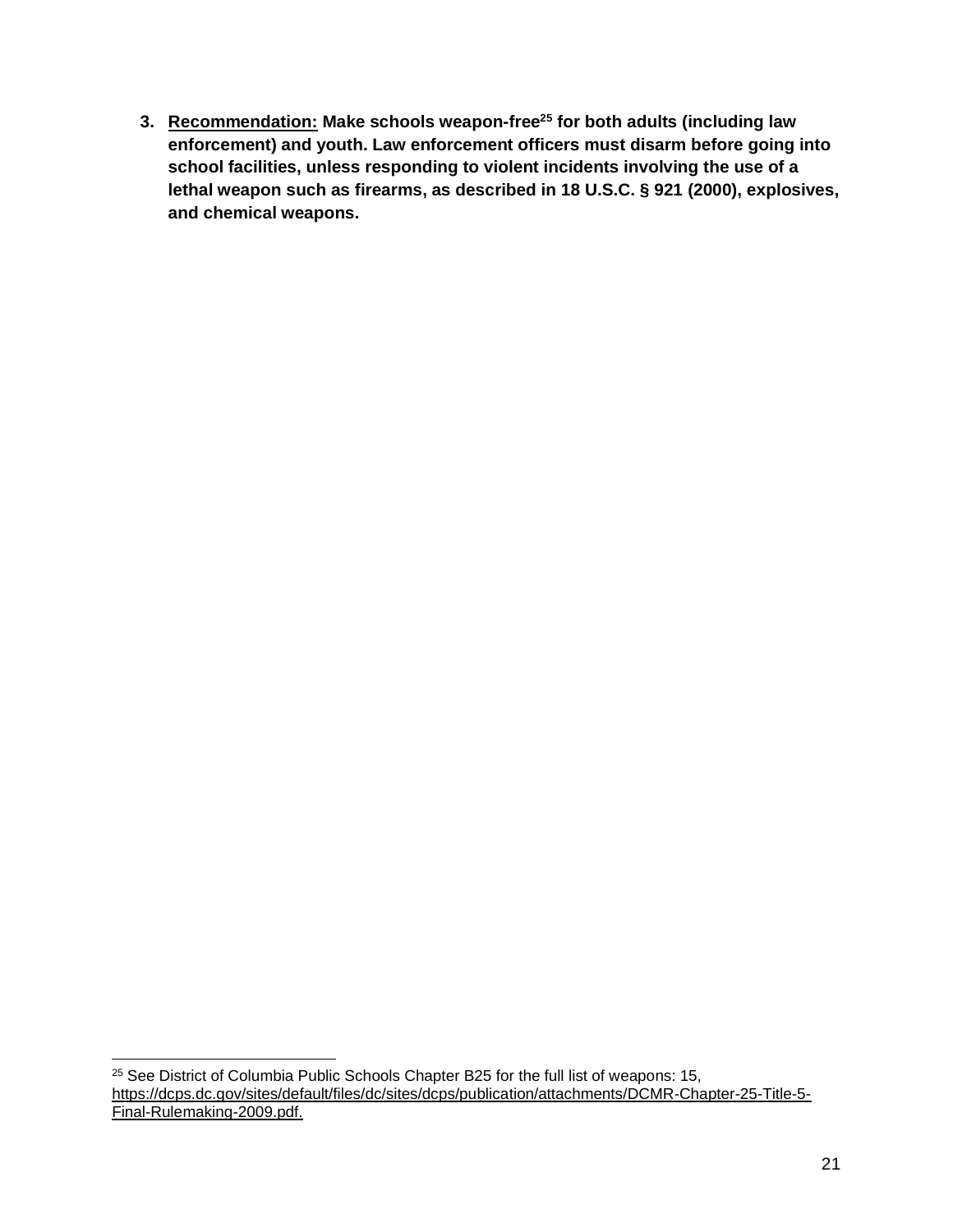3. **Recommendation: Make schools weapon-free[25] for both adults (including law enforcement) and youth. Law enforcement officers must disarm before going into school facilities, unless responding to violent incidents involving the use of a lethal weapon such as firearms, as described in 18 U.S.C. § 921 (2000), explosives, and chemical weapons.**

---

[25] See District of Columbia Public Schools Chapter B25 for the full list of weapons: 15, https://dcps.dc.gov/sites/default/files/dc/sites/dcps/publication/attachments/DCMR-Chapter-25-Title-5-Final-Rulemaking-2009.pdf.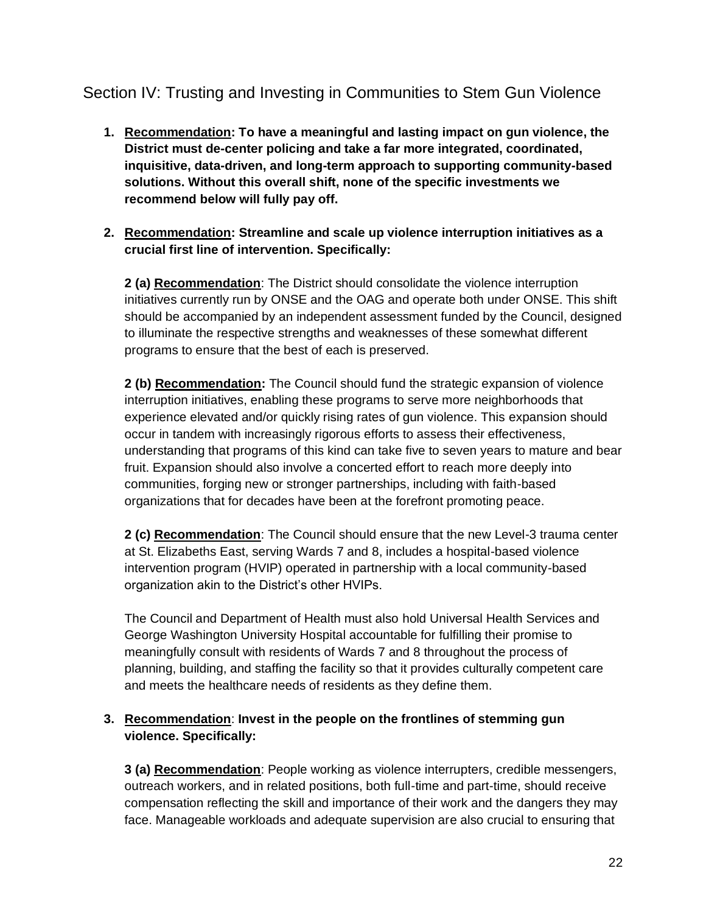## Section IV: Trusting and Investing in Communities to Stem Gun Violence

1. **<u>Recommendation</u>: To have a meaningful and lasting impact on gun violence, the District must de-center policing and take a far more integrated, coordinated, inquisitive, data-driven, and long-term approach to supporting community-based solutions. Without this overall shift, none of the specific investments we recommend below will fully pay off.**

2. **<u>Recommendation</u>: Streamline and scale up violence interruption initiatives as a crucial first line of intervention. Specifically:**

   **2 (a) <u>Recommendation</u>**: The District should consolidate the violence interruption initiatives currently run by ONSE and the OAG and operate both under ONSE. This shift should be accompanied by an independent assessment funded by the Council, designed to illuminate the respective strengths and weaknesses of these somewhat different programs to ensure that the best of each is preserved.

   **2 (b) <u>Recommendation</u>:** The Council should fund the strategic expansion of violence interruption initiatives, enabling these programs to serve more neighborhoods that experience elevated and/or quickly rising rates of gun violence. This expansion should occur in tandem with increasingly rigorous efforts to assess their effectiveness, understanding that programs of this kind can take five to seven years to mature and bear fruit. Expansion should also involve a concerted effort to reach more deeply into communities, forging new or stronger partnerships, including with faith-based organizations that for decades have been at the forefront promoting peace.

   **2 (c) <u>Recommendation</u>**: The Council should ensure that the new Level-3 trauma center at St. Elizabeths East, serving Wards 7 and 8, includes a hospital-based violence intervention program (HVIP) operated in partnership with a local community-based organization akin to the District's other HVIPs.

   The Council and Department of Health must also hold Universal Health Services and George Washington University Hospital accountable for fulfilling their promise to meaningfully consult with residents of Wards 7 and 8 throughout the process of planning, building, and staffing the facility so that it provides culturally competent care and meets the healthcare needs of residents as they define them.

3. **<u>Recommendation</u>**: **Invest in the people on the frontlines of stemming gun violence. Specifically:**

   **3 (a) <u>Recommendation</u>**: People working as violence interrupters, credible messengers, outreach workers, and in related positions, both full-time and part-time, should receive compensation reflecting the skill and importance of their work and the dangers they may face. Manageable workloads and adequate supervision are also crucial to ensuring that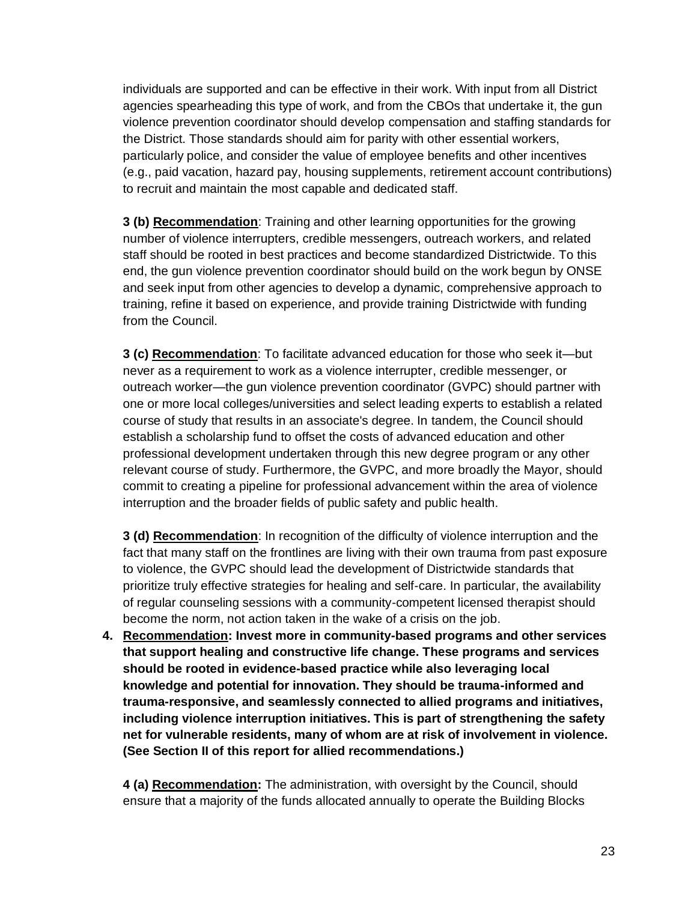individuals are supported and can be effective in their work. With input from all District agencies spearheading this type of work, and from the CBOs that undertake it, the gun violence prevention coordinator should develop compensation and staffing standards for the District. Those standards should aim for parity with other essential workers, particularly police, and consider the value of employee benefits and other incentives (e.g., paid vacation, hazard pay, housing supplements, retirement account contributions) to recruit and maintain the most capable and dedicated staff.

**3 (b) Recommendation**: Training and other learning opportunities for the growing number of violence interrupters, credible messengers, outreach workers, and related staff should be rooted in best practices and become standardized Districtwide. To this end, the gun violence prevention coordinator should build on the work begun by ONSE and seek input from other agencies to develop a dynamic, comprehensive approach to training, refine it based on experience, and provide training Districtwide with funding from the Council.

**3 (c) Recommendation**: To facilitate advanced education for those who seek it—but never as a requirement to work as a violence interrupter, credible messenger, or outreach worker—the gun violence prevention coordinator (GVPC) should partner with one or more local colleges/universities and select leading experts to establish a related course of study that results in an associate's degree. In tandem, the Council should establish a scholarship fund to offset the costs of advanced education and other professional development undertaken through this new degree program or any other relevant course of study. Furthermore, the GVPC, and more broadly the Mayor, should commit to creating a pipeline for professional advancement within the area of violence interruption and the broader fields of public safety and public health.

**3 (d) Recommendation**: In recognition of the difficulty of violence interruption and the fact that many staff on the frontlines are living with their own trauma from past exposure to violence, the GVPC should lead the development of Districtwide standards that prioritize truly effective strategies for healing and self-care. In particular, the availability of regular counseling sessions with a community-competent licensed therapist should become the norm, not action taken in the wake of a crisis on the job.

4. **Recommendation: Invest more in community-based programs and other services that support healing and constructive life change. These programs and services should be rooted in evidence-based practice while also leveraging local knowledge and potential for innovation. They should be trauma-informed and trauma-responsive, and seamlessly connected to allied programs and initiatives, including violence interruption initiatives. This is part of strengthening the safety net for vulnerable residents, many of whom are at risk of involvement in violence. (See Section II of this report for allied recommendations.)**

**4 (a) Recommendation:** The administration, with oversight by the Council, should ensure that a majority of the funds allocated annually to operate the Building Blocks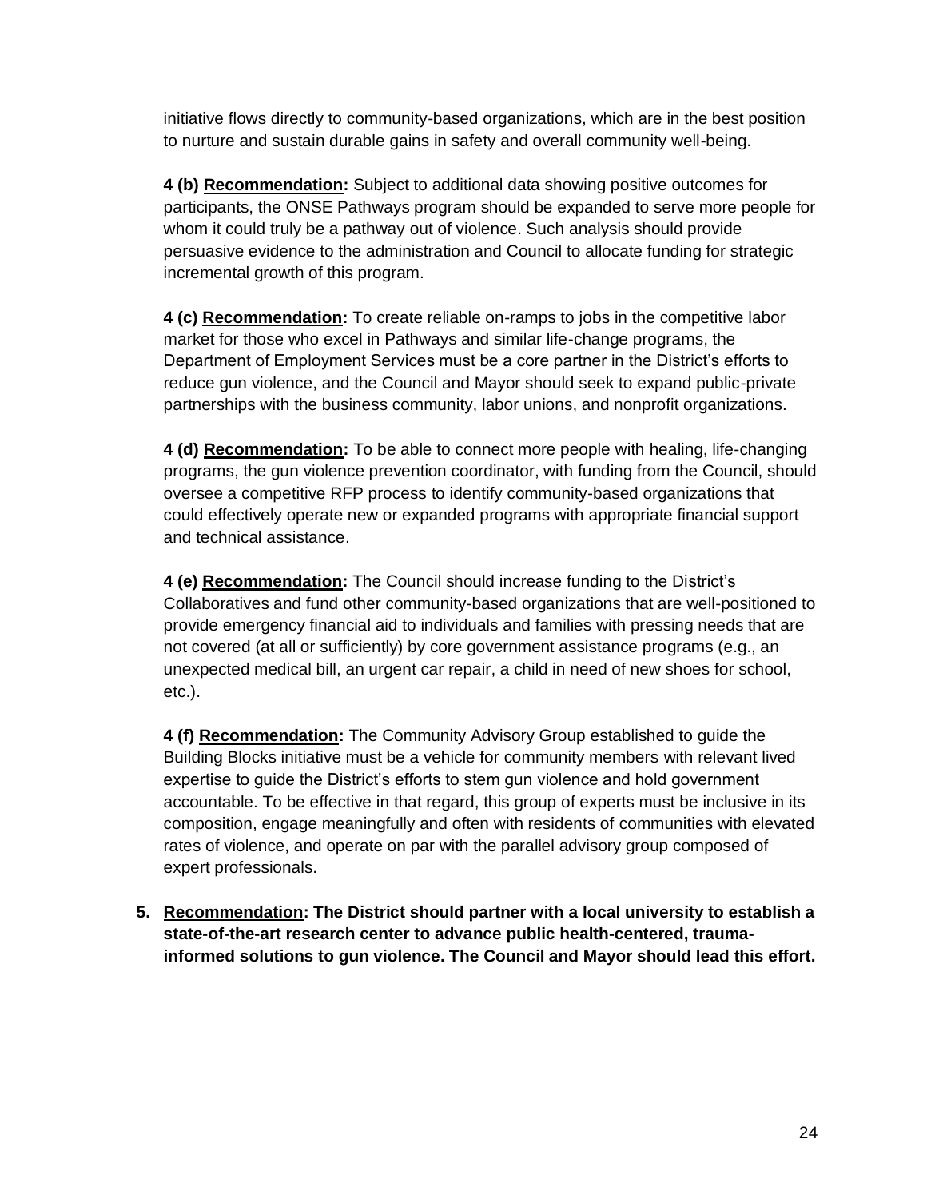initiative flows directly to community-based organizations, which are in the best position to nurture and sustain durable gains in safety and overall community well-being.

**4 (b) <u>Recommendation</u>:** Subject to additional data showing positive outcomes for participants, the ONSE Pathways program should be expanded to serve more people for whom it could truly be a pathway out of violence. Such analysis should provide persuasive evidence to the administration and Council to allocate funding for strategic incremental growth of this program.

**4 (c) <u>Recommendation</u>:** To create reliable on-ramps to jobs in the competitive labor market for those who excel in Pathways and similar life-change programs, the Department of Employment Services must be a core partner in the District's efforts to reduce gun violence, and the Council and Mayor should seek to expand public-private partnerships with the business community, labor unions, and nonprofit organizations.

**4 (d) <u>Recommendation</u>:** To be able to connect more people with healing, life-changing programs, the gun violence prevention coordinator, with funding from the Council, should oversee a competitive RFP process to identify community-based organizations that could effectively operate new or expanded programs with appropriate financial support and technical assistance.

**4 (e) <u>Recommendation</u>:** The Council should increase funding to the District's Collaboratives and fund other community-based organizations that are well-positioned to provide emergency financial aid to individuals and families with pressing needs that are not covered (at all or sufficiently) by core government assistance programs (e.g., an unexpected medical bill, an urgent car repair, a child in need of new shoes for school, etc.).

**4 (f) <u>Recommendation</u>:** The Community Advisory Group established to guide the Building Blocks initiative must be a vehicle for community members with relevant lived expertise to guide the District's efforts to stem gun violence and hold government accountable. To be effective in that regard, this group of experts must be inclusive in its composition, engage meaningfully and often with residents of communities with elevated rates of violence, and operate on par with the parallel advisory group composed of expert professionals.

5. **<u>Recommendation</u>: The District should partner with a local university to establish a state-of-the-art research center to advance public health-centered, trauma-informed solutions to gun violence. The Council and Mayor should lead this effort.**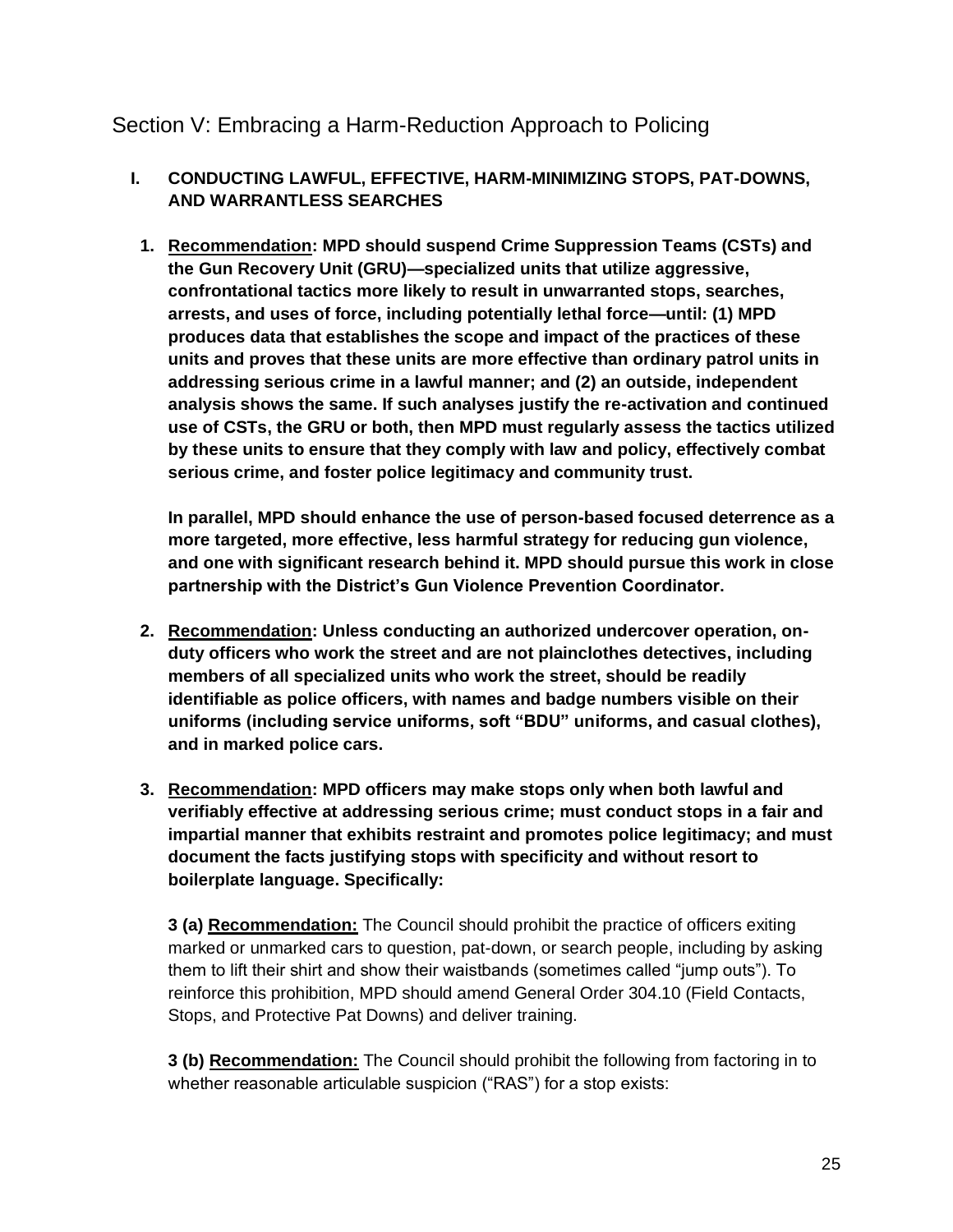## Section V: Embracing a Harm-Reduction Approach to Policing

### I. CONDUCTING LAWFUL, EFFECTIVE, HARM-MINIMIZING STOPS, PAT-DOWNS, AND WARRANTLESS SEARCHES

1. **<u>Recommendation</u>: MPD should suspend Crime Suppression Teams (CSTs) and the Gun Recovery Unit (GRU)—specialized units that utilize aggressive, confrontational tactics more likely to result in unwarranted stops, searches, arrests, and uses of force, including potentially lethal force—until: (1) MPD produces data that establishes the scope and impact of the practices of these units and proves that these units are more effective than ordinary patrol units in addressing serious crime in a lawful manner; and (2) an outside, independent analysis shows the same. If such analyses justify the re-activation and continued use of CSTs, the GRU or both, then MPD must regularly assess the tactics utilized by these units to ensure that they comply with law and policy, effectively combat serious crime, and foster police legitimacy and community trust.**

   **In parallel, MPD should enhance the use of person-based focused deterrence as a more targeted, more effective, less harmful strategy for reducing gun violence, and one with significant research behind it. MPD should pursue this work in close partnership with the District's Gun Violence Prevention Coordinator.**

2. **<u>Recommendation</u>: Unless conducting an authorized undercover operation, on-duty officers who work the street and are not plainclothes detectives, including members of all specialized units who work the street, should be readily identifiable as police officers, with names and badge numbers visible on their uniforms (including service uniforms, soft "BDU" uniforms, and casual clothes), and in marked police cars.**

3. **<u>Recommendation</u>: MPD officers may make stops only when both lawful and verifiably effective at addressing serious crime; must conduct stops in a fair and impartial manner that exhibits restraint and promotes police legitimacy; and must document the facts justifying stops with specificity and without resort to boilerplate language. Specifically:**

   **3 (a) <u>Recommendation:</u>** The Council should prohibit the practice of officers exiting marked or unmarked cars to question, pat-down, or search people, including by asking them to lift their shirt and show their waistbands (sometimes called "jump outs"). To reinforce this prohibition, MPD should amend General Order 304.10 (Field Contacts, Stops, and Protective Pat Downs) and deliver training.

   **3 (b) <u>Recommendation:</u>** The Council should prohibit the following from factoring in to whether reasonable articulable suspicion ("RAS") for a stop exists: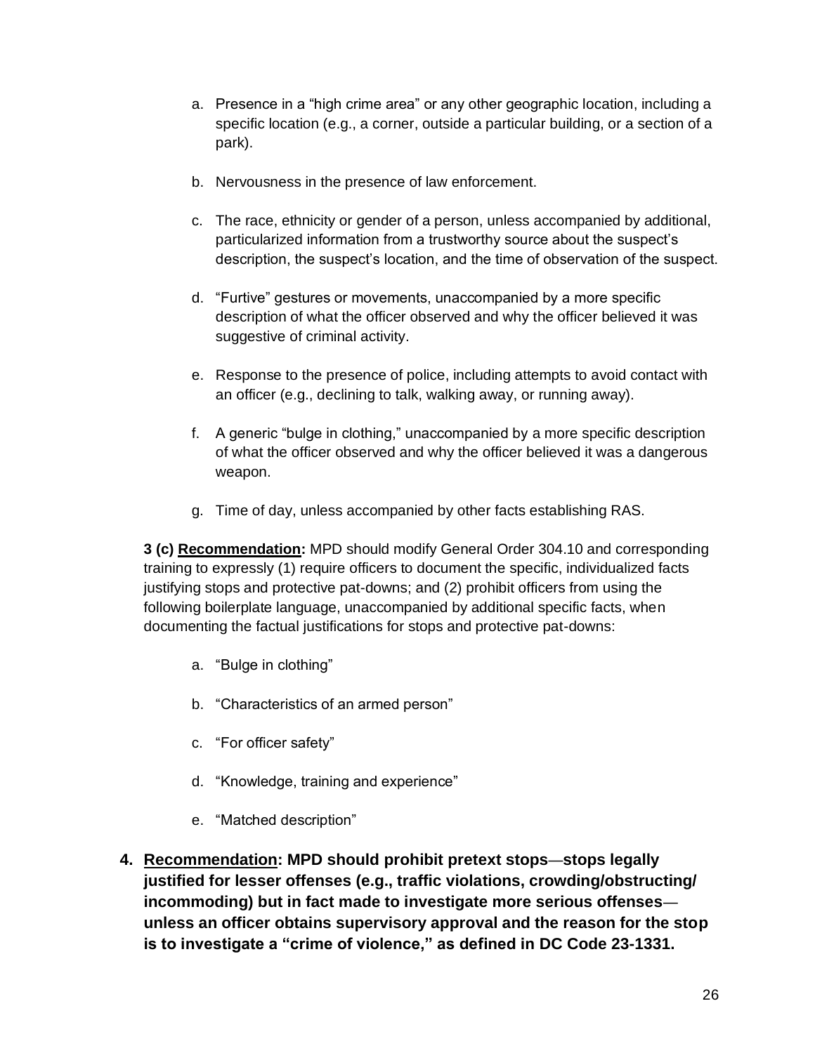a. Presence in a “high crime area” or any other geographic location, including a specific location (e.g., a corner, outside a particular building, or a section of a park).

b. Nervousness in the presence of law enforcement.

c. The race, ethnicity or gender of a person, unless accompanied by additional, particularized information from a trustworthy source about the suspect’s description, the suspect’s location, and the time of observation of the suspect.

d. “Furtive” gestures or movements, unaccompanied by a more specific description of what the officer observed and why the officer believed it was suggestive of criminal activity.

e. Response to the presence of police, including attempts to avoid contact with an officer (e.g., declining to talk, walking away, or running away).

f. A generic “bulge in clothing,” unaccompanied by a more specific description of what the officer observed and why the officer believed it was a dangerous weapon.

g. Time of day, unless accompanied by other facts establishing RAS.

**3 (c) <u>Recommendation</u>:** MPD should modify General Order 304.10 and corresponding training to expressly (1) require officers to document the specific, individualized facts justifying stops and protective pat-downs; and (2) prohibit officers from using the following boilerplate language, unaccompanied by additional specific facts, when documenting the factual justifications for stops and protective pat-downs:

a. “Bulge in clothing”

b. “Characteristics of an armed person”

c. “For officer safety”

d. “Knowledge, training and experience”

e. “Matched description”

**4. <u>Recommendation</u>: MPD should prohibit pretext stops—stops legally justified for lesser offenses (e.g., traffic violations, crowding/obstructing/ incommoding) but in fact made to investigate more serious offenses—unless an officer obtains supervisory approval and the reason for the stop is to investigate a “crime of violence,” as defined in DC Code 23-1331.**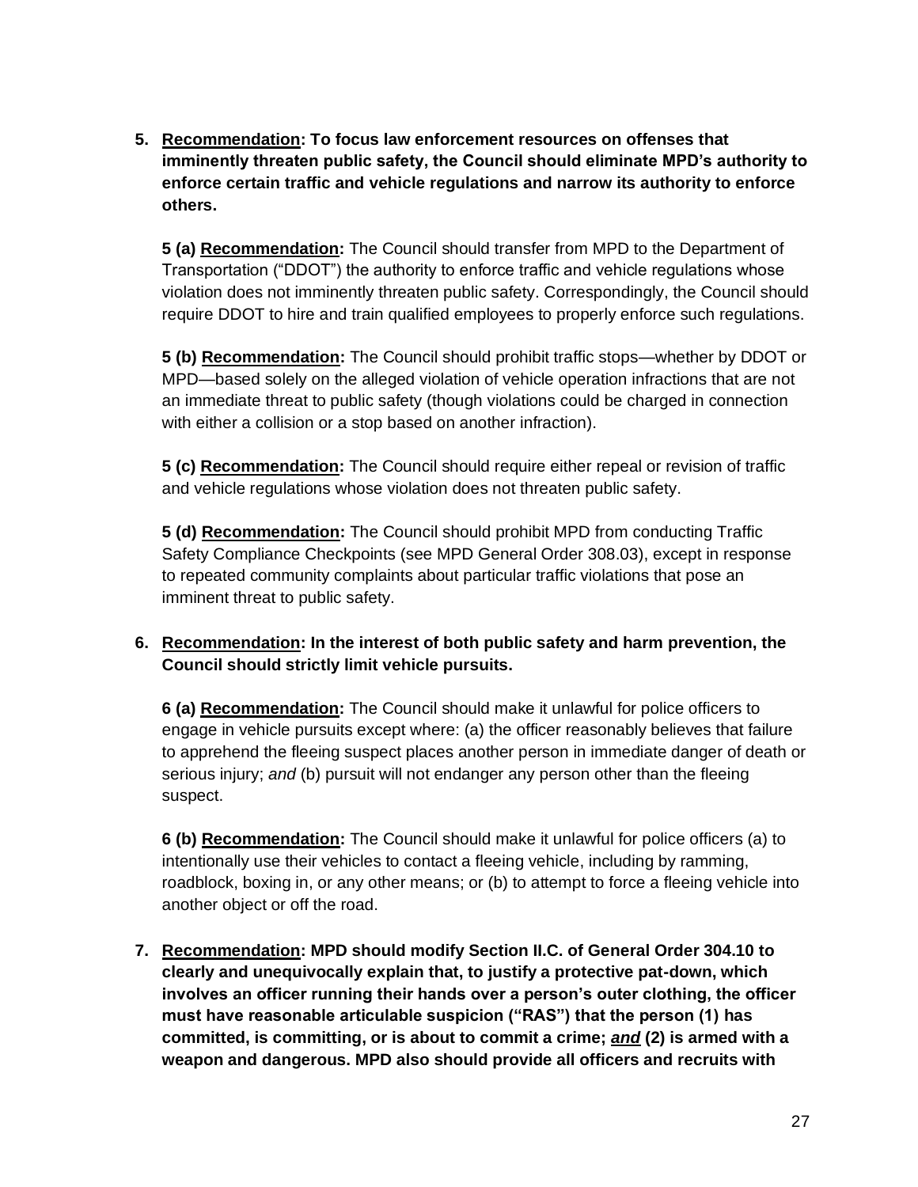5. **<u>Recommendation</u>: To focus law enforcement resources on offenses that imminently threaten public safety, the Council should eliminate MPD's authority to enforce certain traffic and vehicle regulations and narrow its authority to enforce others.**

   **5 (a) <u>Recommendation</u>:** The Council should transfer from MPD to the Department of Transportation ("DDOT") the authority to enforce traffic and vehicle regulations whose violation does not imminently threaten public safety. Correspondingly, the Council should require DDOT to hire and train qualified employees to properly enforce such regulations.

   **5 (b) <u>Recommendation</u>:** The Council should prohibit traffic stops—whether by DDOT or MPD—based solely on the alleged violation of vehicle operation infractions that are not an immediate threat to public safety (though violations could be charged in connection with either a collision or a stop based on another infraction).

   **5 (c) <u>Recommendation</u>:** The Council should require either repeal or revision of traffic and vehicle regulations whose violation does not threaten public safety.

   **5 (d) <u>Recommendation</u>:** The Council should prohibit MPD from conducting Traffic Safety Compliance Checkpoints (see MPD General Order 308.03), except in response to repeated community complaints about particular traffic violations that pose an imminent threat to public safety.

6. **<u>Recommendation</u>: In the interest of both public safety and harm prevention, the Council should strictly limit vehicle pursuits.**

   **6 (a) <u>Recommendation</u>:** The Council should make it unlawful for police officers to engage in vehicle pursuits except where: (a) the officer reasonably believes that failure to apprehend the fleeing suspect places another person in immediate danger of death or serious injury; *and* (b) pursuit will not endanger any person other than the fleeing suspect.

   **6 (b) <u>Recommendation</u>:** The Council should make it unlawful for police officers (a) to intentionally use their vehicles to contact a fleeing vehicle, including by ramming, roadblock, boxing in, or any other means; or (b) to attempt to force a fleeing vehicle into another object or off the road.

7. **<u>Recommendation</u>: MPD should modify Section II.C. of General Order 304.10 to clearly and unequivocally explain that, to justify a protective pat-down, which involves an officer running their hands over a person's outer clothing, the officer must have reasonable articulable suspicion ("RAS") that the person (1) has committed, is committing, or is about to commit a crime; *<u>and</u>* (2) is armed with a weapon and dangerous. MPD also should provide all officers and recruits with**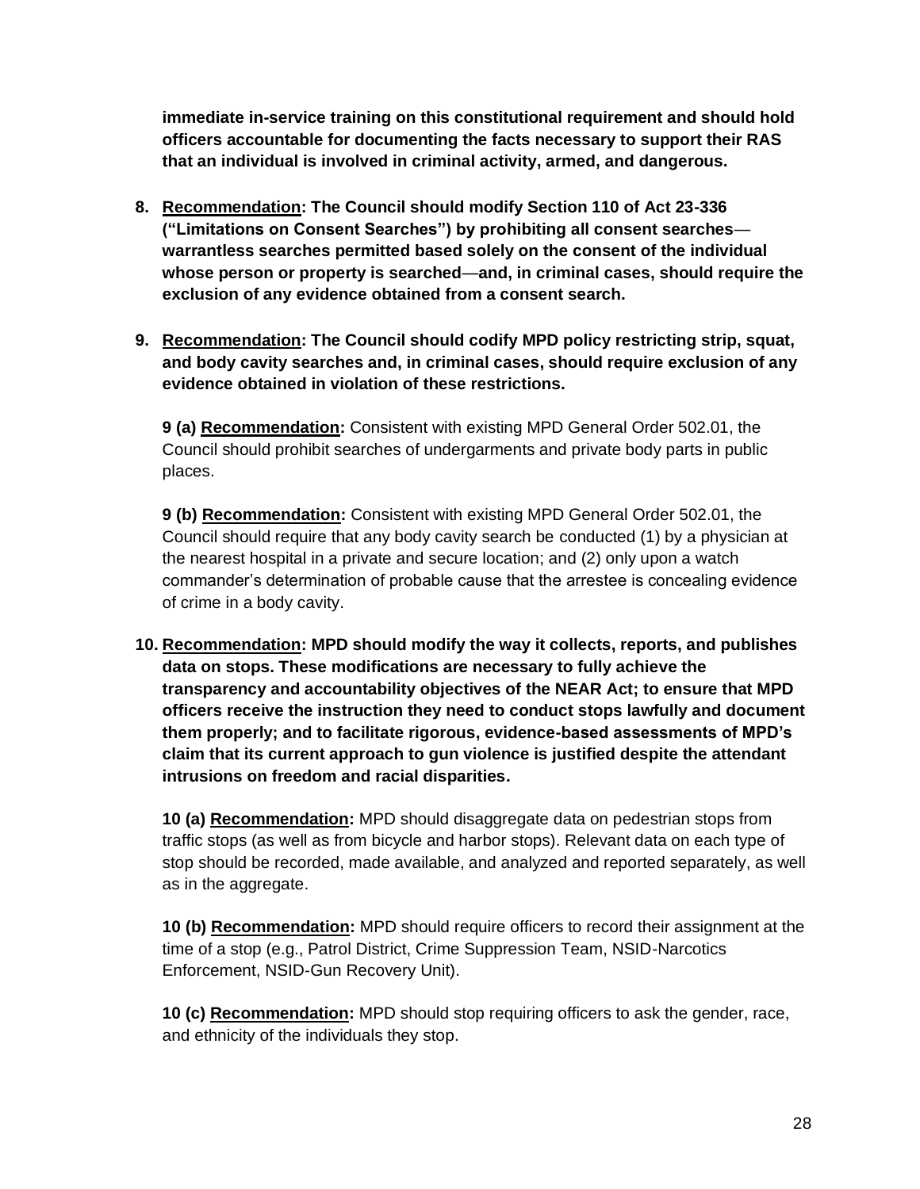**immediate in-service training on this constitutional requirement and should hold officers accountable for documenting the facts necessary to support their RAS that an individual is involved in criminal activity, armed, and dangerous.**

8. **<u>Recommendation</u>: The Council should modify Section 110 of Act 23-336 ("Limitations on Consent Searches") by prohibiting all consent searches—warrantless searches permitted based solely on the consent of the individual whose person or property is searched—and, in criminal cases, should require the exclusion of any evidence obtained from a consent search.**

9. **<u>Recommendation</u>: The Council should codify MPD policy restricting strip, squat, and body cavity searches and, in criminal cases, should require exclusion of any evidence obtained in violation of these restrictions.**

   **9 (a) <u>Recommendation</u>:** Consistent with existing MPD General Order 502.01, the Council should prohibit searches of undergarments and private body parts in public places.

   **9 (b) <u>Recommendation</u>:** Consistent with existing MPD General Order 502.01, the Council should require that any body cavity search be conducted (1) by a physician at the nearest hospital in a private and secure location; and (2) only upon a watch commander's determination of probable cause that the arrestee is concealing evidence of crime in a body cavity.

10. **<u>Recommendation</u>: MPD should modify the way it collects, reports, and publishes data on stops. These modifications are necessary to fully achieve the transparency and accountability objectives of the NEAR Act; to ensure that MPD officers receive the instruction they need to conduct stops lawfully and document them properly; and to facilitate rigorous, evidence-based assessments of MPD's claim that its current approach to gun violence is justified despite the attendant intrusions on freedom and racial disparities.**

    **10 (a) <u>Recommendation</u>:** MPD should disaggregate data on pedestrian stops from traffic stops (as well as from bicycle and harbor stops). Relevant data on each type of stop should be recorded, made available, and analyzed and reported separately, as well as in the aggregate.

    **10 (b) <u>Recommendation</u>:** MPD should require officers to record their assignment at the time of a stop (e.g., Patrol District, Crime Suppression Team, NSID-Narcotics Enforcement, NSID-Gun Recovery Unit).

    **10 (c) <u>Recommendation</u>:** MPD should stop requiring officers to ask the gender, race, and ethnicity of the individuals they stop.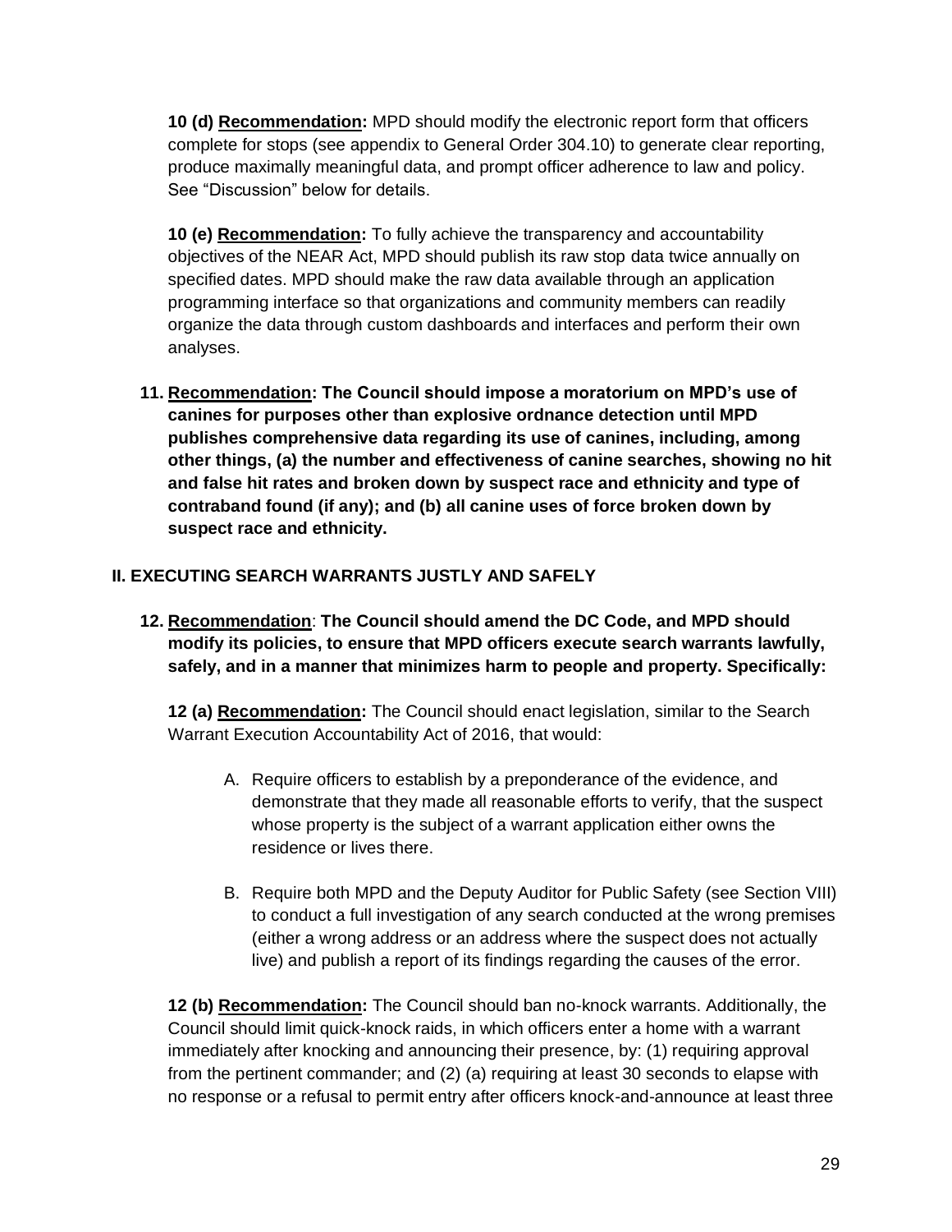**10 (d) <u>Recommendation</u>:** MPD should modify the electronic report form that officers complete for stops (see appendix to General Order 304.10) to generate clear reporting, produce maximally meaningful data, and prompt officer adherence to law and policy. See "Discussion" below for details.

**10 (e) <u>Recommendation</u>:** To fully achieve the transparency and accountability objectives of the NEAR Act, MPD should publish its raw stop data twice annually on specified dates. MPD should make the raw data available through an application programming interface so that organizations and community members can readily organize the data through custom dashboards and interfaces and perform their own analyses.

11. **<u>Recommendation</u>: The Council should impose a moratorium on MPD's use of canines for purposes other than explosive ordnance detection until MPD publishes comprehensive data regarding its use of canines, including, among other things, (a) the number and effectiveness of canine searches, showing no hit and false hit rates and broken down by suspect race and ethnicity and type of contraband found (if any); and (b) all canine uses of force broken down by suspect race and ethnicity.**

## II. EXECUTING SEARCH WARRANTS JUSTLY AND SAFELY

12. **<u>Recommendation</u>: The Council should amend the DC Code, and MPD should modify its policies, to ensure that MPD officers execute search warrants lawfully, safely, and in a manner that minimizes harm to people and property. Specifically:**

**12 (a) <u>Recommendation</u>:** The Council should enact legislation, similar to the Search Warrant Execution Accountability Act of 2016, that would:

A. Require officers to establish by a preponderance of the evidence, and demonstrate that they made all reasonable efforts to verify, that the suspect whose property is the subject of a warrant application either owns the residence or lives there.

B. Require both MPD and the Deputy Auditor for Public Safety (see Section VIII) to conduct a full investigation of any search conducted at the wrong premises (either a wrong address or an address where the suspect does not actually live) and publish a report of its findings regarding the causes of the error.

**12 (b) <u>Recommendation</u>:** The Council should ban no-knock warrants. Additionally, the Council should limit quick-knock raids, in which officers enter a home with a warrant immediately after knocking and announcing their presence, by: (1) requiring approval from the pertinent commander; and (2) (a) requiring at least 30 seconds to elapse with no response or a refusal to permit entry after officers knock-and-announce at least three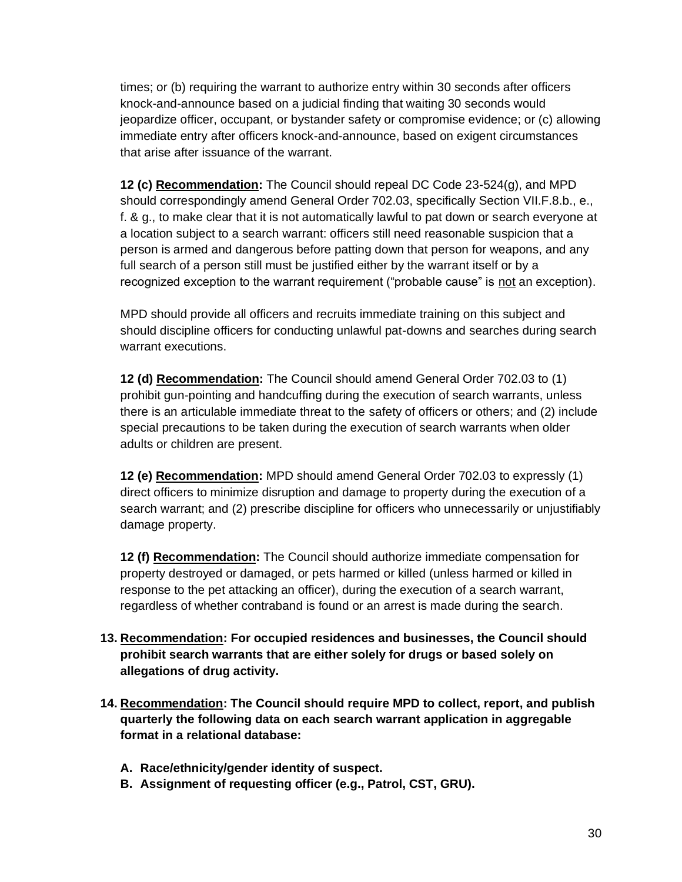times; or (b) requiring the warrant to authorize entry within 30 seconds after officers knock-and-announce based on a judicial finding that waiting 30 seconds would jeopardize officer, occupant, or bystander safety or compromise evidence; or (c) allowing immediate entry after officers knock-and-announce, based on exigent circumstances that arise after issuance of the warrant.

**12 (c) <u>Recommendation</u>:** The Council should repeal DC Code 23-524(g), and MPD should correspondingly amend General Order 702.03, specifically Section VII.F.8.b., e., f. & g., to make clear that it is not automatically lawful to pat down or search everyone at a location subject to a search warrant: officers still need reasonable suspicion that a person is armed and dangerous before patting down that person for weapons, and any full search of a person still must be justified either by the warrant itself or by a recognized exception to the warrant requirement ("probable cause" is <u>not</u> an exception).

MPD should provide all officers and recruits immediate training on this subject and should discipline officers for conducting unlawful pat-downs and searches during search warrant executions.

**12 (d) <u>Recommendation</u>:** The Council should amend General Order 702.03 to (1) prohibit gun-pointing and handcuffing during the execution of search warrants, unless there is an articulable immediate threat to the safety of officers or others; and (2) include special precautions to be taken during the execution of search warrants when older adults or children are present.

**12 (e) <u>Recommendation</u>:** MPD should amend General Order 702.03 to expressly (1) direct officers to minimize disruption and damage to property during the execution of a search warrant; and (2) prescribe discipline for officers who unnecessarily or unjustifiably damage property.

**12 (f) <u>Recommendation</u>:** The Council should authorize immediate compensation for property destroyed or damaged, or pets harmed or killed (unless harmed or killed in response to the pet attacking an officer), during the execution of a search warrant, regardless of whether contraband is found or an arrest is made during the search.

13. **<u>Recommendation</u>: For occupied residences and businesses, the Council should prohibit search warrants that are either solely for drugs or based solely on allegations of drug activity.**

14. **<u>Recommendation</u>: The Council should require MPD to collect, report, and publish quarterly the following data on each search warrant application in aggregable format in a relational database:**

    A. **Race/ethnicity/gender identity of suspect.**
    B. **Assignment of requesting officer (e.g., Patrol, CST, GRU).**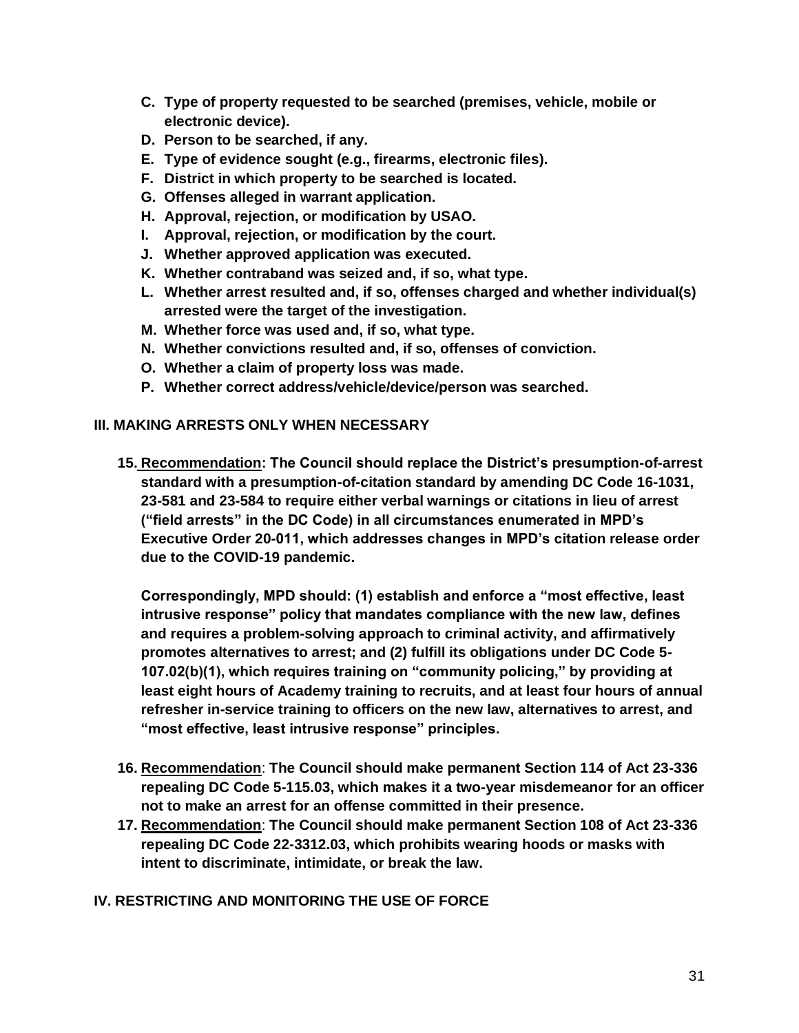C. **Type of property requested to be searched (premises, vehicle, mobile or electronic device).**
D. **Person to be searched, if any.**
E. **Type of evidence sought (e.g., firearms, electronic files).**
F. **District in which property to be searched is located.**
G. **Offenses alleged in warrant application.**
H. **Approval, rejection, or modification by USAO.**
I. **Approval, rejection, or modification by the court.**
J. **Whether approved application was executed.**
K. **Whether contraband was seized and, if so, what type.**
L. **Whether arrest resulted and, if so, offenses charged and whether individual(s) arrested were the target of the investigation.**
M. **Whether force was used and, if so, what type.**
N. **Whether convictions resulted and, if so, offenses of conviction.**
O. **Whether a claim of property loss was made.**
P. **Whether correct address/vehicle/device/person was searched.**

## III. MAKING ARRESTS ONLY WHEN NECESSARY

15. **<u>Recommendation</u>: The Council should replace the District's presumption-of-arrest standard with a presumption-of-citation standard by amending DC Code 16-1031, 23-581 and 23-584 to require either verbal warnings or citations in lieu of arrest ("field arrests" in the DC Code) in all circumstances enumerated in MPD's Executive Order 20-011, which addresses changes in MPD's citation release order due to the COVID-19 pandemic.**

    **Correspondingly, MPD should: (1) establish and enforce a "most effective, least intrusive response" policy that mandates compliance with the new law, defines and requires a problem-solving approach to criminal activity, and affirmatively promotes alternatives to arrest; and (2) fulfill its obligations under DC Code 5-107.02(b)(1), which requires training on "community policing," by providing at least eight hours of Academy training to recruits, and at least four hours of annual refresher in-service training to officers on the new law, alternatives to arrest, and "most effective, least intrusive response" principles.**

16. **<u>Recommendation</u>: The Council should make permanent Section 114 of Act 23-336 repealing DC Code 5-115.03, which makes it a two-year misdemeanor for an officer not to make an arrest for an offense committed in their presence.**
17. **<u>Recommendation</u>: The Council should make permanent Section 108 of Act 23-336 repealing DC Code 22-3312.03, which prohibits wearing hoods or masks with intent to discriminate, intimidate, or break the law.**

## IV. RESTRICTING AND MONITORING THE USE OF FORCE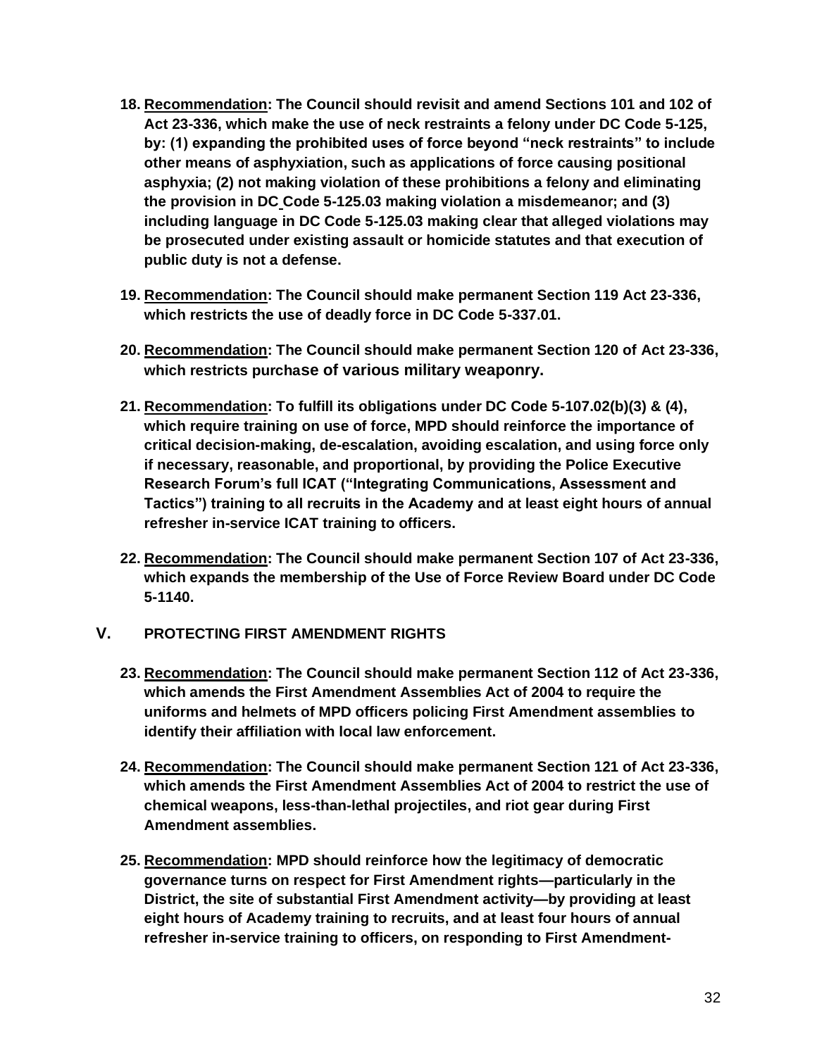18. **<u>Recommendation</u>: The Council should revisit and amend Sections 101 and 102 of Act 23-336, which make the use of neck restraints a felony under DC Code 5-125, by: (1) expanding the prohibited uses of force beyond "neck restraints" to include other means of asphyxiation, such as applications of force causing positional asphyxia; (2) not making violation of these prohibitions a felony and eliminating the provision in DC Code 5-125.03 making violation a misdemeanor; and (3) including language in DC Code 5-125.03 making clear that alleged violations may be prosecuted under existing assault or homicide statutes and that execution of public duty is not a defense.**

19. **<u>Recommendation</u>: The Council should make permanent Section 119 Act 23-336, which restricts the use of deadly force in DC Code 5-337.01.**

20. **<u>Recommendation</u>: The Council should make permanent Section 120 of Act 23-336, which restricts purchase of various military weaponry.**

21. **<u>Recommendation</u>: To fulfill its obligations under DC Code 5-107.02(b)(3) & (4), which require training on use of force, MPD should reinforce the importance of critical decision-making, de-escalation, avoiding escalation, and using force only if necessary, reasonable, and proportional, by providing the Police Executive Research Forum's full ICAT ("Integrating Communications, Assessment and Tactics") training to all recruits in the Academy and at least eight hours of annual refresher in-service ICAT training to officers.**

22. **<u>Recommendation</u>: The Council should make permanent Section 107 of Act 23-336, which expands the membership of the Use of Force Review Board under DC Code 5-1140.**

## V. PROTECTING FIRST AMENDMENT RIGHTS

23. **<u>Recommendation</u>: The Council should make permanent Section 112 of Act 23-336, which amends the First Amendment Assemblies Act of 2004 to require the uniforms and helmets of MPD officers policing First Amendment assemblies to identify their affiliation with local law enforcement.**

24. **<u>Recommendation</u>: The Council should make permanent Section 121 of Act 23-336, which amends the First Amendment Assemblies Act of 2004 to restrict the use of chemical weapons, less-than-lethal projectiles, and riot gear during First Amendment assemblies.**

25. **<u>Recommendation</u>: MPD should reinforce how the legitimacy of democratic governance turns on respect for First Amendment rights—particularly in the District, the site of substantial First Amendment activity—by providing at least eight hours of Academy training to recruits, and at least four hours of annual refresher in-service training to officers, on responding to First Amendment-**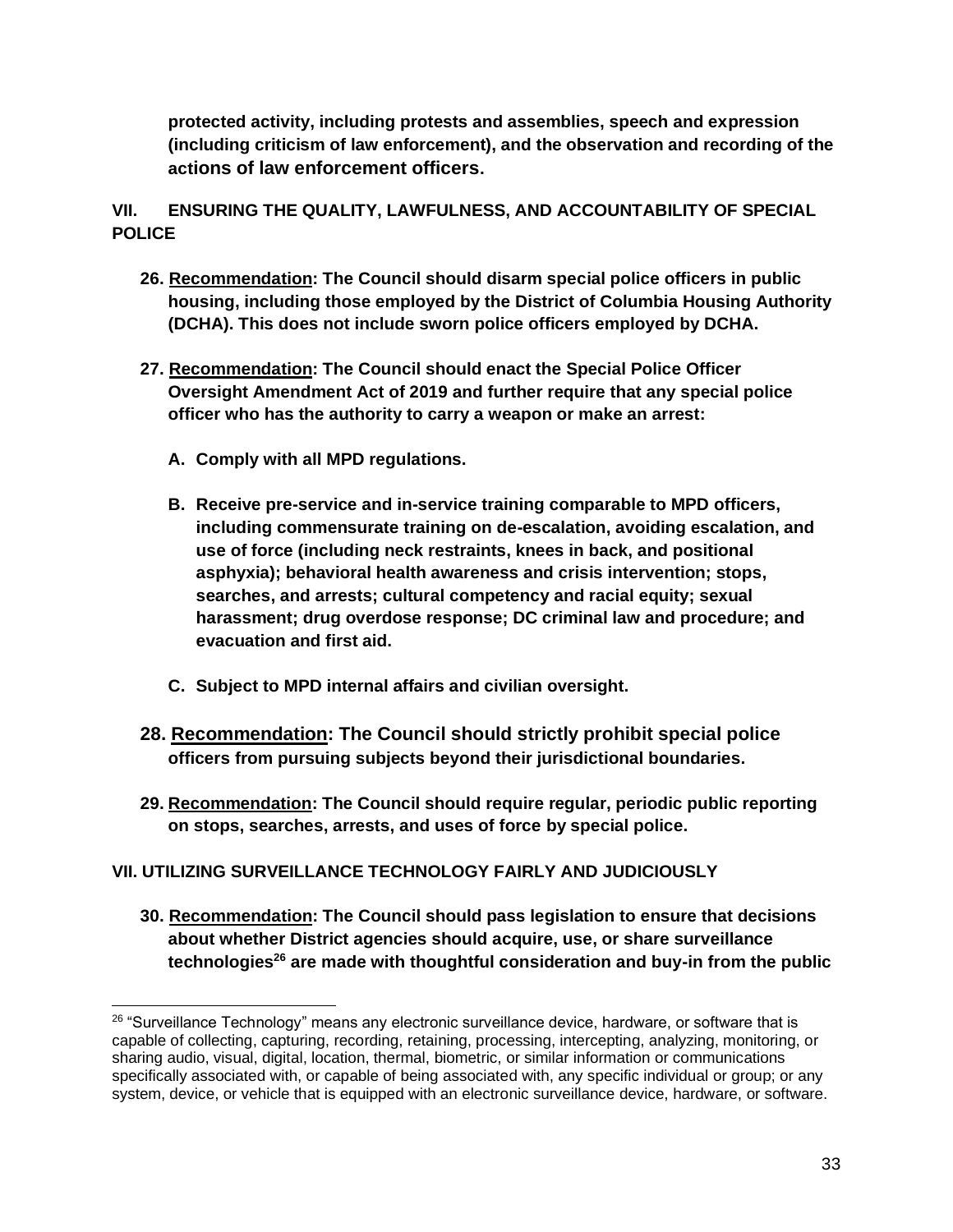**protected activity, including protests and assemblies, speech and expression (including criticism of law enforcement), and the observation and recording of the actions of law enforcement officers.**

## VII. ENSURING THE QUALITY, LAWFULNESS, AND ACCOUNTABILITY OF SPECIAL POLICE

**26. <u>Recommendation</u>: The Council should disarm special police officers in public housing, including those employed by the District of Columbia Housing Authority (DCHA). This does not include sworn police officers employed by DCHA.**

**27. <u>Recommendation</u>: The Council should enact the Special Police Officer Oversight Amendment Act of 2019 and further require that any special police officer who has the authority to carry a weapon or make an arrest:**

**A. Comply with all MPD regulations.**

**B. Receive pre-service and in-service training comparable to MPD officers, including commensurate training on de-escalation, avoiding escalation, and use of force (including neck restraints, knees in back, and positional asphyxia); behavioral health awareness and crisis intervention; stops, searches, and arrests; cultural competency and racial equity; sexual harassment; drug overdose response; DC criminal law and procedure; and evacuation and first aid.**

**C. Subject to MPD internal affairs and civilian oversight.**

**28. <u>Recommendation</u>: The Council should strictly prohibit special police officers from pursuing subjects beyond their jurisdictional boundaries.**

**29. <u>Recommendation</u>: The Council should require regular, periodic public reporting on stops, searches, arrests, and uses of force by special police.**

## VII. UTILIZING SURVEILLANCE TECHNOLOGY FAIRLY AND JUDICIOUSLY

**30. <u>Recommendation</u>: The Council should pass legislation to ensure that decisions about whether District agencies should acquire, use, or share surveillance technologies[26] are made with thoughtful consideration and buy-in from the public**

[26] "Surveillance Technology" means any electronic surveillance device, hardware, or software that is capable of collecting, capturing, recording, retaining, processing, intercepting, analyzing, monitoring, or sharing audio, visual, digital, location, thermal, biometric, or similar information or communications specifically associated with, or capable of being associated with, any specific individual or group; or any system, device, or vehicle that is equipped with an electronic surveillance device, hardware, or software.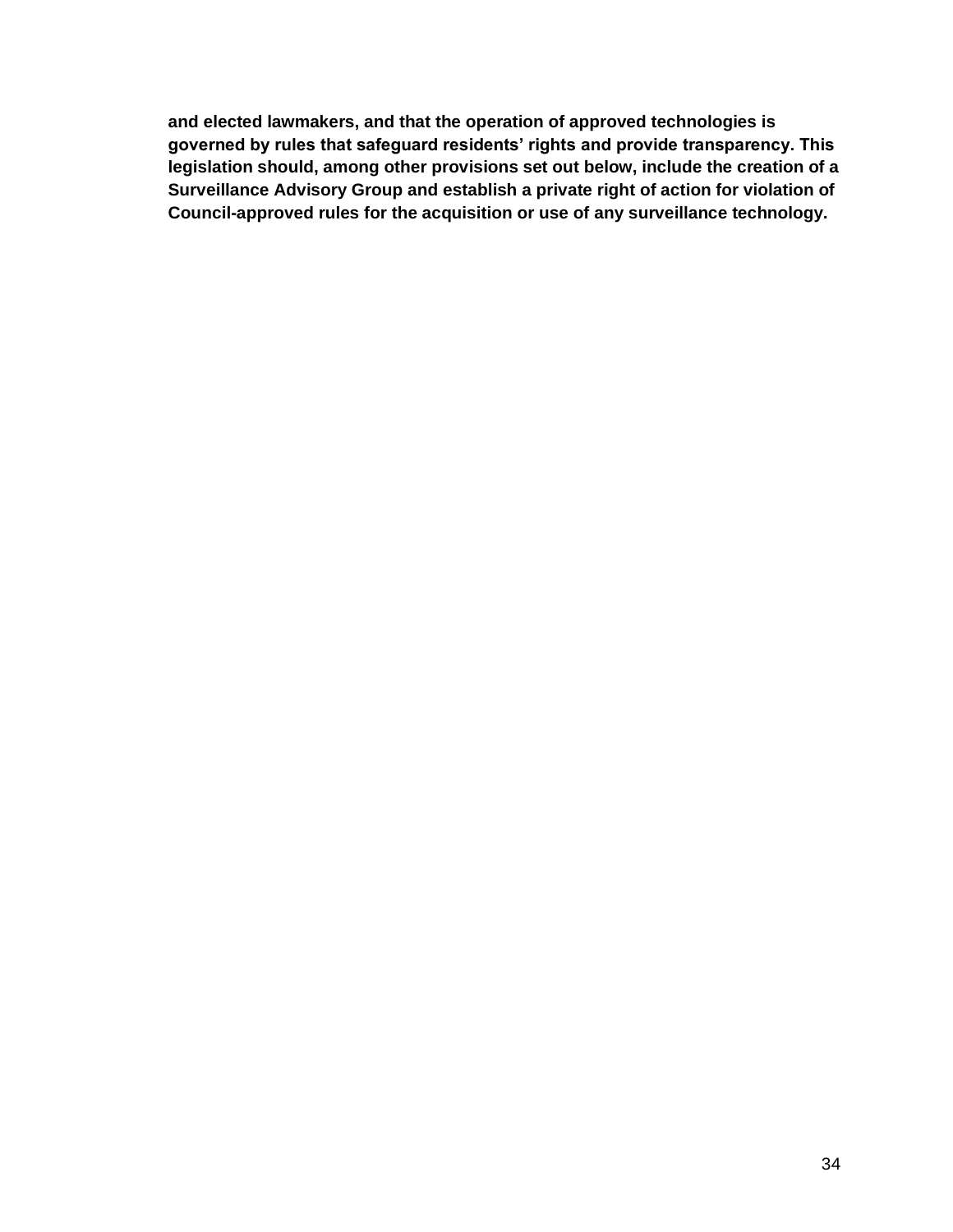**and elected lawmakers, and that the operation of approved technologies is governed by rules that safeguard residents' rights and provide transparency. This legislation should, among other provisions set out below, include the creation of a Surveillance Advisory Group and establish a private right of action for violation of Council-approved rules for the acquisition or use of any surveillance technology.**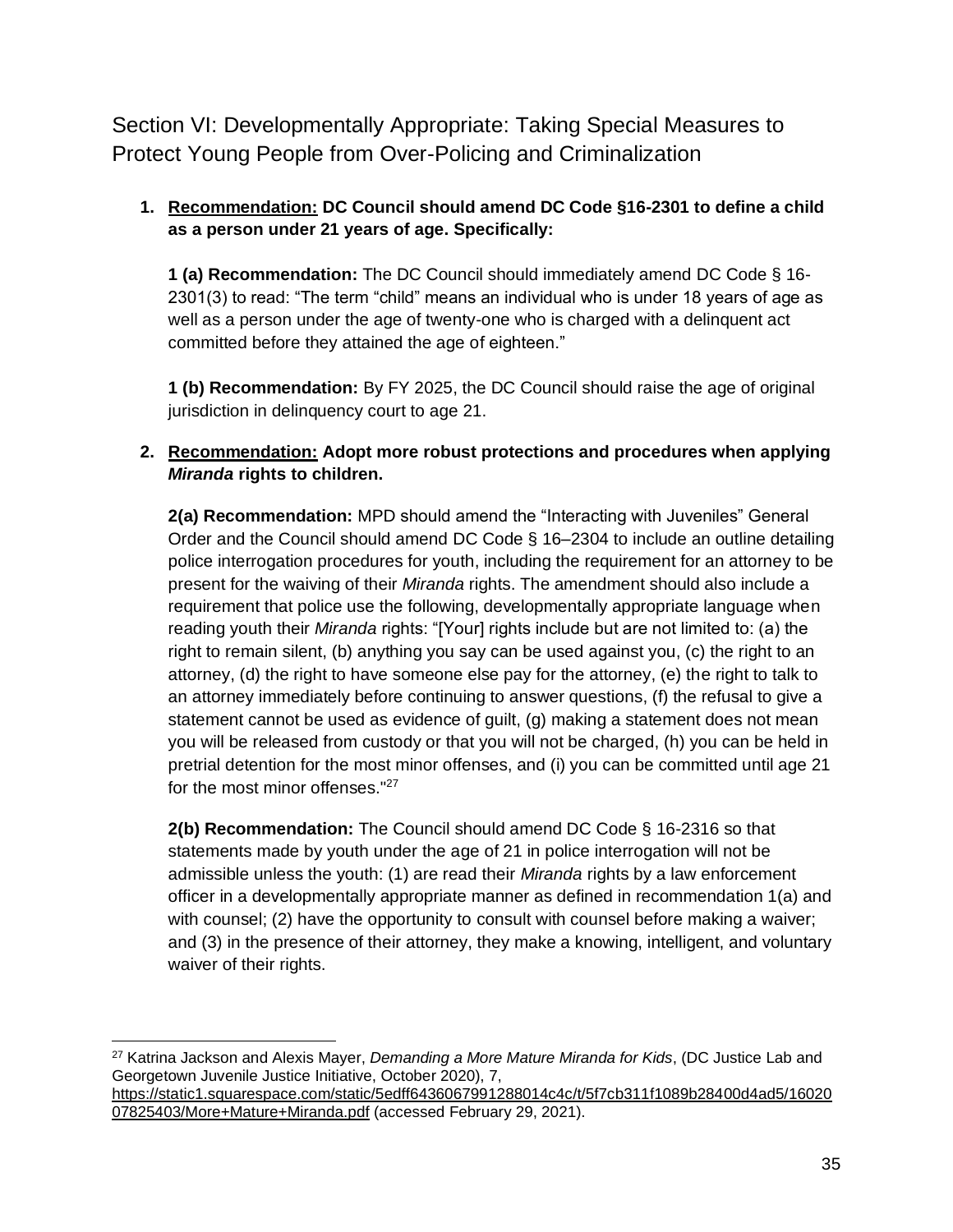## Section VI: Developmentally Appropriate: Taking Special Measures to Protect Young People from Over-Policing and Criminalization

1. **Recommendation: DC Council should amend DC Code §16-2301 to define a child as a person under 21 years of age. Specifically:**

   **1 (a) Recommendation:** The DC Council should immediately amend DC Code § 16-2301(3) to read: "The term "child" means an individual who is under 18 years of age as well as a person under the age of twenty-one who is charged with a delinquent act committed before they attained the age of eighteen."

   **1 (b) Recommendation:** By FY 2025, the DC Council should raise the age of original jurisdiction in delinquency court to age 21.

2. **Recommendation: Adopt more robust protections and procedures when applying *Miranda* rights to children.**

   **2(a) Recommendation:** MPD should amend the "Interacting with Juveniles" General Order and the Council should amend DC Code § 16–2304 to include an outline detailing police interrogation procedures for youth, including the requirement for an attorney to be present for the waiving of their *Miranda* rights. The amendment should also include a requirement that police use the following, developmentally appropriate language when reading youth their *Miranda* rights: "[Your] rights include but are not limited to: (a) the right to remain silent, (b) anything you say can be used against you, (c) the right to an attorney, (d) the right to have someone else pay for the attorney, (e) the right to talk to an attorney immediately before continuing to answer questions, (f) the refusal to give a statement cannot be used as evidence of guilt, (g) making a statement does not mean you will be released from custody or that you will not be charged, (h) you can be held in pretrial detention for the most minor offenses, and (i) you can be committed until age 21 for the most minor offenses."[27]

   **2(b) Recommendation:** The Council should amend DC Code § 16-2316 so that statements made by youth under the age of 21 in police interrogation will not be admissible unless the youth: (1) are read their *Miranda* rights by a law enforcement officer in a developmentally appropriate manner as defined in recommendation 1(a) and with counsel; (2) have the opportunity to consult with counsel before making a waiver; and (3) in the presence of their attorney, they make a knowing, intelligent, and voluntary waiver of their rights.

---

[27] Katrina Jackson and Alexis Mayer, *Demanding a More Mature Miranda for Kids*, (DC Justice Lab and Georgetown Juvenile Justice Initiative, October 2020), 7, https://static1.squarespace.com/static/5edff6436067991288014c4c/t/5f7cb311f1089b28400d4ad5/1602007825403/More+Mature+Miranda.pdf (accessed February 29, 2021).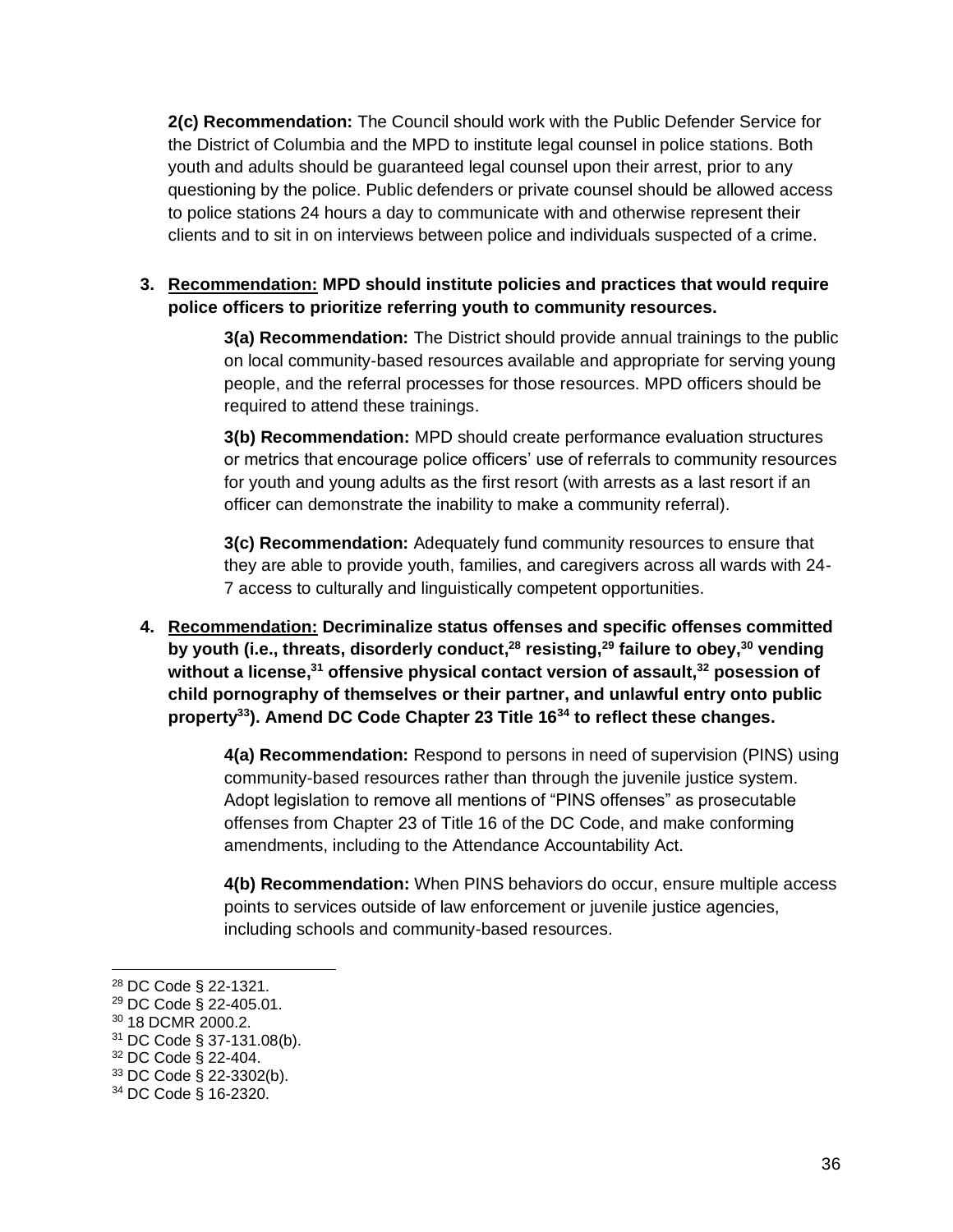**2(c) Recommendation:** The Council should work with the Public Defender Service for the District of Columbia and the MPD to institute legal counsel in police stations. Both youth and adults should be guaranteed legal counsel upon their arrest, prior to any questioning by the police. Public defenders or private counsel should be allowed access to police stations 24 hours a day to communicate with and otherwise represent their clients and to sit in on interviews between police and individuals suspected of a crime.

3. **Recommendation: MPD should institute policies and practices that would require police officers to prioritize referring youth to community resources.**

   **3(a) Recommendation:** The District should provide annual trainings to the public on local community-based resources available and appropriate for serving young people, and the referral processes for those resources. MPD officers should be required to attend these trainings.

   **3(b) Recommendation:** MPD should create performance evaluation structures or metrics that encourage police officers' use of referrals to community resources for youth and young adults as the first resort (with arrests as a last resort if an officer can demonstrate the inability to make a community referral).

   **3(c) Recommendation:** Adequately fund community resources to ensure that they are able to provide youth, families, and caregivers across all wards with 24-7 access to culturally and linguistically competent opportunities.

4. **Recommendation: Decriminalize status offenses and specific offenses committed by youth (i.e., threats, disorderly conduct,[28] resisting,[29] failure to obey,[30] vending without a license,[31] offensive physical contact version of assault,[32] posession of child pornography of themselves or their partner, and unlawful entry onto public property[33]). Amend DC Code Chapter 23 Title 16[34] to reflect these changes.**

   **4(a) Recommendation:** Respond to persons in need of supervision (PINS) using community-based resources rather than through the juvenile justice system. Adopt legislation to remove all mentions of "PINS offenses" as prosecutable offenses from Chapter 23 of Title 16 of the DC Code, and make conforming amendments, including to the Attendance Accountability Act.

   **4(b) Recommendation:** When PINS behaviors do occur, ensure multiple access points to services outside of law enforcement or juvenile justice agencies, including schools and community-based resources.

---

[28] DC Code § 22-1321.
[29] DC Code § 22-405.01.
[30] 18 DCMR 2000.2.
[31] DC Code § 37-131.08(b).
[32] DC Code § 22-404.
[33] DC Code § 22-3302(b).
[34] DC Code § 16-2320.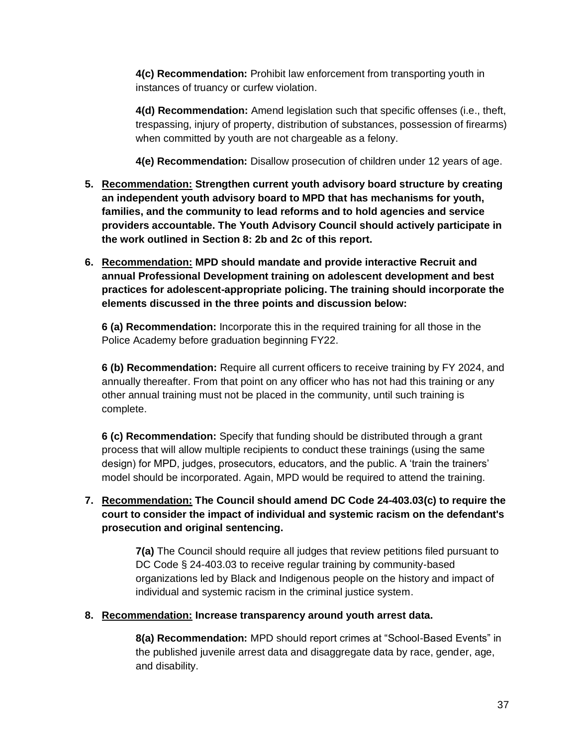**4(c) Recommendation:** Prohibit law enforcement from transporting youth in instances of truancy or curfew violation.

**4(d) Recommendation:** Amend legislation such that specific offenses (i.e., theft, trespassing, injury of property, distribution of substances, possession of firearms) when committed by youth are not chargeable as a felony.

**4(e) Recommendation:** Disallow prosecution of children under 12 years of age.

5. **Recommendation: Strengthen current youth advisory board structure by creating an independent youth advisory board to MPD that has mechanisms for youth, families, and the community to lead reforms and to hold agencies and service providers accountable. The Youth Advisory Council should actively participate in the work outlined in Section 8: 2b and 2c of this report.**

6. **Recommendation: MPD should mandate and provide interactive Recruit and annual Professional Development training on adolescent development and best practices for adolescent-appropriate policing. The training should incorporate the elements discussed in the three points and discussion below:**

   **6 (a) Recommendation:** Incorporate this in the required training for all those in the Police Academy before graduation beginning FY22.

   **6 (b) Recommendation:** Require all current officers to receive training by FY 2024, and annually thereafter. From that point on any officer who has not had this training or any other annual training must not be placed in the community, until such training is complete.

   **6 (c) Recommendation:** Specify that funding should be distributed through a grant process that will allow multiple recipients to conduct these trainings (using the same design) for MPD, judges, prosecutors, educators, and the public. A 'train the trainers' model should be incorporated. Again, MPD would be required to attend the training.

7. **Recommendation: The Council should amend DC Code 24-403.03(c) to require the court to consider the impact of individual and systemic racism on the defendant's prosecution and original sentencing.**

   **7(a)** The Council should require all judges that review petitions filed pursuant to DC Code § 24-403.03 to receive regular training by community-based organizations led by Black and Indigenous people on the history and impact of individual and systemic racism in the criminal justice system.

8. **Recommendation: Increase transparency around youth arrest data.**

   **8(a) Recommendation:** MPD should report crimes at "School-Based Events" in the published juvenile arrest data and disaggregate data by race, gender, age, and disability.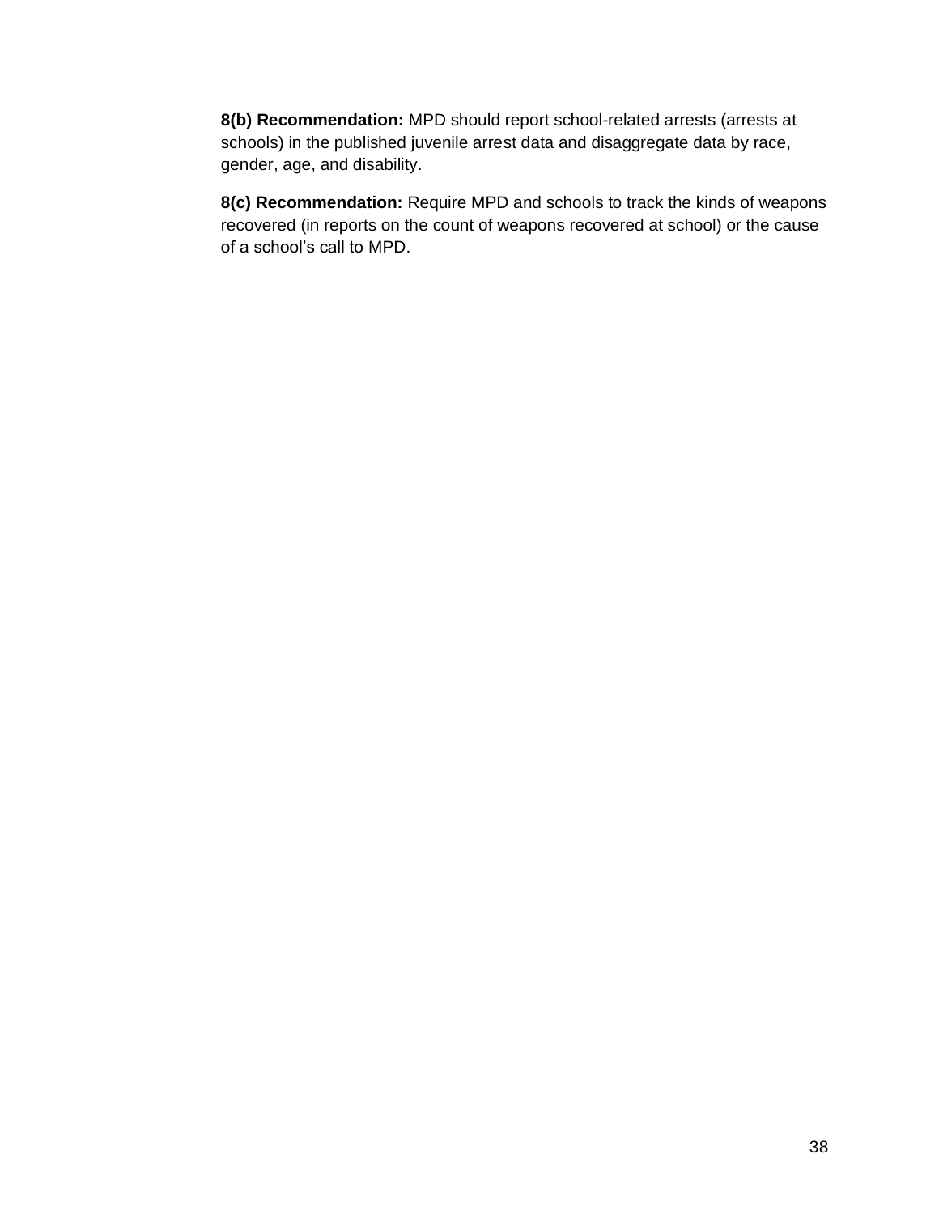**8(b) Recommendation:** MPD should report school-related arrests (arrests at schools) in the published juvenile arrest data and disaggregate data by race, gender, age, and disability.

**8(c) Recommendation:** Require MPD and schools to track the kinds of weapons recovered (in reports on the count of weapons recovered at school) or the cause of a school's call to MPD.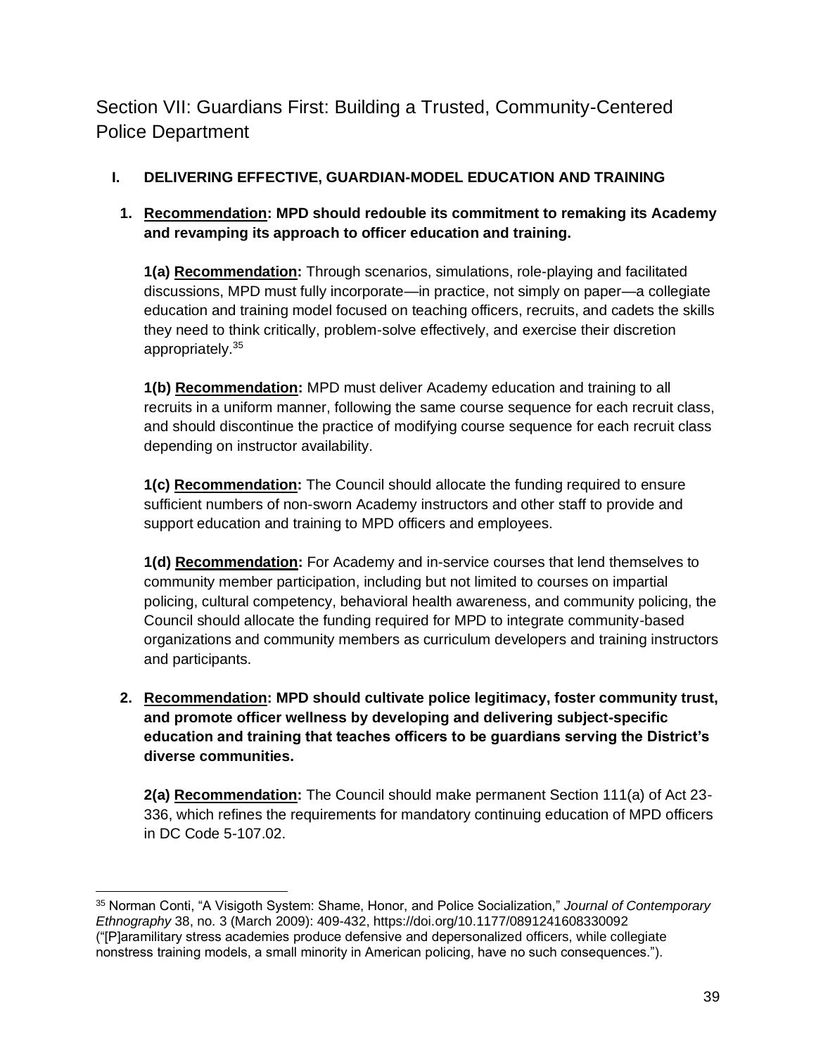# Section VII: Guardians First: Building a Trusted, Community-Centered Police Department

## I. DELIVERING EFFECTIVE, GUARDIAN-MODEL EDUCATION AND TRAINING

**1. Recommendation: MPD should redouble its commitment to remaking its Academy and revamping its approach to officer education and training.**

**1(a) Recommendation:** Through scenarios, simulations, role-playing and facilitated discussions, MPD must fully incorporate—in practice, not simply on paper—a collegiate education and training model focused on teaching officers, recruits, and cadets the skills they need to think critically, problem-solve effectively, and exercise their discretion appropriately.[35]

**1(b) Recommendation:** MPD must deliver Academy education and training to all recruits in a uniform manner, following the same course sequence for each recruit class, and should discontinue the practice of modifying course sequence for each recruit class depending on instructor availability.

**1(c) Recommendation:** The Council should allocate the funding required to ensure sufficient numbers of non-sworn Academy instructors and other staff to provide and support education and training to MPD officers and employees.

**1(d) Recommendation:** For Academy and in-service courses that lend themselves to community member participation, including but not limited to courses on impartial policing, cultural competency, behavioral health awareness, and community policing, the Council should allocate the funding required for MPD to integrate community-based organizations and community members as curriculum developers and training instructors and participants.

**2. Recommendation: MPD should cultivate police legitimacy, foster community trust, and promote officer wellness by developing and delivering subject-specific education and training that teaches officers to be guardians serving the District's diverse communities.**

**2(a) Recommendation:** The Council should make permanent Section 111(a) of Act 23-336, which refines the requirements for mandatory continuing education of MPD officers in DC Code 5-107.02.

---

[35] Norman Conti, "A Visigoth System: Shame, Honor, and Police Socialization," *Journal of Contemporary Ethnography* 38, no. 3 (March 2009): 409-432, https://doi.org/10.1177/0891241608330092 ("[P]aramilitary stress academies produce defensive and depersonalized officers, while collegiate nonstress training models, a small minority in American policing, have no such consequences.").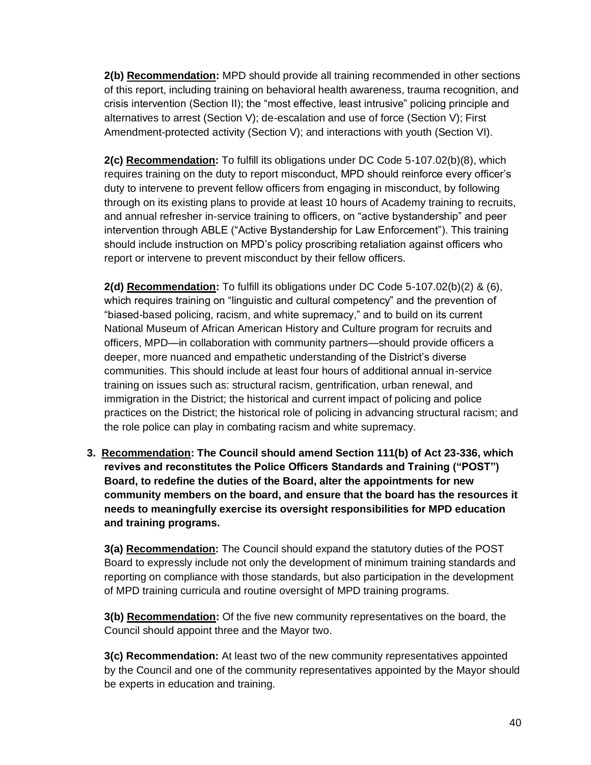**2(b) <u>Recommendation</u>:** MPD should provide all training recommended in other sections of this report, including training on behavioral health awareness, trauma recognition, and crisis intervention (Section II); the "most effective, least intrusive" policing principle and alternatives to arrest (Section V); de-escalation and use of force (Section V); First Amendment-protected activity (Section V); and interactions with youth (Section VI).

**2(c) <u>Recommendation</u>:** To fulfill its obligations under DC Code 5-107.02(b)(8), which requires training on the duty to report misconduct, MPD should reinforce every officer's duty to intervene to prevent fellow officers from engaging in misconduct, by following through on its existing plans to provide at least 10 hours of Academy training to recruits, and annual refresher in-service training to officers, on "active bystandership" and peer intervention through ABLE ("Active Bystandership for Law Enforcement"). This training should include instruction on MPD's policy proscribing retaliation against officers who report or intervene to prevent misconduct by their fellow officers.

**2(d) <u>Recommendation</u>:** To fulfill its obligations under DC Code 5-107.02(b)(2) & (6), which requires training on "linguistic and cultural competency" and the prevention of "biased-based policing, racism, and white supremacy," and to build on its current National Museum of African American History and Culture program for recruits and officers, MPD—in collaboration with community partners—should provide officers a deeper, more nuanced and empathetic understanding of the District's diverse communities. This should include at least four hours of additional annual in-service training on issues such as: structural racism, gentrification, urban renewal, and immigration in the District; the historical and current impact of policing and police practices on the District; the historical role of policing in advancing structural racism; and the role police can play in combating racism and white supremacy.

3. **<u>Recommendation</u>: The Council should amend Section 111(b) of Act 23-336, which revives and reconstitutes the Police Officers Standards and Training ("POST") Board, to redefine the duties of the Board, alter the appointments for new community members on the board, and ensure that the board has the resources it needs to meaningfully exercise its oversight responsibilities for MPD education and training programs.**

   **3(a) <u>Recommendation</u>:** The Council should expand the statutory duties of the POST Board to expressly include not only the development of minimum training standards and reporting on compliance with those standards, but also participation in the development of MPD training curricula and routine oversight of MPD training programs.

   **3(b) <u>Recommendation</u>:** Of the five new community representatives on the board, the Council should appoint three and the Mayor two.

   **3(c) Recommendation:** At least two of the new community representatives appointed by the Council and one of the community representatives appointed by the Mayor should be experts in education and training.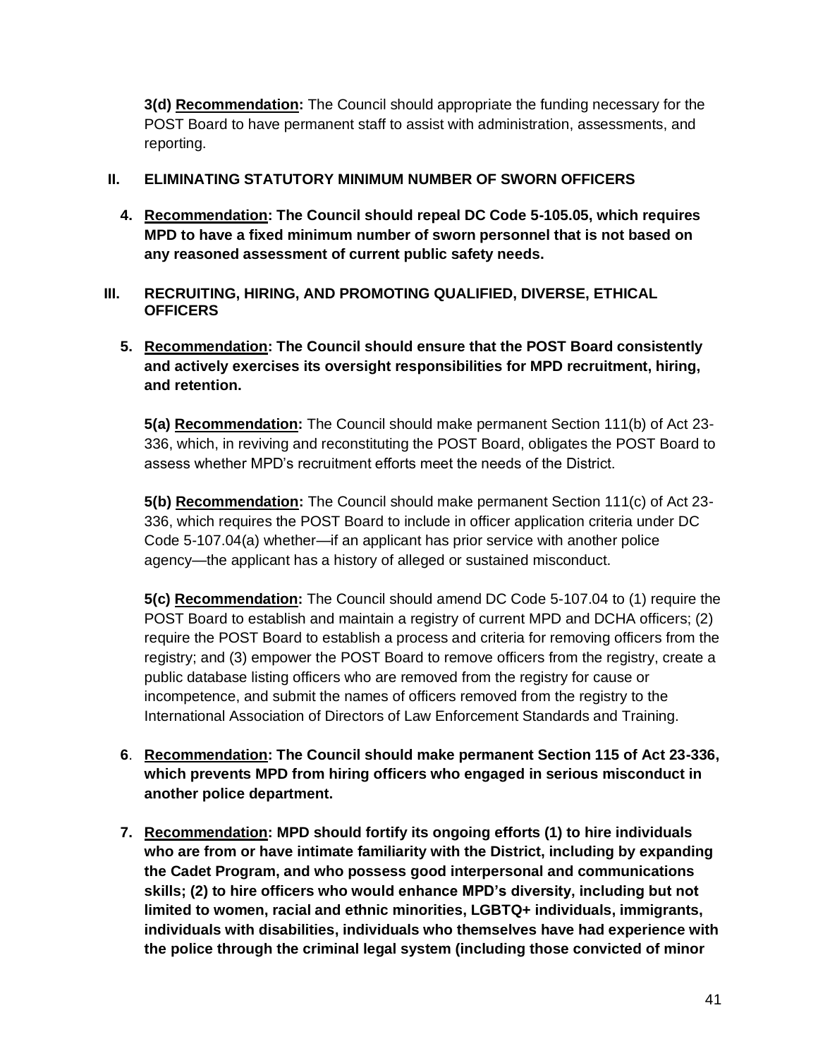**3(d) <u>Recommendation</u>:** The Council should appropriate the funding necessary for the POST Board to have permanent staff to assist with administration, assessments, and reporting.

## II. ELIMINATING STATUTORY MINIMUM NUMBER OF SWORN OFFICERS

**4. <u>Recommendation</u>: The Council should repeal DC Code 5-105.05, which requires MPD to have a fixed minimum number of sworn personnel that is not based on any reasoned assessment of current public safety needs.**

## III. RECRUITING, HIRING, AND PROMOTING QUALIFIED, DIVERSE, ETHICAL OFFICERS

**5. <u>Recommendation</u>: The Council should ensure that the POST Board consistently and actively exercises its oversight responsibilities for MPD recruitment, hiring, and retention.**

**5(a) <u>Recommendation</u>:** The Council should make permanent Section 111(b) of Act 23-336, which, in reviving and reconstituting the POST Board, obligates the POST Board to assess whether MPD's recruitment efforts meet the needs of the District.

**5(b) <u>Recommendation</u>:** The Council should make permanent Section 111(c) of Act 23-336, which requires the POST Board to include in officer application criteria under DC Code 5-107.04(a) whether—if an applicant has prior service with another police agency—the applicant has a history of alleged or sustained misconduct.

**5(c) <u>Recommendation</u>:** The Council should amend DC Code 5-107.04 to (1) require the POST Board to establish and maintain a registry of current MPD and DCHA officers; (2) require the POST Board to establish a process and criteria for removing officers from the registry; and (3) empower the POST Board to remove officers from the registry, create a public database listing officers who are removed from the registry for cause or incompetence, and submit the names of officers removed from the registry to the International Association of Directors of Law Enforcement Standards and Training.

**6. <u>Recommendation</u>: The Council should make permanent Section 115 of Act 23-336, which prevents MPD from hiring officers who engaged in serious misconduct in another police department.**

**7. <u>Recommendation</u>: MPD should fortify its ongoing efforts (1) to hire individuals who are from or have intimate familiarity with the District, including by expanding the Cadet Program, and who possess good interpersonal and communications skills; (2) to hire officers who would enhance MPD's diversity, including but not limited to women, racial and ethnic minorities, LGBTQ+ individuals, immigrants, individuals with disabilities, individuals who themselves have had experience with the police through the criminal legal system (including those convicted of minor**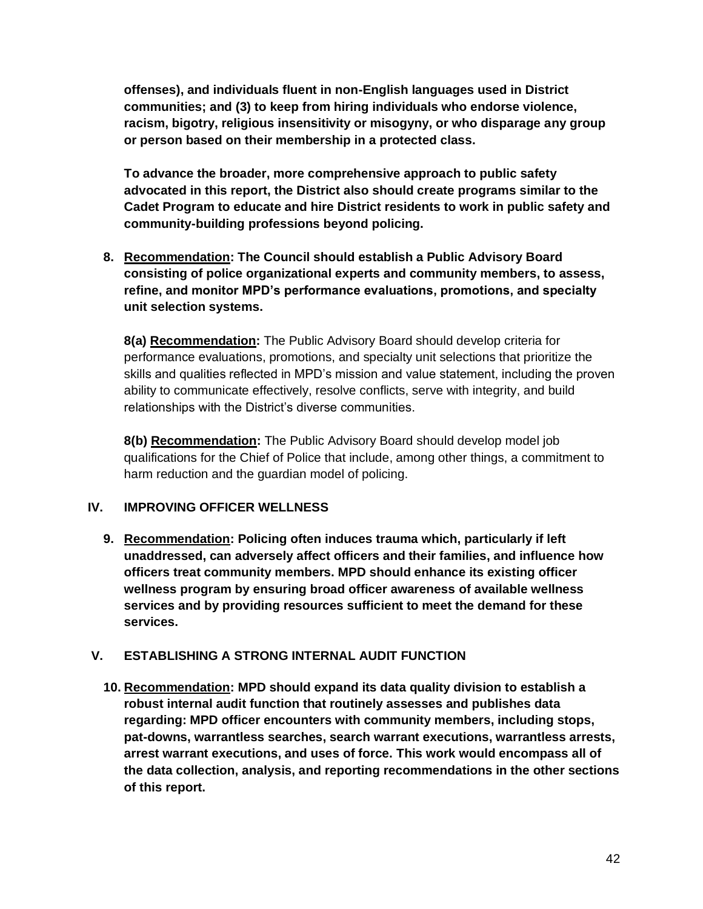**offenses), and individuals fluent in non-English languages used in District communities; and (3) to keep from hiring individuals who endorse violence, racism, bigotry, religious insensitivity or misogyny, or who disparage any group or person based on their membership in a protected class.**

**To advance the broader, more comprehensive approach to public safety advocated in this report, the District also should create programs similar to the Cadet Program to educate and hire District residents to work in public safety and community-building professions beyond policing.**

8. **Recommendation: The Council should establish a Public Advisory Board consisting of police organizational experts and community members, to assess, refine, and monitor MPD's performance evaluations, promotions, and specialty unit selection systems.**

   **8(a) Recommendation:** The Public Advisory Board should develop criteria for performance evaluations, promotions, and specialty unit selections that prioritize the skills and qualities reflected in MPD's mission and value statement, including the proven ability to communicate effectively, resolve conflicts, serve with integrity, and build relationships with the District's diverse communities.

   **8(b) Recommendation:** The Public Advisory Board should develop model job qualifications for the Chief of Police that include, among other things, a commitment to harm reduction and the guardian model of policing.

## IV. IMPROVING OFFICER WELLNESS

9. **Recommendation: Policing often induces trauma which, particularly if left unaddressed, can adversely affect officers and their families, and influence how officers treat community members. MPD should enhance its existing officer wellness program by ensuring broad officer awareness of available wellness services and by providing resources sufficient to meet the demand for these services.**

## V. ESTABLISHING A STRONG INTERNAL AUDIT FUNCTION

10. **Recommendation: MPD should expand its data quality division to establish a robust internal audit function that routinely assesses and publishes data regarding: MPD officer encounters with community members, including stops, pat-downs, warrantless searches, search warrant executions, warrantless arrests, arrest warrant executions, and uses of force. This work would encompass all of the data collection, analysis, and reporting recommendations in the other sections of this report.**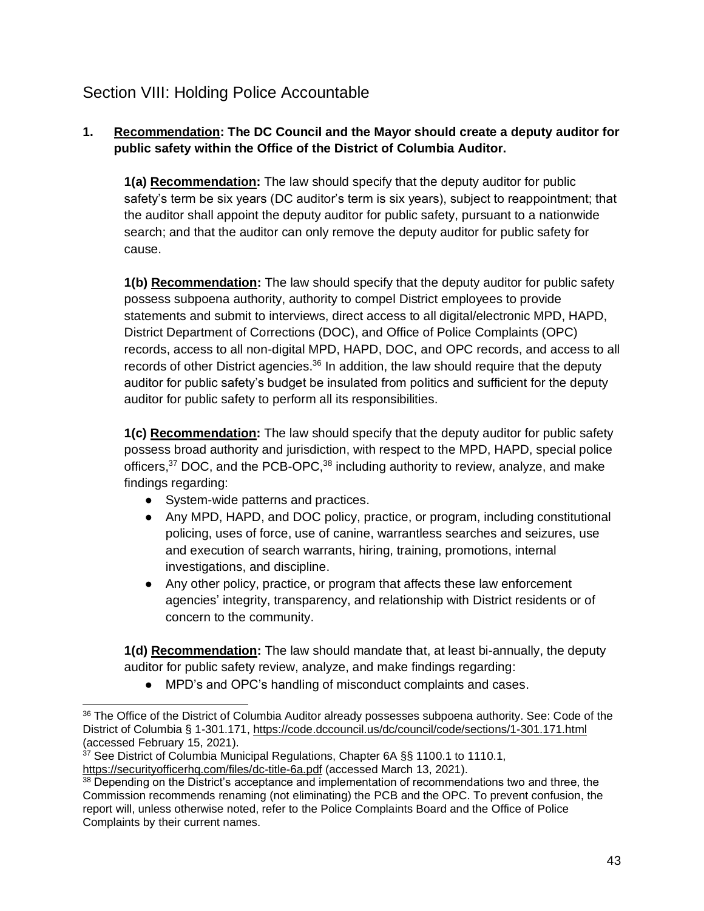## Section VIII: Holding Police Accountable

1. **Recommendation: The DC Council and the Mayor should create a deputy auditor for public safety within the Office of the District of Columbia Auditor.**

   **1(a) Recommendation:** The law should specify that the deputy auditor for public safety's term be six years (DC auditor's term is six years), subject to reappointment; that the auditor shall appoint the deputy auditor for public safety, pursuant to a nationwide search; and that the auditor can only remove the deputy auditor for public safety for cause.

   **1(b) Recommendation:** The law should specify that the deputy auditor for public safety possess subpoena authority, authority to compel District employees to provide statements and submit to interviews, direct access to all digital/electronic MPD, HAPD, District Department of Corrections (DOC), and Office of Police Complaints (OPC) records, access to all non-digital MPD, HAPD, DOC, and OPC records, and access to all records of other District agencies.[36] In addition, the law should require that the deputy auditor for public safety's budget be insulated from politics and sufficient for the deputy auditor for public safety to perform all its responsibilities.

   **1(c) Recommendation:** The law should specify that the deputy auditor for public safety possess broad authority and jurisdiction, with respect to the MPD, HAPD, special police officers,[37] DOC, and the PCB-OPC,[38] including authority to review, analyze, and make findings regarding:

   - System-wide patterns and practices.
   - Any MPD, HAPD, and DOC policy, practice, or program, including constitutional policing, uses of force, use of canine, warrantless searches and seizures, use and execution of search warrants, hiring, training, promotions, internal investigations, and discipline.
   - Any other policy, practice, or program that affects these law enforcement agencies' integrity, transparency, and relationship with District residents or of concern to the community.

   **1(d) Recommendation:** The law should mandate that, at least bi-annually, the deputy auditor for public safety review, analyze, and make findings regarding:

   - MPD's and OPC's handling of misconduct complaints and cases.

---

[36] The Office of the District of Columbia Auditor already possesses subpoena authority. See: Code of the District of Columbia § 1-301.171, https://code.dccouncil.us/dc/council/code/sections/1-301.171.html (accessed February 15, 2021).

[37] See District of Columbia Municipal Regulations, Chapter 6A §§ 1100.1 to 1110.1, https://securityofficerhq.com/files/dc-title-6a.pdf (accessed March 13, 2021).

[38] Depending on the District's acceptance and implementation of recommendations two and three, the Commission recommends renaming (not eliminating) the PCB and the OPC. To prevent confusion, the report will, unless otherwise noted, refer to the Police Complaints Board and the Office of Police Complaints by their current names.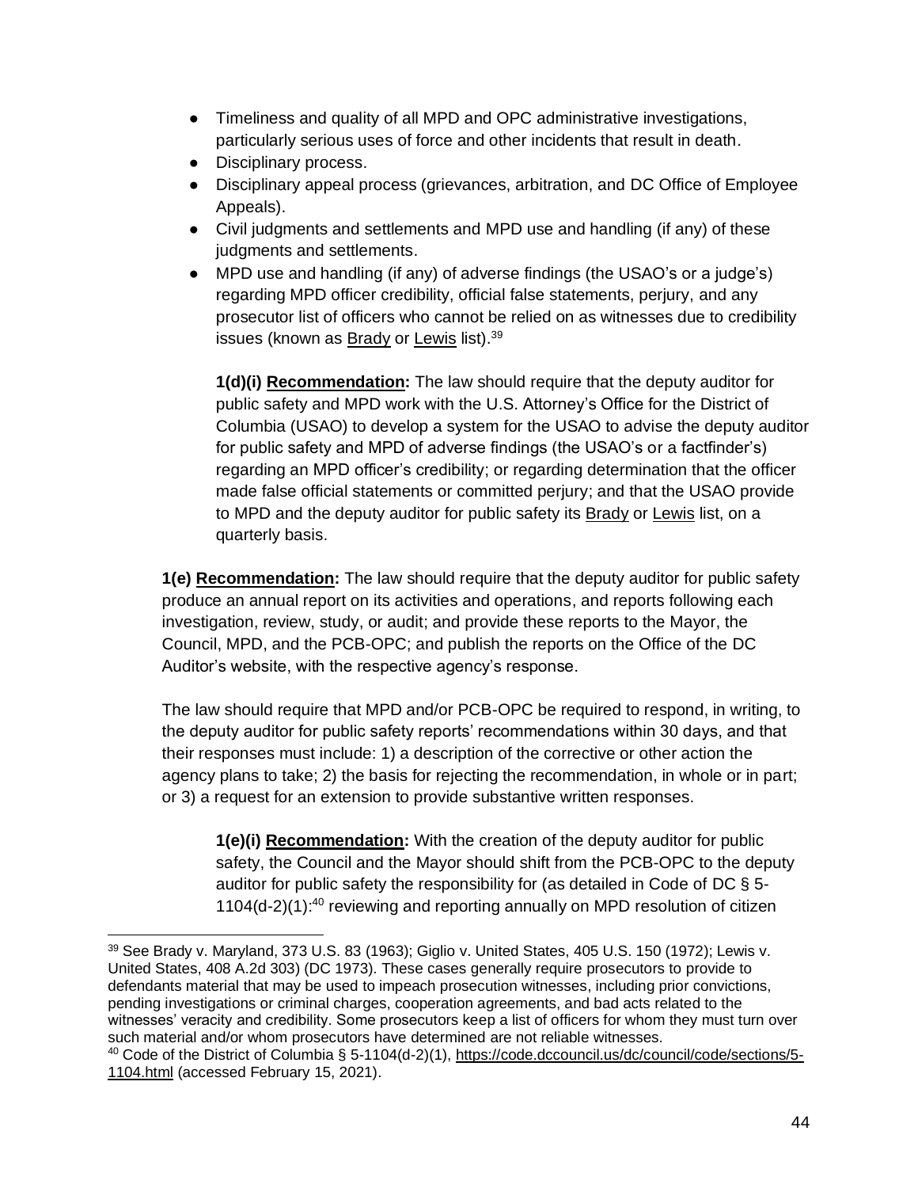- Timeliness and quality of all MPD and OPC administrative investigations, particularly serious uses of force and other incidents that result in death.
- Disciplinary process.
- Disciplinary appeal process (grievances, arbitration, and DC Office of Employee Appeals).
- Civil judgments and settlements and MPD use and handling (if any) of these judgments and settlements.
- MPD use and handling (if any) of adverse findings (the USAO's or a judge's) regarding MPD officer credibility, official false statements, perjury, and any prosecutor list of officers who cannot be relied on as witnesses due to credibility issues (known as Brady or Lewis list).[39]

  **1(d)(i) Recommendation:** The law should require that the deputy auditor for public safety and MPD work with the U.S. Attorney's Office for the District of Columbia (USAO) to develop a system for the USAO to advise the deputy auditor for public safety and MPD of adverse findings (the USAO's or a factfinder's) regarding an MPD officer's credibility; or regarding determination that the officer made false official statements or committed perjury; and that the USAO provide to MPD and the deputy auditor for public safety its Brady or Lewis list, on a quarterly basis.

**1(e) Recommendation:** The law should require that the deputy auditor for public safety produce an annual report on its activities and operations, and reports following each investigation, review, study, or audit; and provide these reports to the Mayor, the Council, MPD, and the PCB-OPC; and publish the reports on the Office of the DC Auditor's website, with the respective agency's response.

The law should require that MPD and/or PCB-OPC be required to respond, in writing, to the deputy auditor for public safety reports' recommendations within 30 days, and that their responses must include: 1) a description of the corrective or other action the agency plans to take; 2) the basis for rejecting the recommendation, in whole or in part; or 3) a request for an extension to provide substantive written responses.

> **1(e)(i) Recommendation:** With the creation of the deputy auditor for public safety, the Council and the Mayor should shift from the PCB-OPC to the deputy auditor for public safety the responsibility for (as detailed in Code of DC § 5-1104(d-2)(1):[40] reviewing and reporting annually on MPD resolution of citizen

---

[39] See Brady v. Maryland, 373 U.S. 83 (1963); Giglio v. United States, 405 U.S. 150 (1972); Lewis v. United States, 408 A.2d 303) (DC 1973). These cases generally require prosecutors to provide to defendants material that may be used to impeach prosecution witnesses, including prior convictions, pending investigations or criminal charges, cooperation agreements, and bad acts related to the witnesses' veracity and credibility. Some prosecutors keep a list of officers for whom they must turn over such material and/or whom prosecutors have determined are not reliable witnesses.

[40] Code of the District of Columbia § 5-1104(d-2)(1), https://code.dccouncil.us/dc/council/code/sections/5-1104.html (accessed February 15, 2021).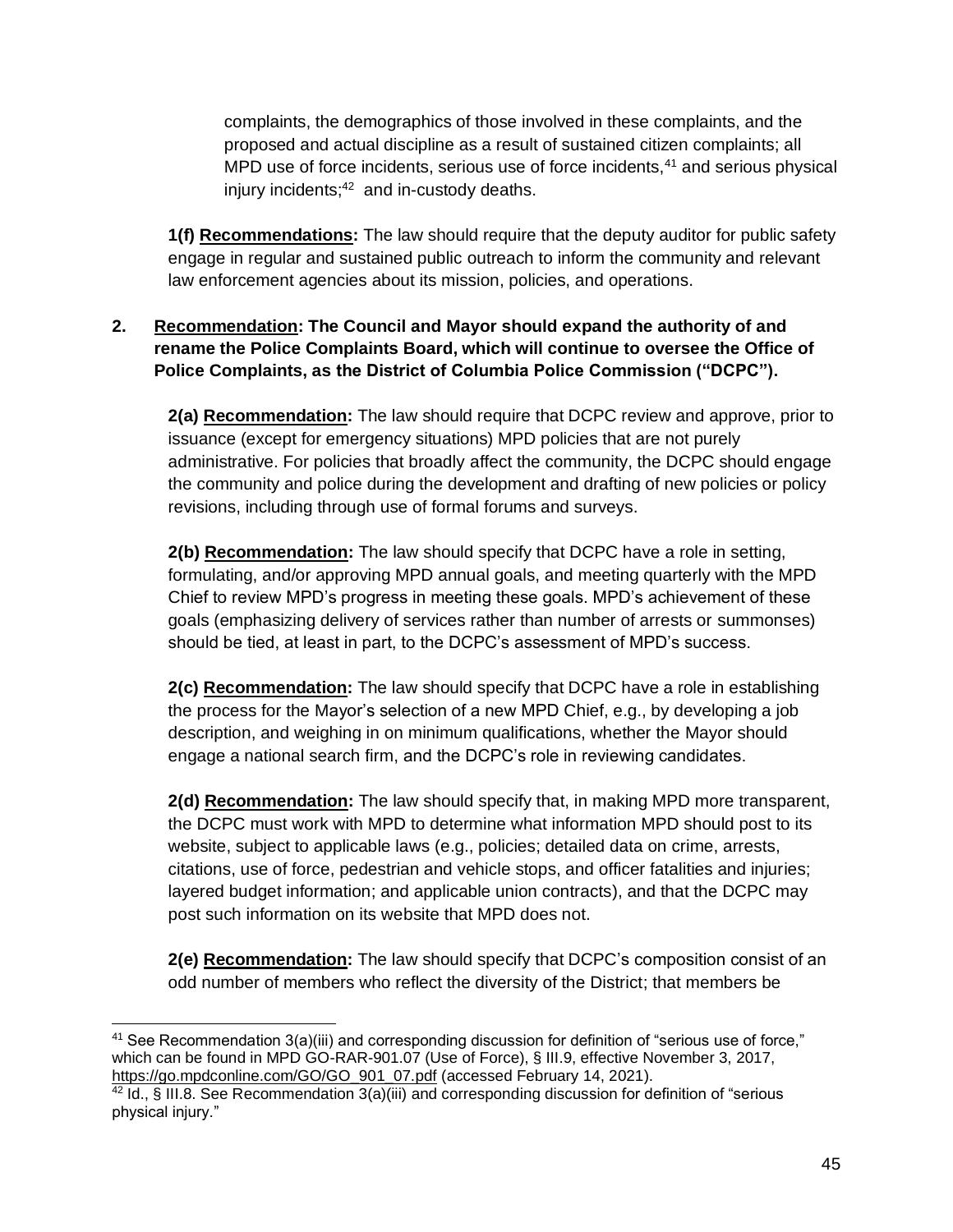complaints, the demographics of those involved in these complaints, and the proposed and actual discipline as a result of sustained citizen complaints; all MPD use of force incidents, serious use of force incidents,[41] and serious physical injury incidents;[42] and in-custody deaths.

**1(f) <u>Recommendations</u>:** The law should require that the deputy auditor for public safety engage in regular and sustained public outreach to inform the community and relevant law enforcement agencies about its mission, policies, and operations.

**2. <u>Recommendation</u>: The Council and Mayor should expand the authority of and rename the Police Complaints Board, which will continue to oversee the Office of Police Complaints, as the District of Columbia Police Commission ("DCPC").**

**2(a) <u>Recommendation</u>:** The law should require that DCPC review and approve, prior to issuance (except for emergency situations) MPD policies that are not purely administrative. For policies that broadly affect the community, the DCPC should engage the community and police during the development and drafting of new policies or policy revisions, including through use of formal forums and surveys.

**2(b) <u>Recommendation</u>:** The law should specify that DCPC have a role in setting, formulating, and/or approving MPD annual goals, and meeting quarterly with the MPD Chief to review MPD's progress in meeting these goals. MPD's achievement of these goals (emphasizing delivery of services rather than number of arrests or summonses) should be tied, at least in part, to the DCPC's assessment of MPD's success.

**2(c) <u>Recommendation</u>:** The law should specify that DCPC have a role in establishing the process for the Mayor's selection of a new MPD Chief, e.g., by developing a job description, and weighing in on minimum qualifications, whether the Mayor should engage a national search firm, and the DCPC's role in reviewing candidates.

**2(d) <u>Recommendation</u>:** The law should specify that, in making MPD more transparent, the DCPC must work with MPD to determine what information MPD should post to its website, subject to applicable laws (e.g., policies; detailed data on crime, arrests, citations, use of force, pedestrian and vehicle stops, and officer fatalities and injuries; layered budget information; and applicable union contracts), and that the DCPC may post such information on its website that MPD does not.

**2(e) <u>Recommendation</u>:** The law should specify that DCPC's composition consist of an odd number of members who reflect the diversity of the District; that members be

---

[41] See Recommendation 3(a)(iii) and corresponding discussion for definition of "serious use of force," which can be found in MPD GO-RAR-901.07 (Use of Force), § III.9, effective November 3, 2017, https://go.mpdconline.com/GO/GO_901_07.pdf (accessed February 14, 2021).

[42] Id., § III.8. See Recommendation 3(a)(iii) and corresponding discussion for definition of "serious physical injury."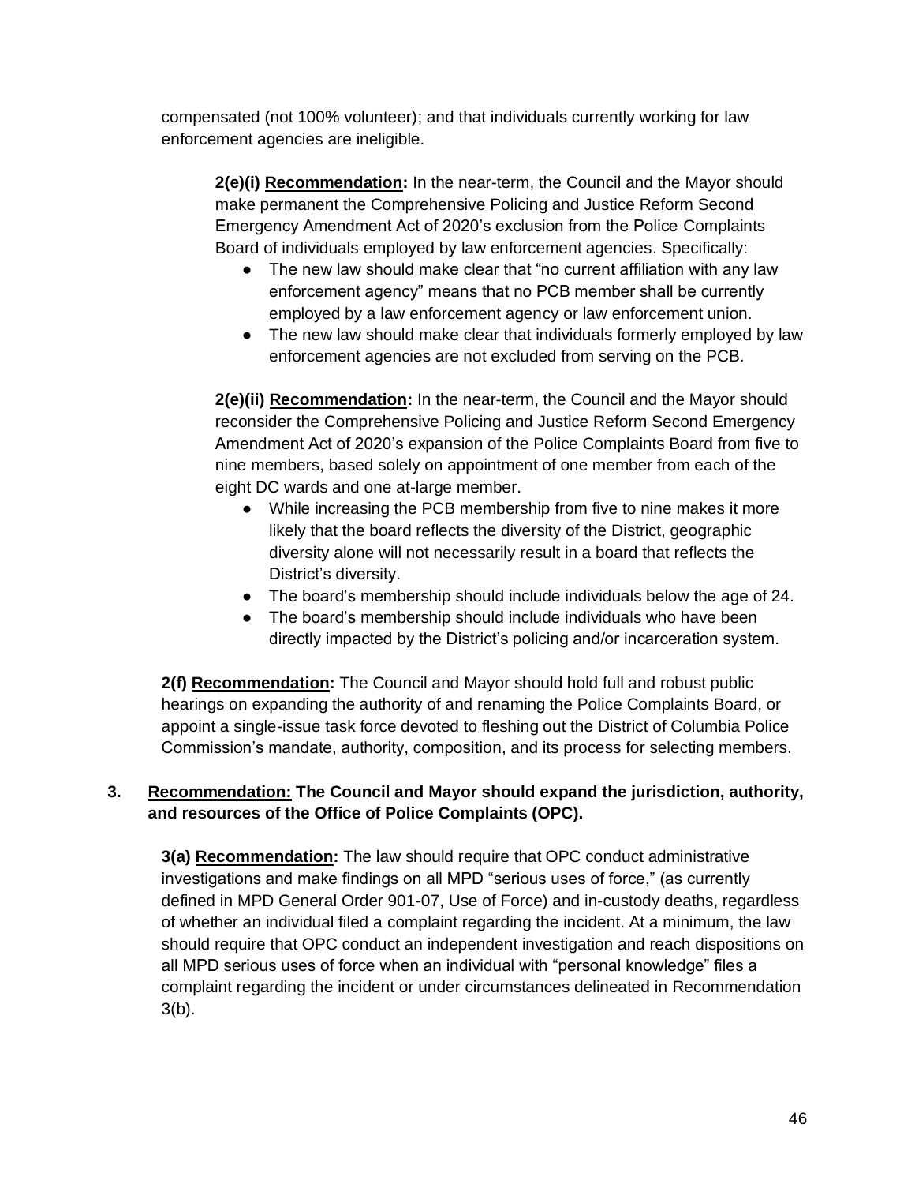compensated (not 100% volunteer); and that individuals currently working for law enforcement agencies are ineligible.

**2(e)(i) Recommendation:** In the near-term, the Council and the Mayor should make permanent the Comprehensive Policing and Justice Reform Second Emergency Amendment Act of 2020's exclusion from the Police Complaints Board of individuals employed by law enforcement agencies. Specifically:

- The new law should make clear that "no current affiliation with any law enforcement agency" means that no PCB member shall be currently employed by a law enforcement agency or law enforcement union.
- The new law should make clear that individuals formerly employed by law enforcement agencies are not excluded from serving on the PCB.

**2(e)(ii) Recommendation:** In the near-term, the Council and the Mayor should reconsider the Comprehensive Policing and Justice Reform Second Emergency Amendment Act of 2020's expansion of the Police Complaints Board from five to nine members, based solely on appointment of one member from each of the eight DC wards and one at-large member.

- While increasing the PCB membership from five to nine makes it more likely that the board reflects the diversity of the District, geographic diversity alone will not necessarily result in a board that reflects the District's diversity.
- The board's membership should include individuals below the age of 24.
- The board's membership should include individuals who have been directly impacted by the District's policing and/or incarceration system.

**2(f) Recommendation:** The Council and Mayor should hold full and robust public hearings on expanding the authority of and renaming the Police Complaints Board, or appoint a single-issue task force devoted to fleshing out the District of Columbia Police Commission's mandate, authority, composition, and its process for selecting members.

**3. Recommendation: The Council and Mayor should expand the jurisdiction, authority, and resources of the Office of Police Complaints (OPC).**

**3(a) Recommendation:** The law should require that OPC conduct administrative investigations and make findings on all MPD "serious uses of force," (as currently defined in MPD General Order 901-07, Use of Force) and in-custody deaths, regardless of whether an individual filed a complaint regarding the incident. At a minimum, the law should require that OPC conduct an independent investigation and reach dispositions on all MPD serious uses of force when an individual with "personal knowledge" files a complaint regarding the incident or under circumstances delineated in Recommendation 3(b).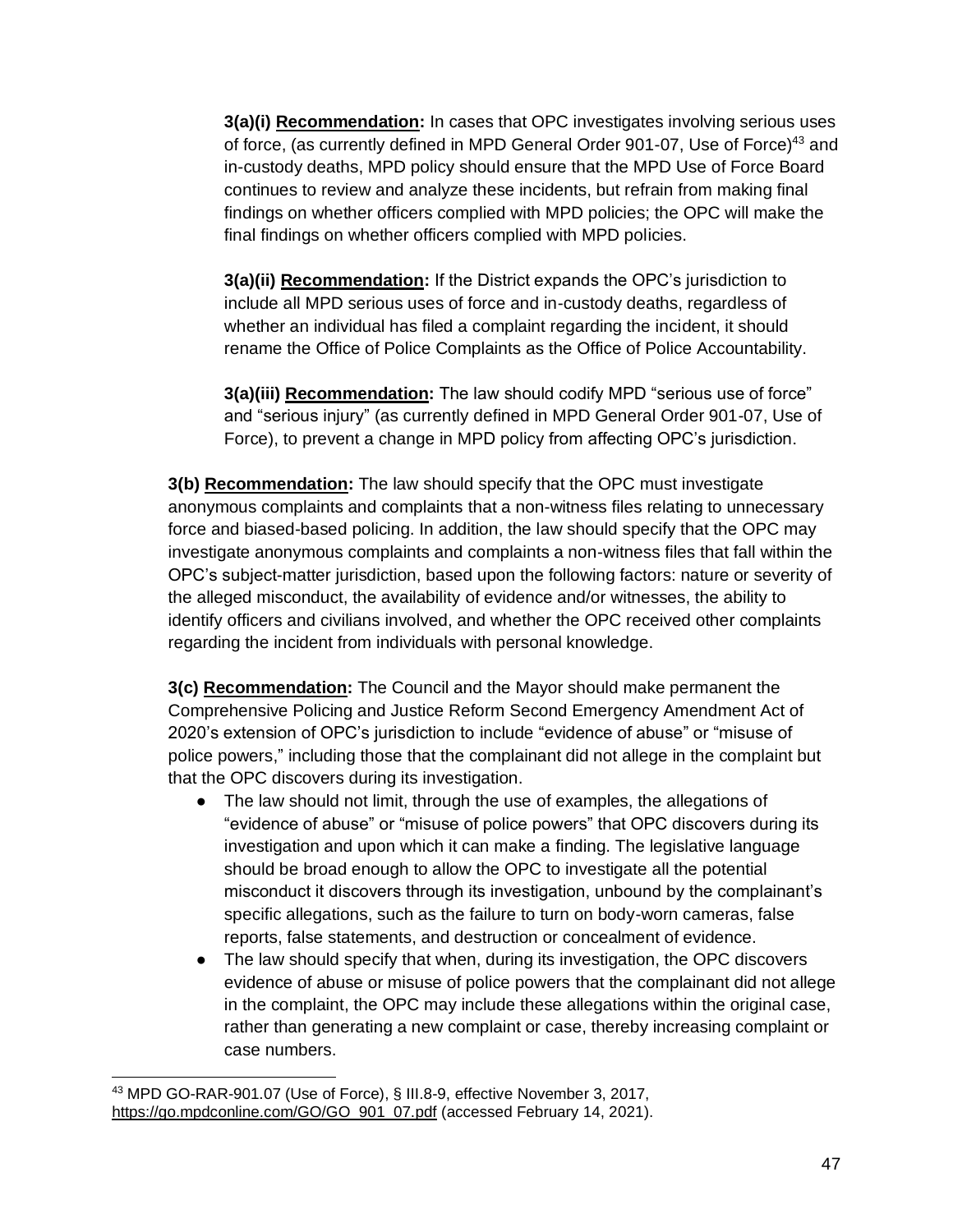**3(a)(i) <u>Recommendation</u>:** In cases that OPC investigates involving serious uses of force, (as currently defined in MPD General Order 901-07, Use of Force)[43] and in-custody deaths, MPD policy should ensure that the MPD Use of Force Board continues to review and analyze these incidents, but refrain from making final findings on whether officers complied with MPD policies; the OPC will make the final findings on whether officers complied with MPD policies.

**3(a)(ii) <u>Recommendation</u>:** If the District expands the OPC's jurisdiction to include all MPD serious uses of force and in-custody deaths, regardless of whether an individual has filed a complaint regarding the incident, it should rename the Office of Police Complaints as the Office of Police Accountability.

**3(a)(iii) <u>Recommendation</u>:** The law should codify MPD "serious use of force" and "serious injury" (as currently defined in MPD General Order 901-07, Use of Force), to prevent a change in MPD policy from affecting OPC's jurisdiction.

**3(b) <u>Recommendation</u>:** The law should specify that the OPC must investigate anonymous complaints and complaints that a non-witness files relating to unnecessary force and biased-based policing. In addition, the law should specify that the OPC may investigate anonymous complaints and complaints a non-witness files that fall within the OPC's subject-matter jurisdiction, based upon the following factors: nature or severity of the alleged misconduct, the availability of evidence and/or witnesses, the ability to identify officers and civilians involved, and whether the OPC received other complaints regarding the incident from individuals with personal knowledge.

**3(c) <u>Recommendation</u>:** The Council and the Mayor should make permanent the Comprehensive Policing and Justice Reform Second Emergency Amendment Act of 2020's extension of OPC's jurisdiction to include "evidence of abuse" or "misuse of police powers," including those that the complainant did not allege in the complaint but that the OPC discovers during its investigation.

- The law should not limit, through the use of examples, the allegations of "evidence of abuse" or "misuse of police powers" that OPC discovers during its investigation and upon which it can make a finding. The legislative language should be broad enough to allow the OPC to investigate all the potential misconduct it discovers through its investigation, unbound by the complainant's specific allegations, such as the failure to turn on body-worn cameras, false reports, false statements, and destruction or concealment of evidence.
- The law should specify that when, during its investigation, the OPC discovers evidence of abuse or misuse of police powers that the complainant did not allege in the complaint, the OPC may include these allegations within the original case, rather than generating a new complaint or case, thereby increasing complaint or case numbers.

---

[43] MPD GO-RAR-901.07 (Use of Force), § III.8-9, effective November 3, 2017, https://go.mpdconline.com/GO/GO_901_07.pdf (accessed February 14, 2021).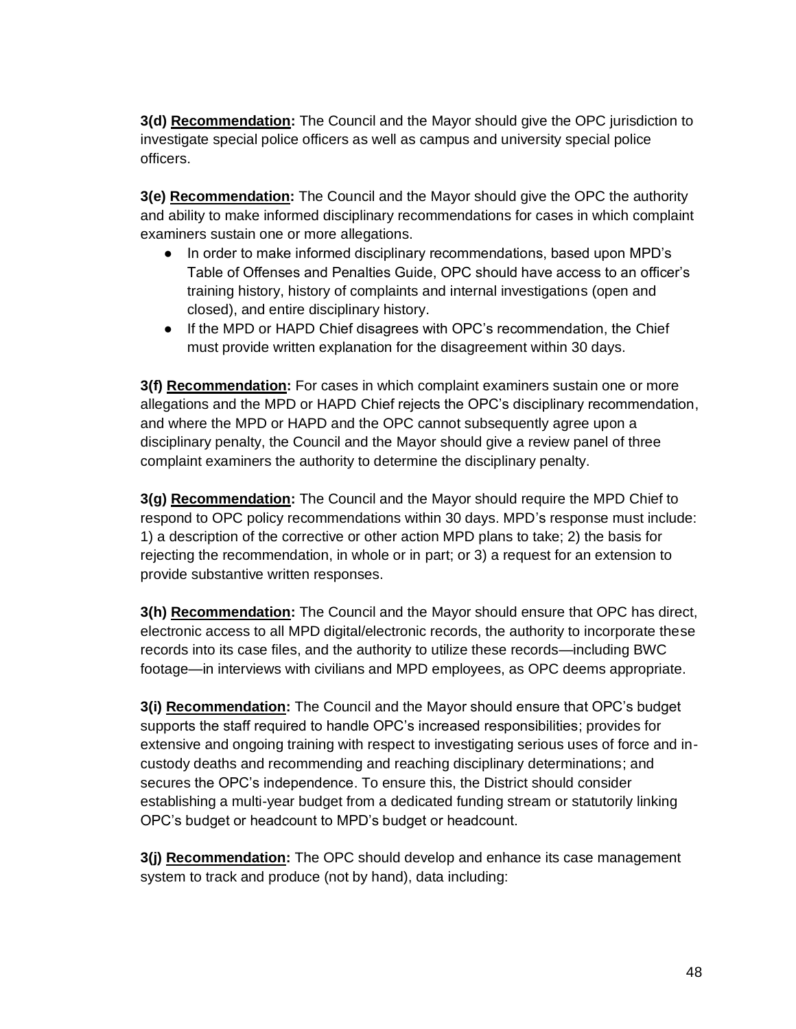**3(d) <u>Recommendation</u>:** The Council and the Mayor should give the OPC jurisdiction to investigate special police officers as well as campus and university special police officers.

**3(e) <u>Recommendation</u>:** The Council and the Mayor should give the OPC the authority and ability to make informed disciplinary recommendations for cases in which complaint examiners sustain one or more allegations.

- In order to make informed disciplinary recommendations, based upon MPD's Table of Offenses and Penalties Guide, OPC should have access to an officer's training history, history of complaints and internal investigations (open and closed), and entire disciplinary history.
- If the MPD or HAPD Chief disagrees with OPC's recommendation, the Chief must provide written explanation for the disagreement within 30 days.

**3(f) <u>Recommendation</u>:** For cases in which complaint examiners sustain one or more allegations and the MPD or HAPD Chief rejects the OPC's disciplinary recommendation, and where the MPD or HAPD and the OPC cannot subsequently agree upon a disciplinary penalty, the Council and the Mayor should give a review panel of three complaint examiners the authority to determine the disciplinary penalty.

**3(g) <u>Recommendation</u>:** The Council and the Mayor should require the MPD Chief to respond to OPC policy recommendations within 30 days. MPD's response must include: 1) a description of the corrective or other action MPD plans to take; 2) the basis for rejecting the recommendation, in whole or in part; or 3) a request for an extension to provide substantive written responses.

**3(h) <u>Recommendation</u>:** The Council and the Mayor should ensure that OPC has direct, electronic access to all MPD digital/electronic records, the authority to incorporate these records into its case files, and the authority to utilize these records—including BWC footage—in interviews with civilians and MPD employees, as OPC deems appropriate.

**3(i) <u>Recommendation</u>:** The Council and the Mayor should ensure that OPC's budget supports the staff required to handle OPC's increased responsibilities; provides for extensive and ongoing training with respect to investigating serious uses of force and in-custody deaths and recommending and reaching disciplinary determinations; and secures the OPC's independence. To ensure this, the District should consider establishing a multi-year budget from a dedicated funding stream or statutorily linking OPC's budget or headcount to MPD's budget or headcount.

**3(j) <u>Recommendation</u>:** The OPC should develop and enhance its case management system to track and produce (not by hand), data including: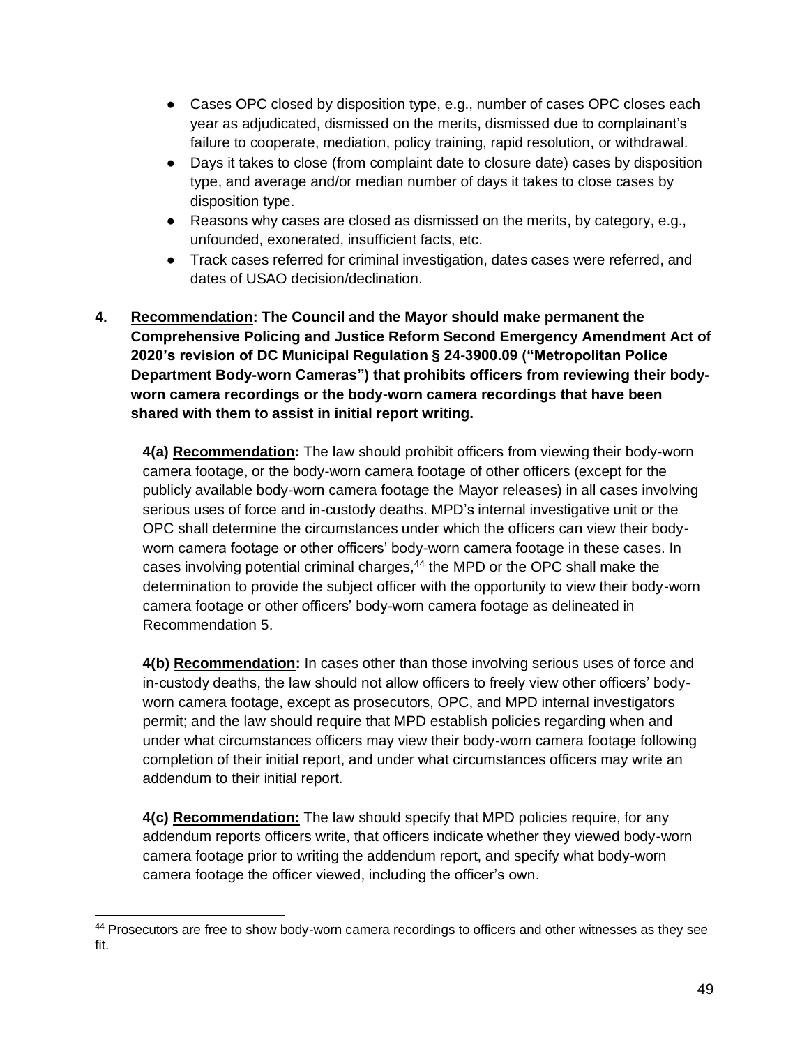- Cases OPC closed by disposition type, e.g., number of cases OPC closes each year as adjudicated, dismissed on the merits, dismissed due to complainant's failure to cooperate, mediation, policy training, rapid resolution, or withdrawal.
- Days it takes to close (from complaint date to closure date) cases by disposition type, and average and/or median number of days it takes to close cases by disposition type.
- Reasons why cases are closed as dismissed on the merits, by category, e.g., unfounded, exonerated, insufficient facts, etc.
- Track cases referred for criminal investigation, dates cases were referred, and dates of USAO decision/declination.

**4. Recommendation: The Council and the Mayor should make permanent the Comprehensive Policing and Justice Reform Second Emergency Amendment Act of 2020's revision of DC Municipal Regulation § 24-3900.09 ("Metropolitan Police Department Body-worn Cameras") that prohibits officers from reviewing their body-worn camera recordings or the body-worn camera recordings that have been shared with them to assist in initial report writing.**

**4(a) Recommendation:** The law should prohibit officers from viewing their body-worn camera footage, or the body-worn camera footage of other officers (except for the publicly available body-worn camera footage the Mayor releases) in all cases involving serious uses of force and in-custody deaths. MPD's internal investigative unit or the OPC shall determine the circumstances under which the officers can view their body-worn camera footage or other officers' body-worn camera footage in these cases. In cases involving potential criminal charges,[44] the MPD or the OPC shall make the determination to provide the subject officer with the opportunity to view their body-worn camera footage or other officers' body-worn camera footage as delineated in Recommendation 5.

**4(b) Recommendation:** In cases other than those involving serious uses of force and in-custody deaths, the law should not allow officers to freely view other officers' body-worn camera footage, except as prosecutors, OPC, and MPD internal investigators permit; and the law should require that MPD establish policies regarding when and under what circumstances officers may view their body-worn camera footage following completion of their initial report, and under what circumstances officers may write an addendum to their initial report.

**4(c) Recommendation:** The law should specify that MPD policies require, for any addendum reports officers write, that officers indicate whether they viewed body-worn camera footage prior to writing the addendum report, and specify what body-worn camera footage the officer viewed, including the officer's own.

[44] Prosecutors are free to show body-worn camera recordings to officers and other witnesses as they see fit.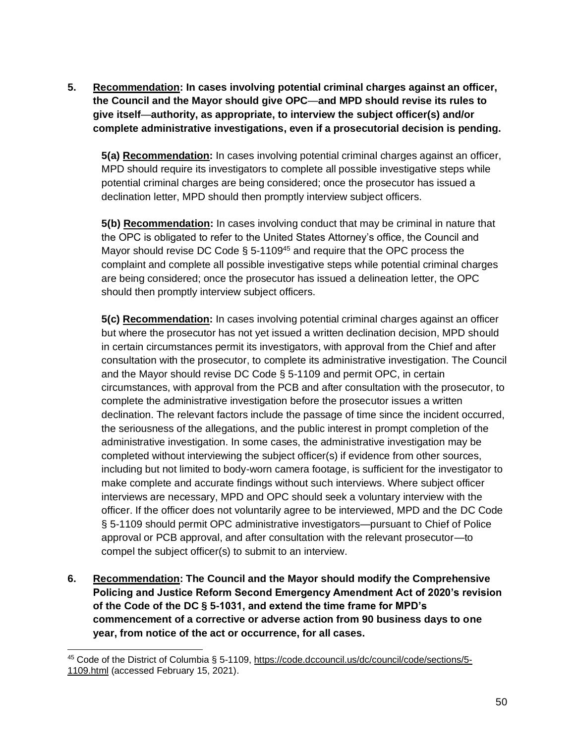5. **Recommendation: In cases involving potential criminal charges against an officer, the Council and the Mayor should give OPC—and MPD should revise its rules to give itself—authority, as appropriate, to interview the subject officer(s) and/or complete administrative investigations, even if a prosecutorial decision is pending.**

   **5(a) Recommendation:** In cases involving potential criminal charges against an officer, MPD should require its investigators to complete all possible investigative steps while potential criminal charges are being considered; once the prosecutor has issued a declination letter, MPD should then promptly interview subject officers.

   **5(b) Recommendation:** In cases involving conduct that may be criminal in nature that the OPC is obligated to refer to the United States Attorney's office, the Council and Mayor should revise DC Code § 5-1109[45] and require that the OPC process the complaint and complete all possible investigative steps while potential criminal charges are being considered; once the prosecutor has issued a delineation letter, the OPC should then promptly interview subject officers.

   **5(c) Recommendation:** In cases involving potential criminal charges against an officer but where the prosecutor has not yet issued a written declination decision, MPD should in certain circumstances permit its investigators, with approval from the Chief and after consultation with the prosecutor, to complete its administrative investigation. The Council and the Mayor should revise DC Code § 5-1109 and permit OPC, in certain circumstances, with approval from the PCB and after consultation with the prosecutor, to complete the administrative investigation before the prosecutor issues a written declination. The relevant factors include the passage of time since the incident occurred, the seriousness of the allegations, and the public interest in prompt completion of the administrative investigation. In some cases, the administrative investigation may be completed without interviewing the subject officer(s) if evidence from other sources, including but not limited to body-worn camera footage, is sufficient for the investigator to make complete and accurate findings without such interviews. Where subject officer interviews are necessary, MPD and OPC should seek a voluntary interview with the officer. If the officer does not voluntarily agree to be interviewed, MPD and the DC Code § 5-1109 should permit OPC administrative investigators—pursuant to Chief of Police approval or PCB approval, and after consultation with the relevant prosecutor—to compel the subject officer(s) to submit to an interview.

6. **Recommendation: The Council and the Mayor should modify the Comprehensive Policing and Justice Reform Second Emergency Amendment Act of 2020's revision of the Code of the DC § 5-1031, and extend the time frame for MPD's commencement of a corrective or adverse action from 90 business days to one year, from notice of the act or occurrence, for all cases.**

---

[45] Code of the District of Columbia § 5-1109, https://code.dccouncil.us/dc/council/code/sections/5-1109.html (accessed February 15, 2021).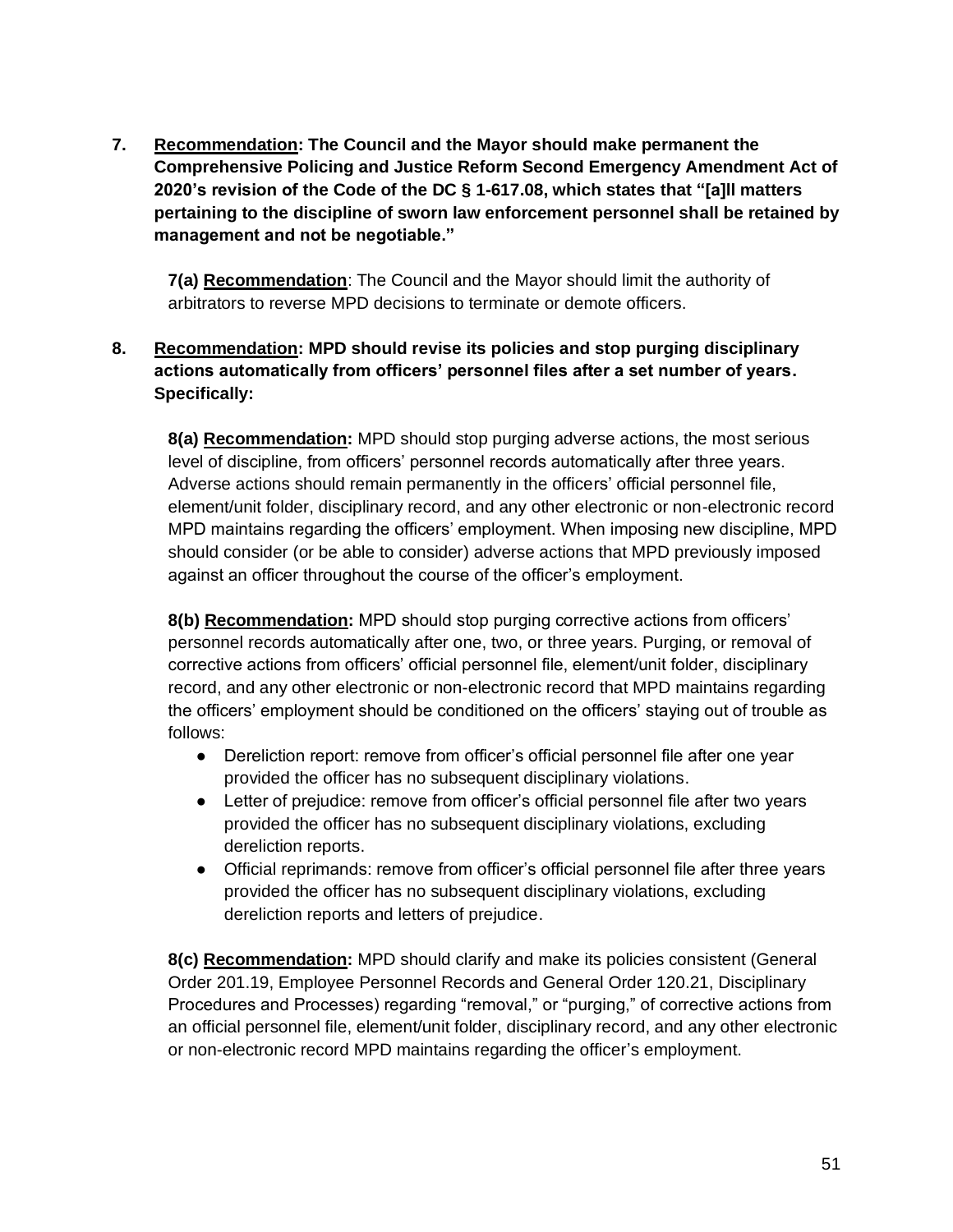**7. <u>Recommendation</u>: The Council and the Mayor should make permanent the Comprehensive Policing and Justice Reform Second Emergency Amendment Act of 2020's revision of the Code of the DC § 1-617.08, which states that "[a]ll matters pertaining to the discipline of sworn law enforcement personnel shall be retained by management and not be negotiable."**

> **7(a) <u>Recommendation</u>**: The Council and the Mayor should limit the authority of arbitrators to reverse MPD decisions to terminate or demote officers.

**8. <u>Recommendation</u>: MPD should revise its policies and stop purging disciplinary actions automatically from officers' personnel files after a set number of years. Specifically:**

> **8(a) <u>Recommendation</u>:** MPD should stop purging adverse actions, the most serious level of discipline, from officers' personnel records automatically after three years. Adverse actions should remain permanently in the officers' official personnel file, element/unit folder, disciplinary record, and any other electronic or non-electronic record MPD maintains regarding the officers' employment. When imposing new discipline, MPD should consider (or be able to consider) adverse actions that MPD previously imposed against an officer throughout the course of the officer's employment.
>
> **8(b) <u>Recommendation</u>:** MPD should stop purging corrective actions from officers' personnel records automatically after one, two, or three years. Purging, or removal of corrective actions from officers' official personnel file, element/unit folder, disciplinary record, and any other electronic or non-electronic record that MPD maintains regarding the officers' employment should be conditioned on the officers' staying out of trouble as follows:
>
> - Dereliction report: remove from officer's official personnel file after one year provided the officer has no subsequent disciplinary violations.
> - Letter of prejudice: remove from officer's official personnel file after two years provided the officer has no subsequent disciplinary violations, excluding dereliction reports.
> - Official reprimands: remove from officer's official personnel file after three years provided the officer has no subsequent disciplinary violations, excluding dereliction reports and letters of prejudice.
>
> **8(c) <u>Recommendation</u>:** MPD should clarify and make its policies consistent (General Order 201.19, Employee Personnel Records and General Order 120.21, Disciplinary Procedures and Processes) regarding "removal," or "purging," of corrective actions from an official personnel file, element/unit folder, disciplinary record, and any other electronic or non-electronic record MPD maintains regarding the officer's employment.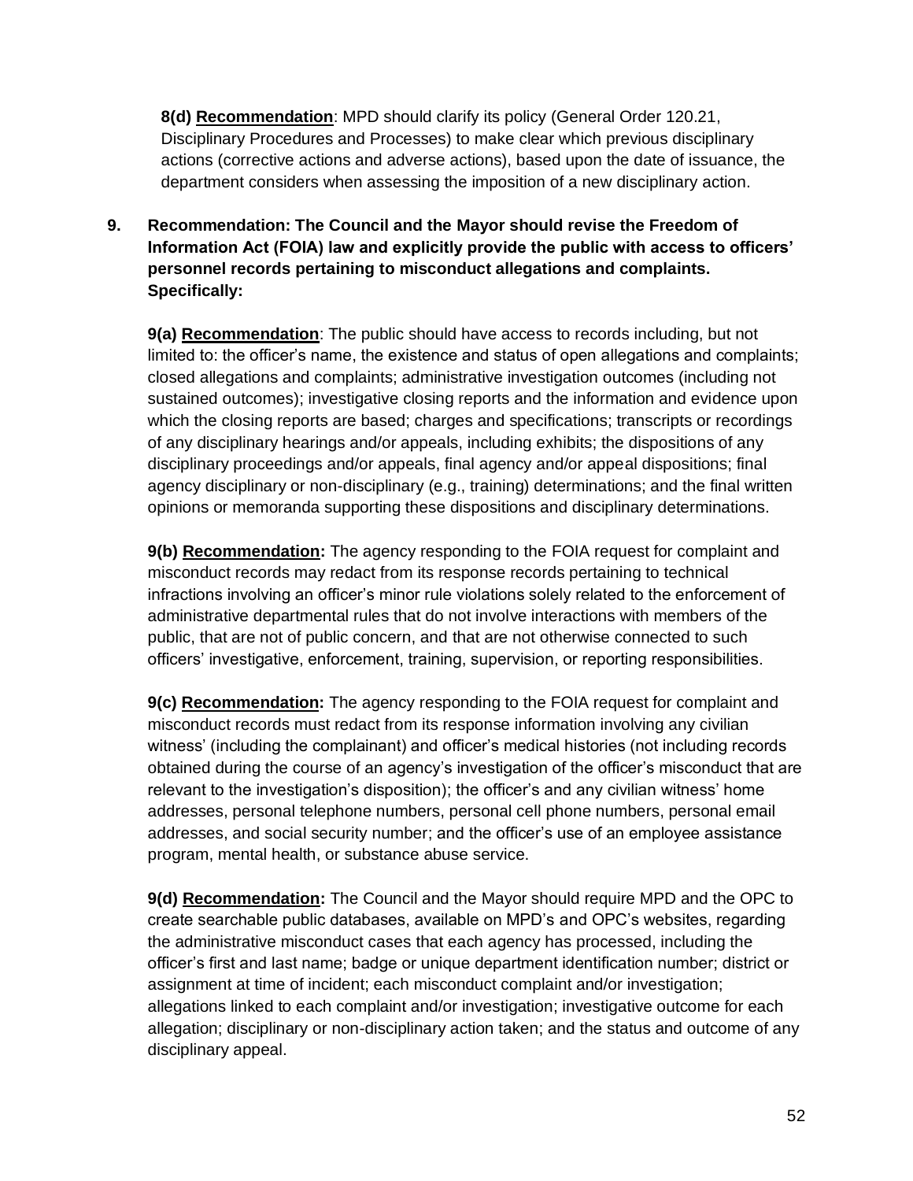**8(d) <u>Recommendation</u>**: MPD should clarify its policy (General Order 120.21, Disciplinary Procedures and Processes) to make clear which previous disciplinary actions (corrective actions and adverse actions), based upon the date of issuance, the department considers when assessing the imposition of a new disciplinary action.

**9. Recommendation: The Council and the Mayor should revise the Freedom of Information Act (FOIA) law and explicitly provide the public with access to officers' personnel records pertaining to misconduct allegations and complaints. Specifically:**

**9(a) <u>Recommendation</u>**: The public should have access to records including, but not limited to: the officer's name, the existence and status of open allegations and complaints; closed allegations and complaints; administrative investigation outcomes (including not sustained outcomes); investigative closing reports and the information and evidence upon which the closing reports are based; charges and specifications; transcripts or recordings of any disciplinary hearings and/or appeals, including exhibits; the dispositions of any disciplinary proceedings and/or appeals, final agency and/or appeal dispositions; final agency disciplinary or non-disciplinary (e.g., training) determinations; and the final written opinions or memoranda supporting these dispositions and disciplinary determinations.

**9(b) <u>Recommendation</u>:** The agency responding to the FOIA request for complaint and misconduct records may redact from its response records pertaining to technical infractions involving an officer's minor rule violations solely related to the enforcement of administrative departmental rules that do not involve interactions with members of the public, that are not of public concern, and that are not otherwise connected to such officers' investigative, enforcement, training, supervision, or reporting responsibilities.

**9(c) <u>Recommendation</u>:** The agency responding to the FOIA request for complaint and misconduct records must redact from its response information involving any civilian witness' (including the complainant) and officer's medical histories (not including records obtained during the course of an agency's investigation of the officer's misconduct that are relevant to the investigation's disposition); the officer's and any civilian witness' home addresses, personal telephone numbers, personal cell phone numbers, personal email addresses, and social security number; and the officer's use of an employee assistance program, mental health, or substance abuse service.

**9(d) <u>Recommendation</u>:** The Council and the Mayor should require MPD and the OPC to create searchable public databases, available on MPD's and OPC's websites, regarding the administrative misconduct cases that each agency has processed, including the officer's first and last name; badge or unique department identification number; district or assignment at time of incident; each misconduct complaint and/or investigation; allegations linked to each complaint and/or investigation; investigative outcome for each allegation; disciplinary or non-disciplinary action taken; and the status and outcome of any disciplinary appeal.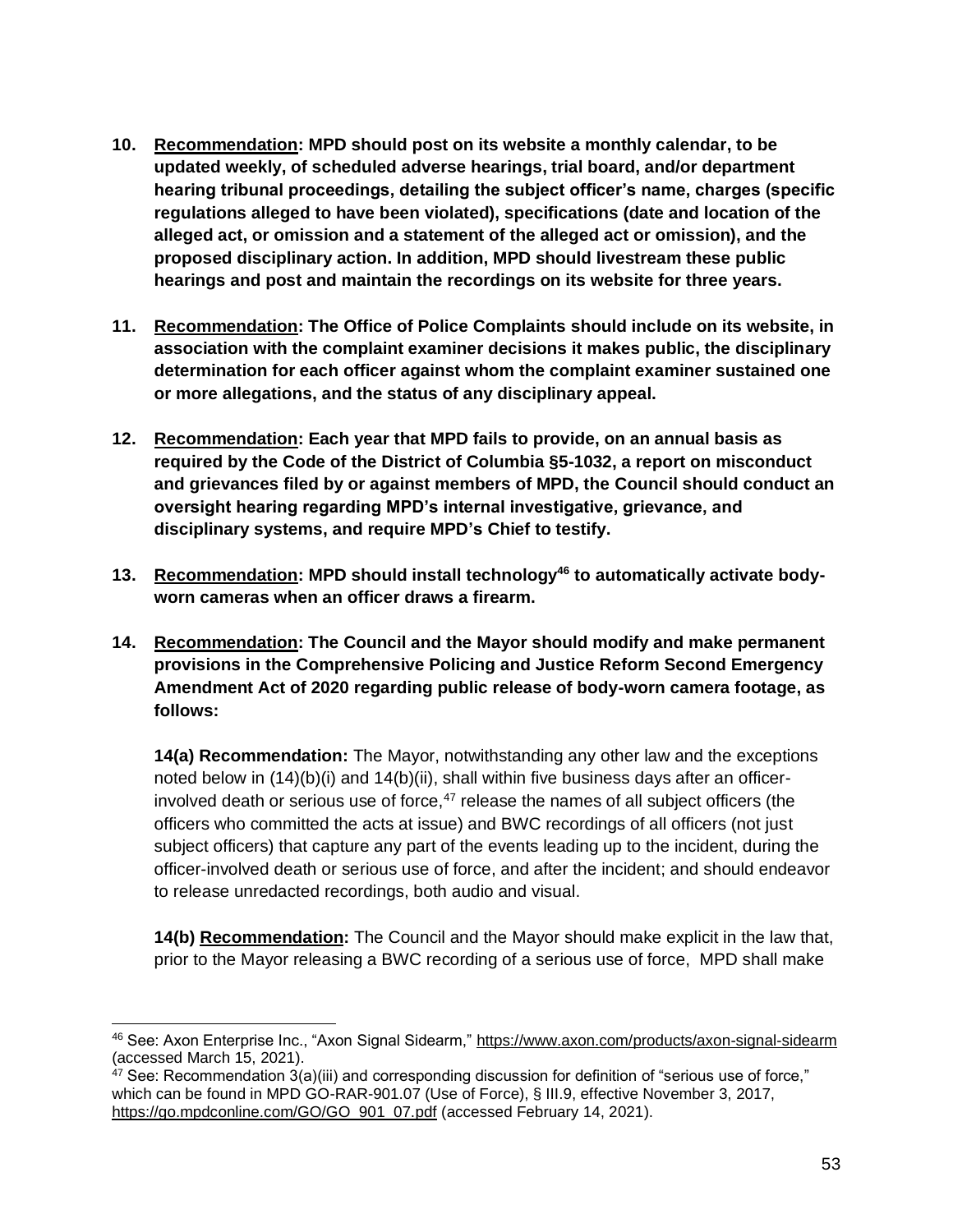**10. <u>Recommendation</u>: MPD should post on its website a monthly calendar, to be updated weekly, of scheduled adverse hearings, trial board, and/or department hearing tribunal proceedings, detailing the subject officer's name, charges (specific regulations alleged to have been violated), specifications (date and location of the alleged act, or omission and a statement of the alleged act or omission), and the proposed disciplinary action. In addition, MPD should livestream these public hearings and post and maintain the recordings on its website for three years.**

**11. <u>Recommendation</u>: The Office of Police Complaints should include on its website, in association with the complaint examiner decisions it makes public, the disciplinary determination for each officer against whom the complaint examiner sustained one or more allegations, and the status of any disciplinary appeal.**

**12. <u>Recommendation</u>: Each year that MPD fails to provide, on an annual basis as required by the Code of the District of Columbia §5-1032, a report on misconduct and grievances filed by or against members of MPD, the Council should conduct an oversight hearing regarding MPD's internal investigative, grievance, and disciplinary systems, and require MPD's Chief to testify.**

**13. <u>Recommendation</u>: MPD should install technology[46] to automatically activate body-worn cameras when an officer draws a firearm.**

**14. <u>Recommendation</u>: The Council and the Mayor should modify and make permanent provisions in the Comprehensive Policing and Justice Reform Second Emergency Amendment Act of 2020 regarding public release of body-worn camera footage, as follows:**

**14(a) Recommendation:** The Mayor, notwithstanding any other law and the exceptions noted below in (14)(b)(i) and 14(b)(ii), shall within five business days after an officer-involved death or serious use of force,[47] release the names of all subject officers (the officers who committed the acts at issue) and BWC recordings of all officers (not just subject officers) that capture any part of the events leading up to the incident, during the officer-involved death or serious use of force, and after the incident; and should endeavor to release unredacted recordings, both audio and visual.

**14(b) <u>Recommendation</u>:** The Council and the Mayor should make explicit in the law that, prior to the Mayor releasing a BWC recording of a serious use of force, MPD shall make

---

[46] See: Axon Enterprise Inc., "Axon Signal Sidearm," https://www.axon.com/products/axon-signal-sidearm (accessed March 15, 2021).

[47] See: Recommendation 3(a)(iii) and corresponding discussion for definition of "serious use of force," which can be found in MPD GO-RAR-901.07 (Use of Force), § III.9, effective November 3, 2017, https://go.mpdconline.com/GO/GO_901_07.pdf (accessed February 14, 2021).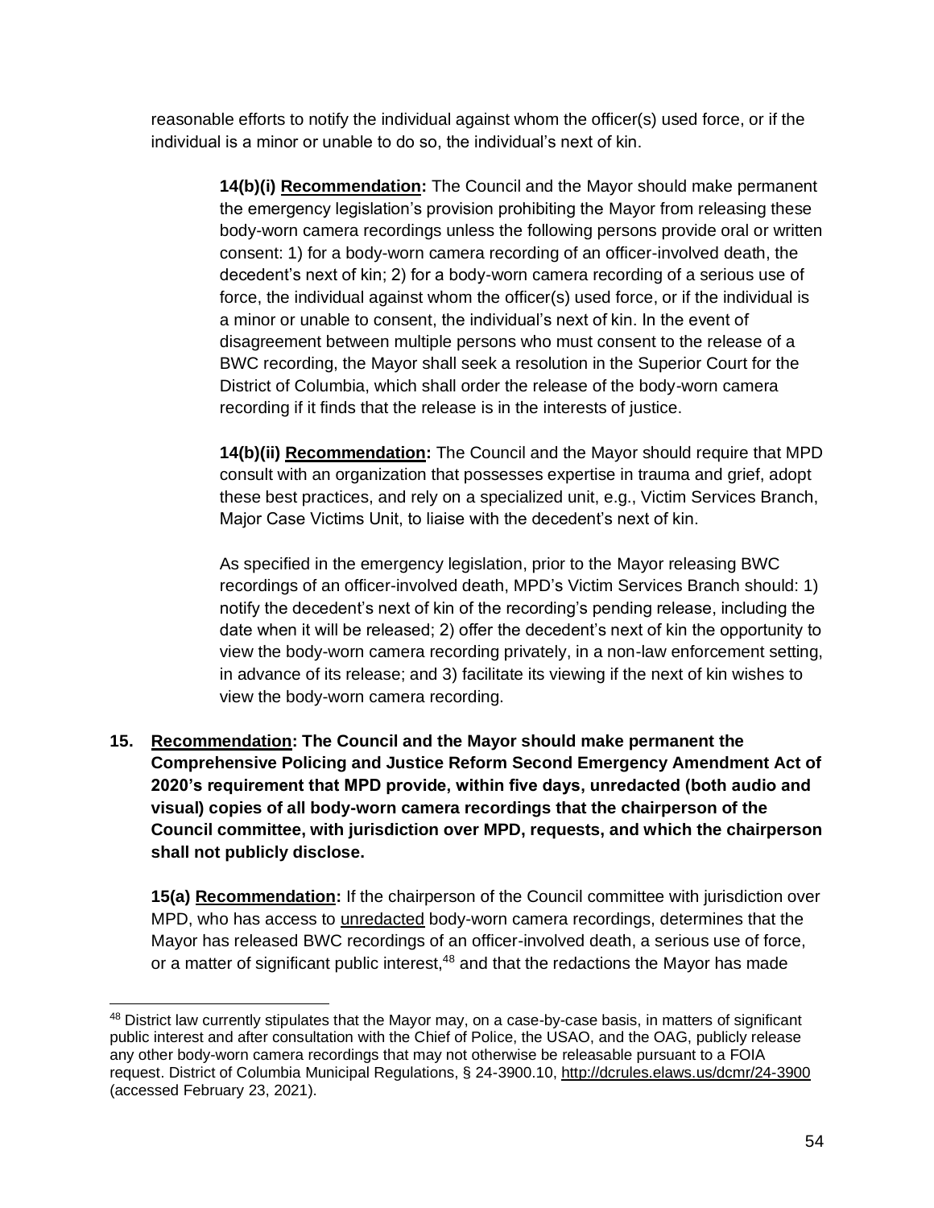reasonable efforts to notify the individual against whom the officer(s) used force, or if the individual is a minor or unable to do so, the individual's next of kin.

> **14(b)(i) Recommendation:** The Council and the Mayor should make permanent the emergency legislation's provision prohibiting the Mayor from releasing these body-worn camera recordings unless the following persons provide oral or written consent: 1) for a body-worn camera recording of an officer-involved death, the decedent's next of kin; 2) for a body-worn camera recording of a serious use of force, the individual against whom the officer(s) used force, or if the individual is a minor or unable to consent, the individual's next of kin. In the event of disagreement between multiple persons who must consent to the release of a BWC recording, the Mayor shall seek a resolution in the Superior Court for the District of Columbia, which shall order the release of the body-worn camera recording if it finds that the release is in the interests of justice.
>
> **14(b)(ii) Recommendation:** The Council and the Mayor should require that MPD consult with an organization that possesses expertise in trauma and grief, adopt these best practices, and rely on a specialized unit, e.g., Victim Services Branch, Major Case Victims Unit, to liaise with the decedent's next of kin.
>
> As specified in the emergency legislation, prior to the Mayor releasing BWC recordings of an officer-involved death, MPD's Victim Services Branch should: 1) notify the decedent's next of kin of the recording's pending release, including the date when it will be released; 2) offer the decedent's next of kin the opportunity to view the body-worn camera recording privately, in a non-law enforcement setting, in advance of its release; and 3) facilitate its viewing if the next of kin wishes to view the body-worn camera recording.

**15. Recommendation: The Council and the Mayor should make permanent the Comprehensive Policing and Justice Reform Second Emergency Amendment Act of 2020's requirement that MPD provide, within five days, unredacted (both audio and visual) copies of all body-worn camera recordings that the chairperson of the Council committee, with jurisdiction over MPD, requests, and which the chairperson shall not publicly disclose.**

**15(a) Recommendation:** If the chairperson of the Council committee with jurisdiction over MPD, who has access to unredacted body-worn camera recordings, determines that the Mayor has released BWC recordings of an officer-involved death, a serious use of force, or a matter of significant public interest,[48] and that the redactions the Mayor has made

---

[48] District law currently stipulates that the Mayor may, on a case-by-case basis, in matters of significant public interest and after consultation with the Chief of Police, the USAO, and the OAG, publicly release any other body-worn camera recordings that may not otherwise be releasable pursuant to a FOIA request. District of Columbia Municipal Regulations, § 24-3900.10, http://dcrules.elaws.us/dcmr/24-3900 (accessed February 23, 2021).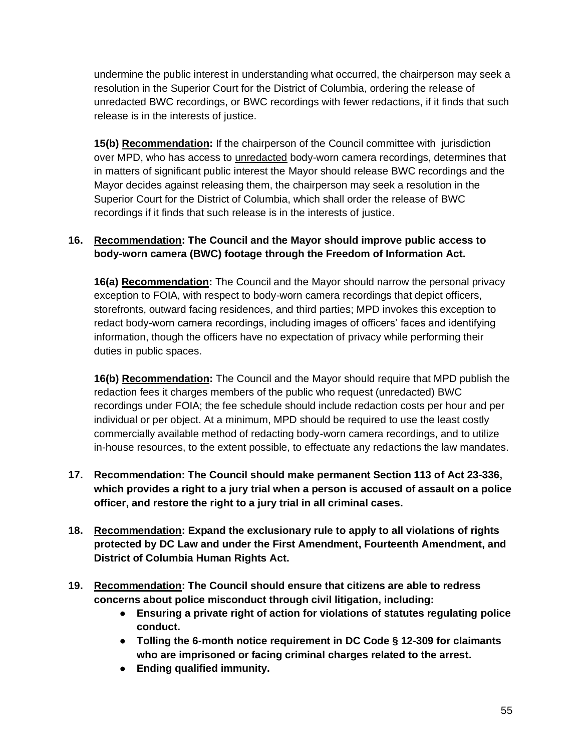undermine the public interest in understanding what occurred, the chairperson may seek a resolution in the Superior Court for the District of Columbia, ordering the release of unredacted BWC recordings, or BWC recordings with fewer redactions, if it finds that such release is in the interests of justice.

**15(b) <u>Recommendation</u>:** If the chairperson of the Council committee with jurisdiction over MPD, who has access to <u>unredacted</u> body-worn camera recordings, determines that in matters of significant public interest the Mayor should release BWC recordings and the Mayor decides against releasing them, the chairperson may seek a resolution in the Superior Court for the District of Columbia, which shall order the release of BWC recordings if it finds that such release is in the interests of justice.

**16. <u>Recommendation</u>: The Council and the Mayor should improve public access to body-worn camera (BWC) footage through the Freedom of Information Act.**

**16(a) <u>Recommendation</u>:** The Council and the Mayor should narrow the personal privacy exception to FOIA, with respect to body-worn camera recordings that depict officers, storefronts, outward facing residences, and third parties; MPD invokes this exception to redact body-worn camera recordings, including images of officers' faces and identifying information, though the officers have no expectation of privacy while performing their duties in public spaces.

**16(b) <u>Recommendation</u>:** The Council and the Mayor should require that MPD publish the redaction fees it charges members of the public who request (unredacted) BWC recordings under FOIA; the fee schedule should include redaction costs per hour and per individual or per object. At a minimum, MPD should be required to use the least costly commercially available method of redacting body-worn camera recordings, and to utilize in-house resources, to the extent possible, to effectuate any redactions the law mandates.

**17. Recommendation: The Council should make permanent Section 113 of Act 23-336, which provides a right to a jury trial when a person is accused of assault on a police officer, and restore the right to a jury trial in all criminal cases.**

**18. <u>Recommendation</u>: Expand the exclusionary rule to apply to all violations of rights protected by DC Law and under the First Amendment, Fourteenth Amendment, and District of Columbia Human Rights Act.**

**19. <u>Recommendation</u>: The Council should ensure that citizens are able to redress concerns about police misconduct through civil litigation, including:**

- **Ensuring a private right of action for violations of statutes regulating police conduct.**
- **Tolling the 6-month notice requirement in DC Code § 12-309 for claimants who are imprisoned or facing criminal charges related to the arrest.**
- **Ending qualified immunity.**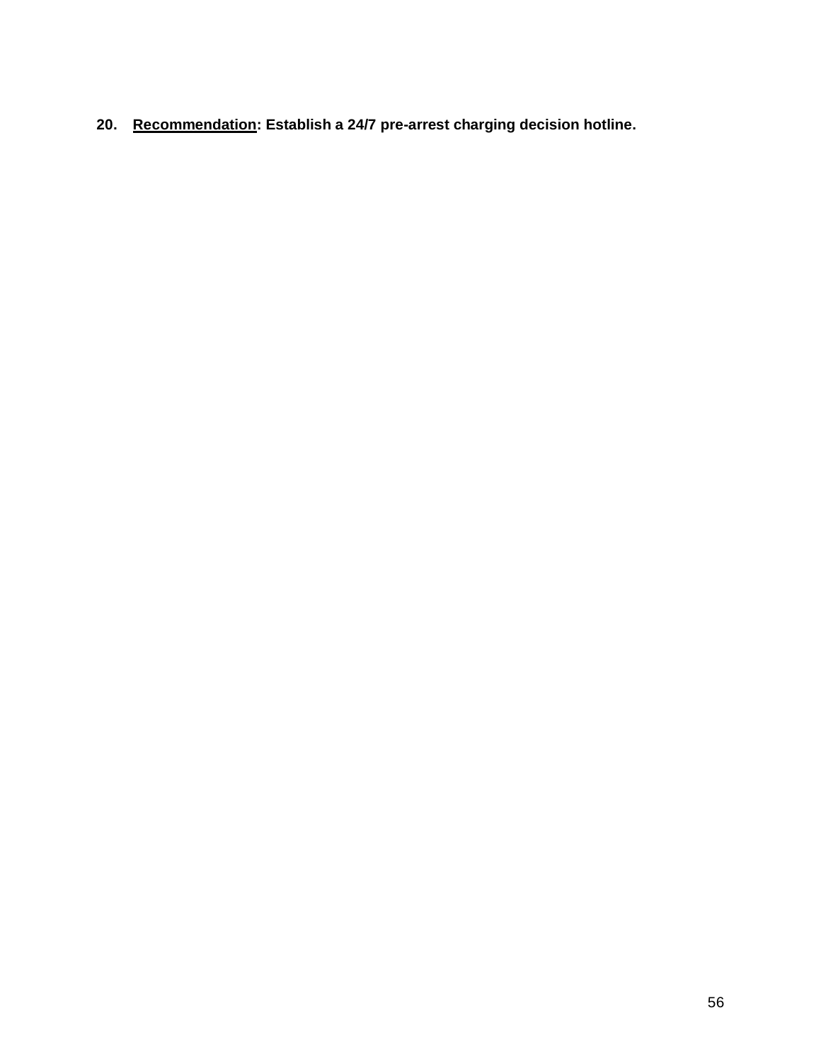**20. <u>Recommendation</u>: Establish a 24/7 pre-arrest charging decision hotline.**